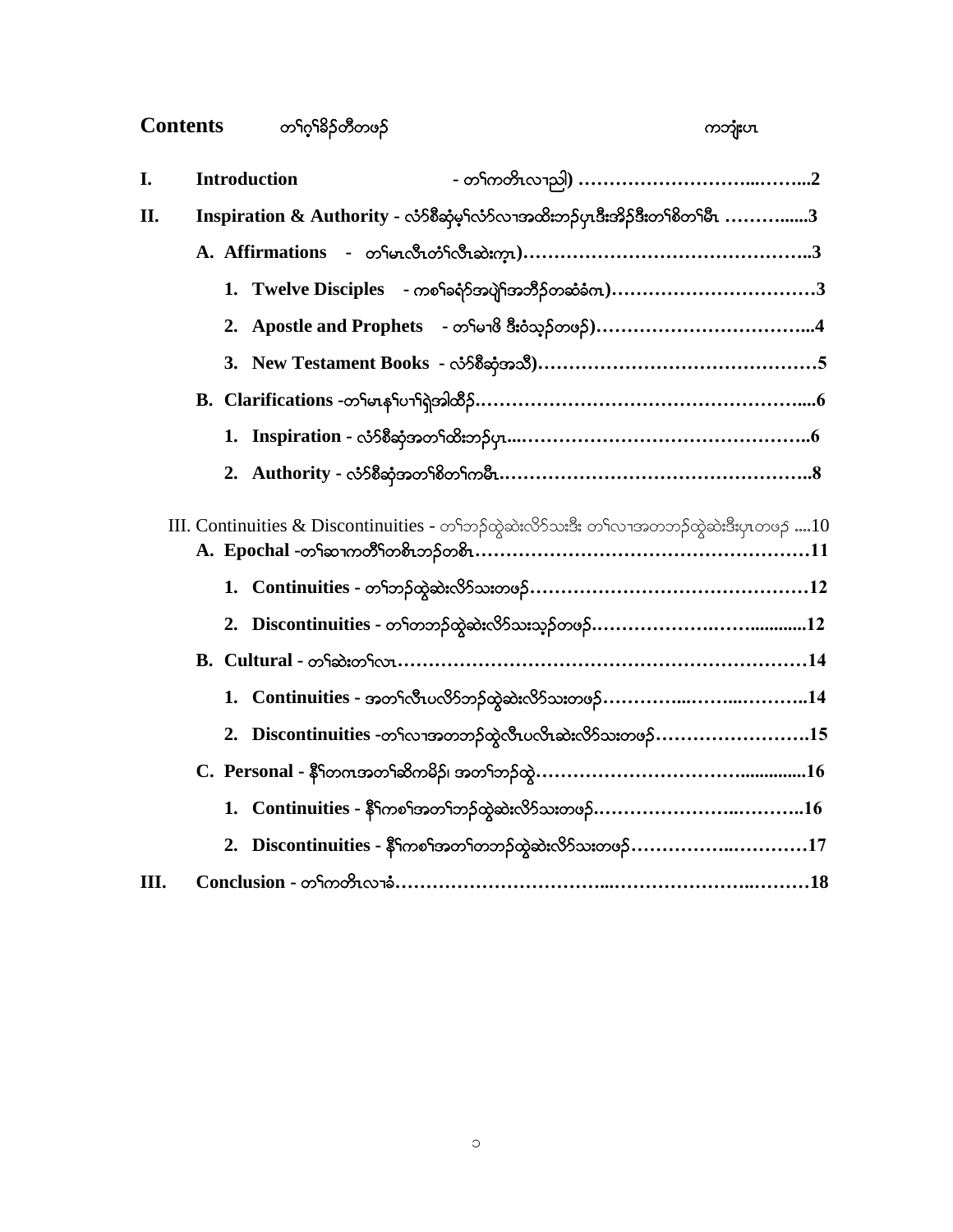**Contents** တၢ်ဂ့ၢ်ခိၣ်တီတဖၣ် ကဘျုံးပၤ

**I. Introduction** - တၢ်ကတိၤလၢညါ) ……………………….……..2

**II. Inspiration & Authority** - လံာ်စီဆှံမ့ၢ်လံာ်လၢအထိးဘၣ်ပှၤဒီးအိၣ်ဒီးတၢ်စိတၢ်မီၤ ……….....3

**A. Affirmations** - တၢ်မၤလီၤတံၢ်လီၤဆဲးက့ၤ)……………………………………..3

1. **Twelve Disciples** - ကစၢ်ခရံာ်အပျဲၢ်အဘီၣ်တဆံခံဂၤ)……………………………3
2. **Apostle and Prophets** - တၢ်မၢဖိ ဒီးဝံသ့ၣ်တဖၣ်)……………………………..4
3. **New Testament Books** - လံာ်စီဆှံအသီ)………………………………………5

**B. Clarifications** -တၢ်မၤနၢ်ပၢၢ်ရဲအါထီၣ်……………………………………………....6

1. **Inspiration** - လံာ်စီဆှံအတၢ်ထိးဘၣ်ပှၤ....……………………………………..6
2. **Authority** - လံာ်စီဆှံအတၢ်စိတၢ်ကမီၤ…………………………………………..8

III. Continuities & Discontinuities - တၢ်ဘၣ်ထွဲဆဲးလိာ်သးဒီး တၢ်လၢအတဘၣ်ထွဲဆဲးဒီးပှၤတဖၣ် ....10

**A. Epochal** -တၢ်ဆၢကတီၢ်တစီၤဘၣ်တစီၤ……………………………………………11

1. **Continuities** - တၢ်ဘၣ်ထွဲဆဲးလိာ်သးတဖၣ်………………………………………12
2. **Discontinuities** - တၢ်တဘၣ်ထွဲဆဲးလိာ်သးသ့ၣ်တဖၣ်……………….……...........12

**B. Cultural** - တၢ်ဆဲးတၢ်လၤ…………………………………………………………14

1. **Continuities** - အတၢ်လီၤပလိာ်ဘၣ်ထွဲဆဲးလိာ်သးတဖၣ်…………..……..……….14
2. **Discontinuities** -တၢ်လၢအတဘၣ်ထွဲလီၤပလိၤဆဲးလိာ်သးတဖၣ်…………………….15

**C. Personal** - နီၢ်တဂၤအတၢ်ဆိကမိၣ်၊ အတၢ်ဘၣ်ထွဲ………………………….............16

1. **Continuities** - နီၢ်ကစၢ်အတၢ်ဘၣ်ထွဲဆဲးလိာ်သးတဖၣ်…………………..………..16
2. **Discontinuities** - နီၢ်ကစၢ်အတၢ်တဘၣ်ထွဲဆဲးလိာ်သးတဖၣ်…………….…………17

**III. Conclusion** - တၢ်ကတိၤလၢခံ……………………………...…………………..………18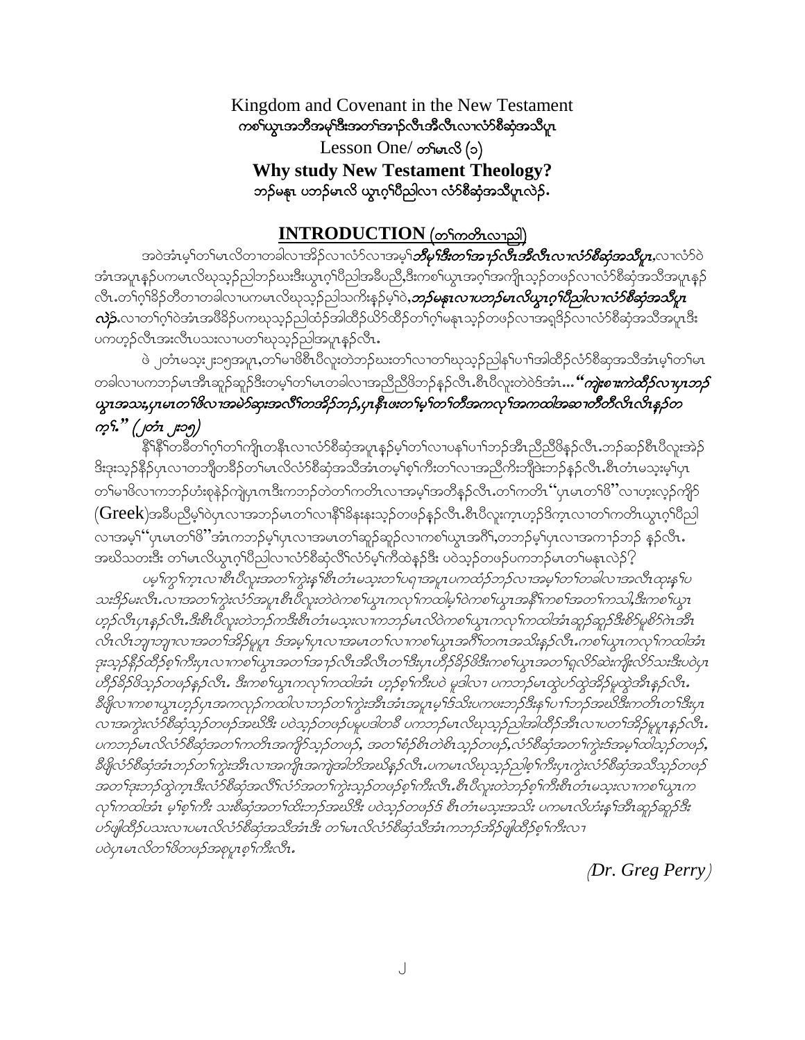Kingdom and Covenant in the New Testament

**ကစၢ်ယွၤအဘီအမုၢ်ဒီးအတၢ်အၢၣ်လီၤအီလီၤလၢလံာ်စီဆှံအသီပူၤ**

Lesson One/ တၢ်မၤလိ (၁)

**Why study New Testament Theology?**

**ဘၣ်မနုၤ ပဘၣ်မၤလိ ယွၤဂ့ၢ်ပီညါလၢ လံာ်စီဆှံအသီပူၤလဲၣ်.**

## INTRODUCTION (တၢ်ကတိၤလၢညါ)

အဝဲအံၤမ့ၢ်တၢ်မၤလိတၢတခါလၢအိၣ်လၢလံာ်လၢအမ့ၢ် ***ဘီမုၢ်ဒီးတၢ်အၢၣ်လီၤအီလီၤလၢလံာ်စီဆှံအသီပူၤ***,လၢလံာ်ဝဲအံၤအပူၤနၣ်ပကမၤလိယုသ့ၣ်ညါဘၣ်ဃးဒီးယွၤဂ့ၢ်ပီညါအခီပညီ,ဒီးကစၢ်ယွၤအဂ့ၢ်အကျိၤသ့ၣ်တဖၣ်လၢလံာ်စီဆှံအသီအပူၤနၣ်လီၤ.တၢ်ဂ့ၢ်ခိၣ်တီတၢတခါလၢပကမၤလိယုသ့ၣ်ညါသကိးနၣ်မ့ၢ်ဝဲ,***ဘၣ်မနုၤလၢပဘၣ်မၤလိယွၤဂ့ၢ်ပီညါလၢလံာ်စီဆှံအသီပူၤလဲၣ်***.လၢတၢ်ဂ့ၢ်ဝဲအံၤအဖီခိၣ်ပကယုသ့ၣ်ညါထံၣ်အါထီၣ်ယိာ်ထိၣ်တၢ်ဂ့ၢ်မနုၤသ့ၣ်တဖၣ်လၢအရှ့ဒိၣ်လၢလံာ်စီဆှံအသီအပူၤဒီးပကဟ့ၣ်လီၤအးလီၤပသးလၢပတၢ်ယုသ့ၣ်ညါအပူၤနၣ်လီၤ.

ဖဲ ၂တံၤမသ့း ၂း၁၅အပူၤ,တၢ်မၢဖိစီၤပီလူးတဲဘၣ်ဃးတၢ်လၢတၢ်ယုသ့ၣ်ညါနၢ်ပၢၢ်အါထီၣ်လံာ်စီဆှံအသီအံၤမ့ၢ်တၢ်မၤတခါလၢပကဘၣ်မၤအီၤဆူၣ်ဆူၣ်ဒီးတမ့ၢ်တၢ်မၤတခါလၢအညီညီဖိဘၣ်နၣ်လီၤ.စီၤပီလူးတဲဝဲဒ်အံၤ... ***"ကျဲးစၢးကဲထီၣ်လၢပှၤဘၣ်ယွၤအသး,ပှၤမၤတၢ်ဖိလၢအမဲာ်ဆုးအလီၢ်တအိၣ်ဘၣ်,ပှၤနီၤဖးတၢ်မ့ၢ်တၢ်တီအကလုၢ်အကထါအဆၢတီတီလီၤလီၤန့ၣ်တက့ၢ်." (၂တံၤ ၂း၁၅)***

နီၢ်နီၢ်တခီတၢ်ဂ့ၢ်တၢ်ကျိၤတနီၤလၢလံာ်စီဆှံအပူၤနၣ်မ့ၢ်တၢ်လၢပနၢ်ပၢၢ်ဘၣ်အီၤညီညီဖိနၣ်လီၤ.ဘၣ်ဆၣ်စီၤပီလူးအဲၣ်ဒိးဒုးသ့ၣ်နီၣ်ပှၤလၢတဘျီတခိၣ်တၢ်မၤလိလံာ်စီဆှံအသီအံၤတမ့ၢ်စ့ၢ်ကီးတၢ်လၢအညီကိးဘျီဒဲးဘၣ်နၣ်လီၤ.စီၤတံၤမသ့းမ့ၢ်ပှၤတၢ်မၢဖိလၢကဘၣ်ဟံးစုနၣ်ကျဲပှၤဂၤဒီးကဘၣ်တဲတၢ်ကတိၤလၢအမ့ၢ်အတီနၣ်လီၤ.တၢ်ကတိၤ "ပှၤမၤတၢ်ဖိ"လၢဟ့းလ့ၣ်ကျိာ်(Greek)အခီပညီမ့ၢ်ဝဲပှၤလၢအဘၣ်မၤတၢ်လၢနီၢ်ခိနးနးသ့ၣ်တဖၣ်နၣ်လီၤ.စီၤပီလူးကွၢ်ဟ့ၣ်ဒိကွၢ်လၢတၢ်ကတိၤယွၤဂ့ၢ်ပီညါလၢအမ့ၢ် "ပှၤမၤတၢ်ဖိ"အံၤကဘၣ်မ့ၢ်ပှၤလၢအမၤတၢ်ဆူၣ်ဆူၣ်လၢကစၢ်ယွၤအဂီၢ်,တဘၣ်မ့ၢ်ပှၤလၢအကၢၣ်ဘၣ် နၣ်လီၤ.
အဃိသတးဒီး တၢ်မၤလိယွၤဂ့ၢ်ပီညါလၢလံာ်စီဆှံလီၢ်လံာ်မ့ၢ်ကီထဲနၣ်ဒီး ပဝဲသ့ၣ်တဖၣ်ပကဘၣ်မၤတၢ်မနုၤလဲၣ်?

*ပမ့ၢ်ကွၢ်ကွၢ်လၢစီၤပီလူးအတၢ်ကွဲးန့ၢ်စီၤတံၤမသ့းတၢ်ပရၢအပူၤပကထံၣ်ဘၣ်လၢအမ့ၢ်တၢ်တခါလၢအလီၤတုၤန့ၢ်ပသးဒိၣ်မးလီၤ.လၢအတၢ်ကွဲးလံာ်အပူၤစီၤပီလူးတဲဝဲကစၢ်ယွၤကလုၢ်ကထါမ့ၢ်ဝဲကစၢ်ယွၤအနီၢ်ကစၢ်အတၢ်ကသါ,ဒီးကစၢ်ယွၤဟ့ၣ်လီၤပှၤနၣ်လီၤ.ဒီးစီၤပီလူးတဲဘၣ်ကဒီးစီၤတံၤမသ့းလၢကဘၣ်မၤလိဝဲကစၢ်ယွၤကလုၢ်ကထါအံၤဆူၣ်ဆူၣ်ဒီးစိာ်မူစိာ်ဂဲၤအီၤလီၤလီၤဘျ့ၢ်ဘျ့ၢ်လၢအတၢ်အိၣ်မူပူၤ ဒ်အမ့ၢ်ပှၤလၢအမၤတၢ်လၢကစၢ်ယွၤအဂီၢ်တဂၤအသိးနၣ်လီၤ.ကစၢ်ယွၤကလုၢ်ကထါအံၤဒုးသ့ၣ်နီၣ်ထီၣ်စ့ၢ်ကီးပှၤလၢကစၢ်ယွၤအတၢ်အၢၣ်လီၤအီလီၤတၢ်ဒီးပှၤဟ့ၣ်ခိၣ်ဖိဒီးကစၢ်ယွၤအတၢ်ရှလိာ်ဆဲးကျိးလိာ်သးဒီးပဝဲပှၤဟ့ၣ်ခိၣ်ဖိသ့ၣ်တဖၣ်နၣ်လီၤ. ဒီးကစၢ်ယွၤကလုၢ်ကထါအံၤ ဟ့ၣ်စ့ၢ်ကီးပဝဲ မူဒါလၢ ပကဘၣ်မၤထွဲဟ်ထွဲအိၣ်မူထွဲအီၤနၣ်လီၤ.
ခီဖျိလၢကစၢ်ယွၤဟ့ၣ်ပှၤအကလုၢ်ကထါလၢဘၣ်တၢ်ကွဲးအီၤအံၤအပူၤမ့ၢ်ဒ်သိးပကဖးဘၣ်ဒီးနၢ်ပၢၢ်ဘၣ်အဃိဒီးကတိၤတၢ်ဒီးပှၤလၢအကွဲးလံာ်စီဆှံသ့ၣ်တဖၣ်အဃိဒီး ပဝဲသ့ၣ်တဖၣ်ပမူပဒါတခီ ပကဘၣ်မၤလိယုသ့ၣ်ညါအါထီၣ်အီၤလၢပတၢ်အိၣ်မူပူၤနၣ်လီၤ.ပကဘၣ်မၤလိလံာ်စီဆှံအတၢ်ကတိၤအကျိာ်သ့ၣ်တဖၣ်, အတၢ်စံၣ်စိၤတဲစိၤသ့ၣ်တဖၣ်,လံာ်စီဆှံအတၢ်ကွဲးဒ်အမ့ၢ်ထါသ့ၣ်တဖၣ်,ခီဖျိလံာ်စီဆှံအံၤဘၣ်တၢ်ကွဲးအီၤလၢအကျိၤအကျဲအါဘိအဃိနၣ်လီၤ.ပကမၤလိယုသ့ၣ်ညါစ့ၢ်ကီးပှၤကွဲးလံာ်စီဆှံအသီသ့ၣ်တဖၣ်အတၢ်ဒုးဘၣ်ထွဲကၠၢ်ဒီးလံာ်စီဆှံအလီၢ်လံာ်အတၢ်ကွဲးသ့ၣ်တဖၣ်စ့ၢ်ကီးလီၤ.စီၤပီလူးတဲဘၣ်စ့ၢ်ကီးစီၤတံၤမသ့းလၢကစၢ်ယွၤကလုၢ်ကထါအံၤ မ့ၢ်စ့ၢ်ကီး သးစီဆှံအတၢ်ထိးဘၣ်အဃိဒီး ပဝဲသ့ၣ်တဖၣ်ဒ် စီၤတံၤမသ့းအသိး ပကမၤလိဟံးန့ၢ်အီၤဆူၣ်ဆူၣ်ဒီး ပာ်ဖျါထီၣ်ပသးလၢပမၤလိလံာ်စီဆှံအသီအံၤဒီး တၢ်မၤလိလံာ်စီဆှံသီအံၤကဘၣ်အိၣ်ဖျါထီၣ်စ့ၢ်ကီးလၢ ပဝဲပှၤမၤလိတၢ်ဖိတဖၣ်အစုပူၤစ့ၢ်ကီးလီၤ.*

*(Dr. Greg Perry)*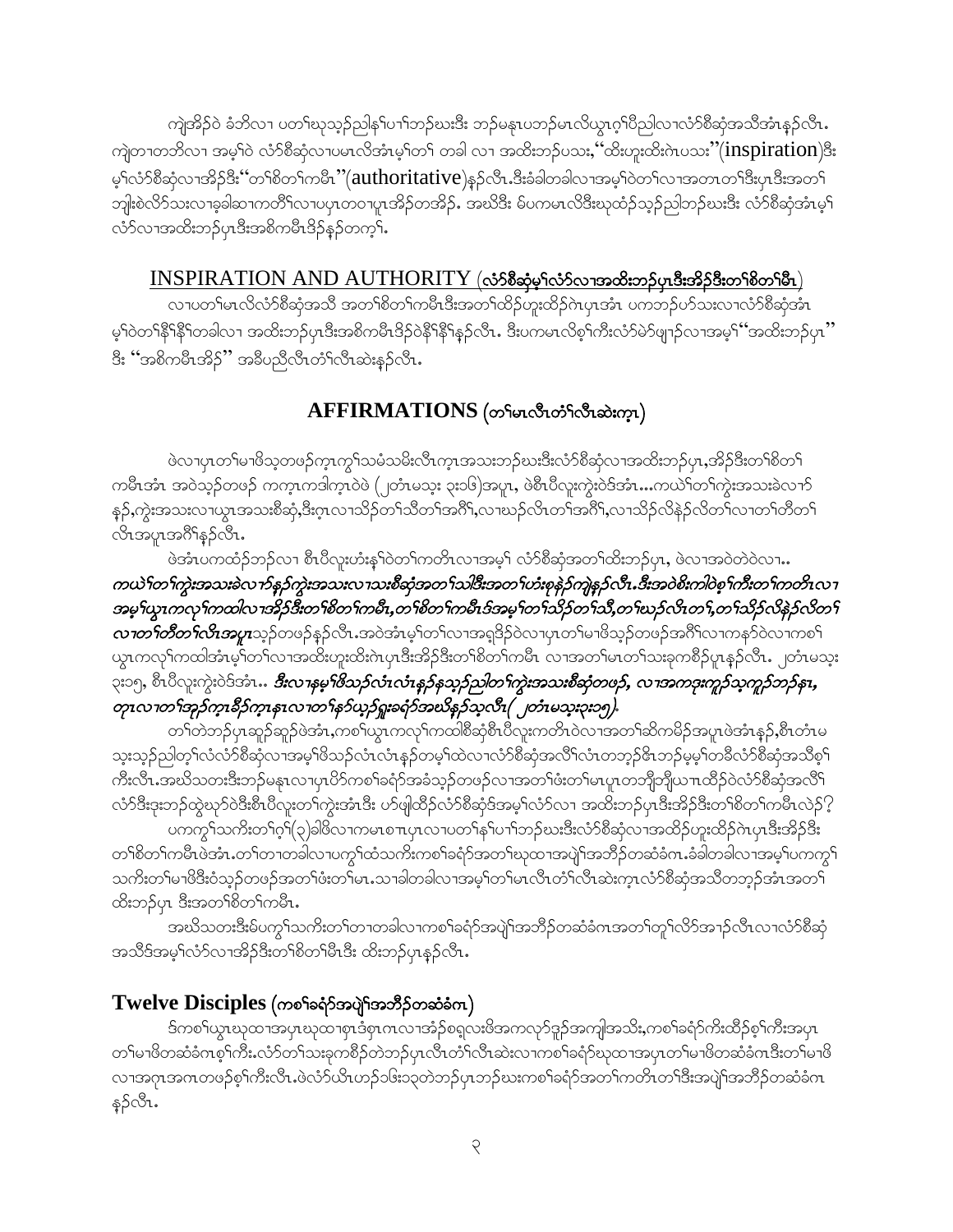ကျဲအိၣ်ဝဲ ခံဘိလ႑ ပတၢ်ဃုသ့ၣ်ညါနၢ်ပၢၢ်ဘၣ်ဃးဒီး ဘၣ်မနုၤပဘၣ်မၤလိယွၤဂ့ၢ်ပီညါလၢလံာ်စီဆှံအသိအံၤန့ၣ်လီၤ. ကျဲတၢတဘိလၢ အမ့ၢ်ဝဲ လံာ်စီဆှံလၢပမၤလိအံၤမ့ၢ်တၢ် တခါ လၢ အထီးဘၣ်ပသး,"ထီးဟူးထီးဂဲၤပသး"(inspiration)ဒီး မ့ၢ်လံာ်စီဆှံလၢအိၣ်ဒီး"တၢ်စိတၢ်ကမီၤ"(authoritative)န့ၣ်လီၤ.ဒီးခံခါတခါလၢအမ့ၢ်ဝဲတၢ်လၢအတၢတၢ်ဒီးပှၤဒီးအတၢ် ဘျုးစဲလိာ်သးလၢခ့ခါဆၢကတိၢ်လၢပပှၤတဝၢပူၤအိၣ်တအိၣ်. အဃိဒီး မ်ပကမၤလိဒီးဃုထံၣ်သ့ၣ်ညါဘၣ်ဃးဒီး လံာ်စီဆှံအံၤမ့ၢ် လံာ်လၢအထီးဘၣ်ပှၤဒီးအစိကမီၤဒိၣ်န့ၣ်တက့ၢ်.

## INSPIRATION AND AUTHORITY (လံာ်စီဆှံမ့ၢ်လံာ်လၢအထီးဘၣ်ပှၤဒီးအိၣ်ဒီးတၢ်စိတၢ်မီၤ)

လၢပတၢ်မၤလိလံာ်စီဆှံအသိ အတၢ်စိတၢ်ကမီၤဒီးအတၢ်ထိၣ်ဟူးထိၣ်ဂဲၤပှၤအံၤ ပကဘၣ်ပာ်သးလၢလံာ်စီဆှံအံၤ မ့ၢ်ဝဲတၢ်နီၢ်နီၢ်တခါလၢ အထီးဘၣ်ပှၤဒီးအစိကမီၤဒိၣ်ဝဲနီၢ်နီၢ်န့ၣ်လီၤ. ဒီးပကမၤလိစ့ၢ်ကီးလံာ်မဲာ်ဖျၢၣ်လၢအမ့ၢ်"အထီးဘၣ်ပှၤ" ဒီး "အစိကမီၤအိၣ်" အခီပညီလီၤတံၢ်လီၤဆဲးန့ၣ်လီၤ.

## AFFIRMATIONS (တၢ်မၤလီၤတံၢ်လီၤဆဲးကွၤ)

ဖဲလၢပှၤတၢ်မၢဖိသ့တဖၣ်ကွၤကွၢ်သမံသမိးလီၤကွၤအသးဘၣ်ဃးဒီးလံာ်စီဆှံလၢအထီးဘၣ်ပှၤ,အိၣ်ဒီးတၢ်စိတၢ် ကမီၤအံၤ အဝဲသ့ၣ်တဖၣ် ကကွၤကဒါကွၤဝဲဖဲ (၂တံၤမသ့း ၃း၁၆)အပူၤ, ဖဲစီၤပီလူးကွဲးဝဲဒ်အံၤ...ကယဲၢ်တၢ်ကွဲးအသးခဲလၢာ် နၣ်,ကွဲးအသးလၢယွၤအသးစီဆှံ,ဒီးဂ့ၤလၢသိၣ်တၢ်သိတၢ်အဂီၢ်,လၢဃၣ်လီၤတၢ်အဂီၢ်,လၢသိၣ်လိနဲၣ်လိတၢ်လၢတၢ်တီတၢ် လီၤအပူၤအဂီၢ်န့ၣ်လီၤ.

ဖဲအံၤပကထံၣ်ဘၣ်လၢ စီၤပီလူးဟံးနၢ်ဝဲတၢ်ကတိၤလၢအမ့ၢ် လံာ်စီဆှံအတၢ်ထီးဘၣ်ပှၤ, ဖဲလၢအဝဲတဲဝဲလၢ.. *ကယဲၢ်တၢ်ကွဲးအသးခဲလၢာ်နၣ်ကွဲးအသးလၢသးစီဆှံအတၢ်သါဒီးအတၢ်ဟံးစုနဲၣ်ကျဲန့ၣ်လီၤ.ဒီးအဝဲစိးကါဝဲစ့ၢ်ကီးတၢ်ကတိၤလၢ အမ့ၢ်ယွၤကလုၢ်ကထါလၢအိၣ်ဒီးတၢ်စိတၢ်ကမီၤ,တၢ်စိတၢ်ကမီၤဒ်အမ့ၢ်တၢ်သိၣ်တၢ်သီ,တၢ်ဃၣ်လီၤတၢ်,တၢ်သိၣ်လိနဲၣ်လိတၢ် လၢတၢ်တီတၢ်လီၤအပူၤ*သ့ၣ်တဖၣ်န့ၣ်လီၤ.အဝဲအံၤမ့ၢ်တၢ်လၢအရှဒိၣ်ဝဲလၢပှၤတၢ်မၢဖိသ့ၣ်တဖၣ်အဂီၢ်လၢကနာ်ဝဲလၢကစၢ် ယွၤကလုၢ်ကထါအံၤမ့ၢ်တၢ်လၢအထီးဟူးထီးဂဲၤပှၤဒီးအိၣ်ဒီးတၢ်စိတၢ်ကမီၤ လၢအတၢ်မၤတၢ်သးခုကစိၣ်ပူၤန့ၣ်လီၤ. ၂တံၤမသ့း ၃း၁၅, စီၤပီလူးကွဲးဝဲဒ်အံၤ.. *ဒီးလၢနမ့ၢ်ဖိသ့ၣ်လံၤလံၤန့ၣ်နသ့ၣ်ညါတၢ်ကွဲးအသးစီဆှံတဖၣ်, လၢအကဒုးကူၣ်သ့ကူၣ်ဘၣ်နၤ, တုၤလၢတၢ်အှၣ်ကူၤခီၣ်ကွၤနၤလၢတၢ်နာ်ယ့ၣ်ရှူးခရံာ်အဃိန့ၣ်သ့လီၤ( ၂တံၤမသ့း၃း၁၅).*

တၢ်တဲဘၣ်ပှၤဆူၣ်ဆူၣ်ဖဲအံၤ,ကစၢ်ယွၤကလုၢ်ကထါစီဆှံစီၤပီလူးကတိၤဝဲလၢအတၢ်ဆိကမိၣ်အပူၤဖဲအံၤန့ၣ်,စီၤတံၤမ သ့းသ့ၣ်ညါတ့ၢ်လံလံာ်စီဆှံလၢအမ့ၢ်ဖိသ့ၣ်လံၤလံၤန့ၣ်တမ့ၢ်ထဲလၢလံာ်စီဆှံအလိၢ်လံၤတဘ့ၣ်ဓိၤဘၣ်မ့မ့ၢ်တခီလံာ်စီဆှံအသီစ့ၢ် ကီးလီၤ.အဃိသတးဒီးဘၣ်မနုၤလၢပှၤပိာ်ကစၢ်ခရံာ်အခံသ့ၣ်တဖၣ်လၢအတၢ်ဖံးတၢ်မၤပူၤတဘျီဘျီယ႑ထိၣ်ဝဲလံာ်စီဆှံအလိၢ် လံာ်ဒီးဒုးဘၣ်ထွဲဃုာ်ဝဲဒီးစီၤပီလူးတၢ်ကွဲးအံၤဒီး ဟ်ဖျါထိၣ်လံာ်စီဆှံဒ်အမ့ၢ်လံာ်လၢ အထီးဘၣ်ပှၤဒီးအိၣ်ဒီးတၢ်စိတၢ်ကမီၤလဲၣ်?

ပကကွၢ်သကိးတၢ်ဂ့ၢ်(၃)ခါဖိလၢကမၤစၢၤပှၤလၢပတၢ်နၢ်ပၢၢ်ဘၣ်ဃးဒီးလံာ်စီဆှံလၢအထိၣ်ဟူးထိၣ်ဂဲၤပှၤဒီးအိၣ်ဒီး တၢ်စိတၢ်ကမီၤဖဲအံၤ.တၢ်တၢတခါလၢပကွၢ်ထံသကိးကစၢ်ခရံာ်အတၢ်ဃုထၢအပျဲၢ်အဘီၣ်တဆံခံဂၤ.ခံခါတခါလၢအမ့ၢ်ပကကွၢ် သကိးတၢ်မၢဖိဒီးဝံသ့ၣ်တဖၣ်အတၢ်ဖံးတၢ်မၤ.သၢခါတခါလၢအမ့ၢ်တၢ်မၤလီၤတံၢ်လီၤဆဲးကွၤလံာ်စီဆှံအသီတဘ့ၣ်အံၤအတၢ် ထီးဘၣ်ပှၤ ဒီးအတၢ်စိတၢ်ကမီၤ.

အဃိသတးဒီးမ်ပကွၢ်သကိးတၢ်တၢတခါလၢကစၢ်ခရံာ်အပျဲၢ်အဘီၣ်တဆံခံဂၤအတၢ်တူၢ်လိာ်အၢၣ်လီၤလၢလံာ်စီဆှံ အသီဒ်အမ့ၢ်လံာ်လၢအိၣ်ဒီးတၢ်စိတၢ်မီၤဒီး ထီးဘၣ်ပှၤန့ၣ်လီၤ.

## Twelve Disciples (ကစၢ်ခရံာ်အပျဲၢ်အဘီၣ်တဆံခံဂၤ)

ဒ်ကစၢ်ယွၤဃုထၢအပှၤဃုထၢစှၤဒံစှၤဂၤလၢအံၣ်စရူလးဖိအကလုာ်ဒူၣ်အကျါအသိး,ကစၢ်ခရံာ်ကီးထိၣ်စ့ၢ်ကီးအပှၤ တၢ်မၢဖိတဆံခံဂၤစ့ၢ်ကီး.လံာ်တၢ်သးခုကစိၣ်တဲဘၣ်ပှၤလီၤတံၢ်လီၤဆဲးလၢကစၢ်ခရံာ်ဃုထၢအပှၤတၢ်မၢဖိတဆံခံဂၤဒီးတၢ်မၢဖိ လၢအဂ့ၤအဂၤတဖၣ်စ့ၢ်ကီးလီၤ.ဖဲလံာ်ယိၤဟၣ်၁၆း၁၃တဲဘၣ်ပှၤဘၣ်ဃးကစၢ်ခရံာ်အတၢ်ကတိၤတၢ်ဒီးအပျဲၢ်အဘီၣ်တဆံခံဂၤ န့ၣ်လီၤ.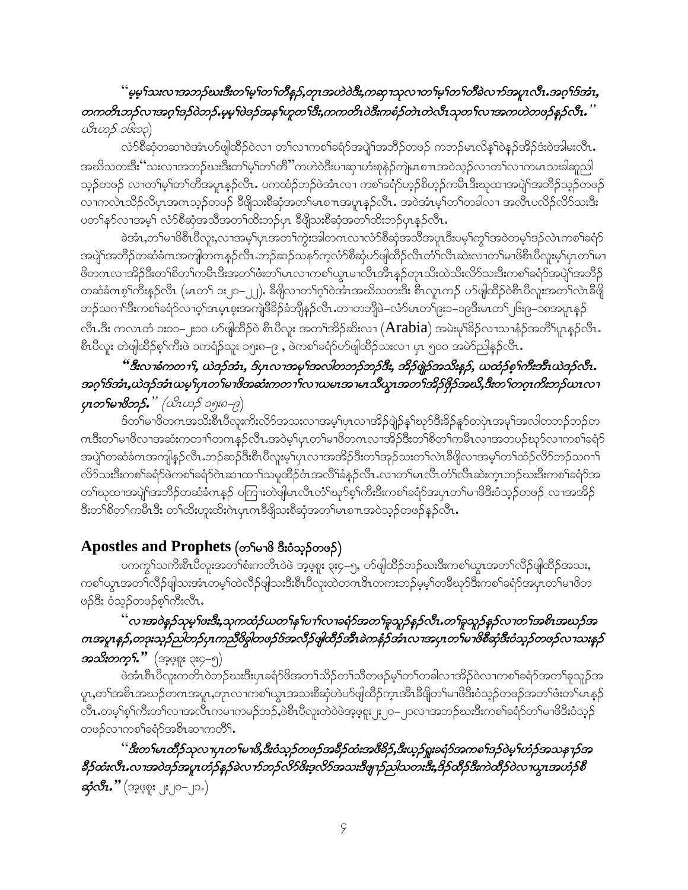*“မ့မ့ၢ်သးလၢအဘၣ်ဃးဒီးတၢ်မ့ၢ်တၢ်တီန့ၣ်,တုၤအဟဲဝဲဒီး,ကဆှၢသုလၢတၢ်မ့ၢ်တၢ်တီခဲလၢာ်အပူၤလီၤ.အဂ့ၢ်ဒ်အံၤ, တကတိၤဘၣ်လၢအဂ့ၢ်ဒၣ်ဝဲဘၣ်.မ့မ့ၢ်ဖဲဒၣ်အနၢ်ဟူတၢ်ဒီး,ကကတိၤဝဲဒီးကစံၣ်တဲၤတဲၤလီၤသုတၢ်လၢအကဟဲတဖၣ်နှၣ်လီၤ.” (ယိၤဟၣ် ၁၆း၁၃)*

လံာ်စီဆှံတဆၢဝဲအံၤဟ်ဖျါထီၣ်ဝဲလၢ တၢ်လၢကစၢ်ခရံာ်အပျဲၢ်အဘီၣ်တဖၣ် ကဘၣ်မၤလိန့ၢ်ဝဲနၣ်အိၣ်ဒံးဝဲအါမးလီၤ. အဃိသတးဒီး“သးလၢအဘၣ်ဃးဒီးတၢ်မ့ၢ်တၢ်တီ”ကဟဲဝဲဒီးပၢဆှၢဟံးစုနဲၣ်ကျဲမၤစၢၤအဝဲသ့ၣ်လၢတၢ်လၢကမၤသးခါဆူညါသ့ၣ်တဖၣ် လၢတၢ်မ့ၢ်တၢ်တီအပူၤန့ၣ်လီၤ. ပကထံၣ်ဘၣ်ဖဲအံၤလၢ ကစၢ်ခရံာ်ဟ့ၣ်စိဟ့ၣ်ကမီၤဒီးဃုထၢအပျဲၢ်အဘီၣ်သ့ၣ်တဖၣ် လၢကလဲၤသိၣ်လိပှၤအဂၤသ့ၣ်တဖၣ် ခီဖျိသးစီဆှံအတၢ်မၤစၢၤအပူၤန့ၣ်လီၤ. အဝဲအံၤမ့ၢ်တၢ်တခါလၢ အလီၤပလိၣ်လိာ်သးဒီး ပတၢ်နာ်လၢအမ့ၢ် လံာ်စီဆှံအသိအတၢ်ထိးဘၣ်ပှၤ ခီဖျိသးစီဆှံအတၢ်ထိးဘၣ်ပှၤန့ၣ်လီၤ.

ခဲအံၤ,တၢ်မၢဖိစီၤပီလူး,လၢအမ့ၢ်ပှၤအတၢ်ကွဲးအါတဂၤလၢလံာ်စီဆှံအသီအပူၤဒီးပမ့ၢ်ကွၢ်အဝဲတမ့ၢ်ဒၣ်လဲၤကစၢ်ခရံာ်အပျဲၢ်အဘီၣ်တဆံခံဂၤအကျါတဂၤန့ၣ်လီၤ.ဘၣ်ဆၣ်သနာ်က့လံာ်စီဆှံဟ်ဖျါထီၣ်လီၤတံၢ်လီၤဆဲးလၢတၢ်မၢဖိစီၤပီလူးမ့ၢ်ပှၤတၢ်မၢဖိတဂၤလၢအိၣ်ဒီးတၢ်စိတၢ်ကမီၤဒီးအတၢ်ဖံးတၢ်မၤလၢကစၢ်ယွၤမၢလီၤအီၤန့ၣ်တုၤသိးထဲသိးလိာ်သးဒီးကစၢ်ခရံာ်အပျဲၢ်အဘီၣ်တဆံခံဂၤစ့ၢ်ကီးန့ၣ်လီၤ (မၤတၢ် ၁း၂၀–၂၂). ခီဖျိလၢတၢ်ဂ့ၢ်ဝဲအံၤအဃိသတးဒီး စီၤလူၤကၣ် ဟ်ဖျါထီၣ်ဝဲစီၤပီလူးအတၢ်လဲၤခီဖျိဘၣ်သဂၢၢ်ဒီးကစၢ်ခရံာ်လၢဝ့ၢ်ဒၢမၤစ့းအကျဲဖီခိၣ်ခံဘျီန့ၣ်လီၤ.တၢတဘျီဖဲ–လံာ်မၤတၢ်၉း၁–၁၉ဒီးမၤတၢ်၂၆း၉–၁၈အပူၤန့ၣ်လီၤ.ဒီး ကလၤတံ ၁း၁၁–၂း၁၀ ဟ်ဖျါထီၣ်ဝဲ စီၤပီလူး အတၢ်အိၣ်ဆိးလၢ (Arabia) အမဲးမ့ၢ်ခိၣ်လၢသၢနံၣ်အတိၢ်ပူၤန့ၣ်လီၤ. စီၤပီလူး တဲဖျါထီၣ်စ့ၢ်ကီးဖဲ ၁ကရံၣ်သူး ၁၅း၈–၉ , ဖဲကစၢ်ခရံာ်ဟ်ဖျါထီၣ်သးလၢ ပှၤ ၅၀၀ အမဲာ်ညါန့ၣ်လီၤ.

*“ဒီးလၢခံကတၢၢ်, ယဲဒၣ်အံၤ, ဒ်ပှၤလၢအမ့ၢ်အလါတဘၣ်ဘၣ်ဒီး, အိၣ်ဖျဲၣ်အသိးန့ၣ်, ယထံၣ်စ့ၢ်ကီးအီၤယဲဒၣ်လီၤ. အဂ့ၢ်ဒ်အံၤ,ယဲဒၣ်အံၤယမ့ၢ်ပှၤတၢ်မၢဖိအဆံးကတၢၢ်လၢယမၤအၢမၤသီယွၤအတၢ်အိၣ်ဖှိၣ်အဃိ,ဒီးတၢ်တဂ့ၤကီးဘၣ်ယၤလၢပှၤတၢ်မၢဖိဘၣ်.” (ယိၤဟၣ် ၁၅း၈–၉)*

ဒ်တၢ်မၢဖိတဂၤအသိးစီၤပီလူးကီးလိာ်အသးလၢအမ့ၢ်ပှၤလၢအိၣ်ဖျဲၣ်န့ၢ်ဃုာ်ဒီးခိၣ်နူာ်တပှဲၤအမ့ၢ်အလါတဘၣ်ဘၣ်တဂၤဒီးတၢ်မၢဖိလၢအဆံးကတၢၢ်တဂၤန့ၣ်လီၤ.အဝဲမ့ၢ်ပှၤတၢ်မၢဖိတဂၤလၢအိၣ်ဒီးတၢ်စိတၢ်ကမီၤလၢအတပၣ်ဃုာ်လၢကစၢ်ခရံာ်အပျဲၢ်တဆံခံဂၤအကျါန့ၣ်လီၤ.ဘၣ်ဆၣ်ဒီးစီၤပီလူးမ့ၢ်ပှၤလၢအအိၣ်ဒီးတၢ်အုၣ်သးတၢ်လဲၤခီဖျိလၢအမ့ၢ်တၢ်ထံၣ်လိာ်ဘၣ်သဂၢၢ်လိာ်သးဒီးကစၢ်ခရံာ်ဖဲကစၢ်ခရံာ်ဂဲၤဆၢထၢၢ်သမူထီၣ်ဝံၤအလိၢ်ခံန့ၣ်လီၤ.လၢတၢ်မၤလီၤတံၢ်လီၤဆဲးက့ၤဘၣ်ဃးဒီးကစၢ်ခရံာ်အတၢ်ဃုထၢအပျဲၢ်အဘီၣ်တဆံခံဂၤန့ၣ် ပကြၢးတဲဖျါမၤလီၤတံၢ်ဃုာ်စ့ၢ်ကီးဒီးကစၢ်ခရံာ်အပှၤတၢ်မၢဖိဒီးဝံသ့ၣ်တဖၣ် လၢအအိၣ်ဒီးတၢ်စိတၢ်ကမီၤဒီး တၢ်ထိးဟူးထိးဂဲၤပှၤဂၤခီဖျိသးစီဆှံအတၢ်မၤစၢၤအဝဲသ့ၣ်တဖၣ်န့ၣ်လီၤ.

## Apostles and Prophets (တၢ်မၢဖိ ဒီးဝံသ့ၣ်တဖၣ်)

ပကကွၢ်သကိးစီၤပီလူးအတၢ်စံးကတိၤဝဲဖဲ အ့ဖ့စူး ၃း၄–၅, ဟ်ဖျါထီၣ်ဘၣ်ဃးဒီးကစၢ်ယွၤအတၢ်လီၣ်ဖျါထီၣ်အသး, ကစၢ်ယွၤအတၢ်လီၣ်ဖျါသးအံၤတမ့ၢ်ထဲလီၣ်ဖျါသးဒီးစီၤပီလူးထဲတဂၤဇိၤတကးဘၣ်မ့မ့ၢ်တခီဃုာ်ဒီးကစၢ်ခရံာ်အပှၤတၢ်မၢဖိတဖၣ်ဒီး ဝံသ့ၣ်တဖၣ်စ့ၢ်ကီးလီၤ.

*“လၢအဝဲန့ၣ်သုမ့ၢ်ဖးဒီး,သုကထံၣ်ယတၢ်နၢ်ပၢၢ်လၢခရံာ်အတၢ်ခူသူၣ်န့ၣ်လီၤ.တၢ်ခူသူၣ်န့ၣ်လၢတၢ်အစီၤအဃၣ်အဂၤအပူၤန့ၣ်,တဒုးသ့ၣ်ညါဘၣ်ပှၤကညီဖိခွါတဖၣ်ဒ်အလီၣ်ဖျါထီၣ်အီၤခဲကနံၣ်အံၤလၢအပှၤတၢ်မၢဖိစီဆှံဒီးဝံသ့ၣ်တဖၣ်လၢသးန့ၣ်အသိးတက့ၢ်.”* (အ့ဖ့စူး ၃း၄–၅)

ဖဲအံၤစီၤပီလူးကတိၤဝဲဘၣ်ဃးဒီးပှၤခရံာ်ဖိအတၢ်သိၣ်တၢ်သီတဖၣ်မ့ၢ်တၢ်တခါလၢအိၣ်ဝဲလၢကစၢ်ခရံာ်အတၢ်ခူသူၣ်အပူၤ,တၢ်အစီၤအဃၣ်တဂၤအပူၤ,တုၤလၢကစၢ်ယွၤအသးစီဆှံဟဲဟ်ဖျါထီၣ်က့ၤအီၤခီဖျိတၢ်မၢဖိဒီးဝံသ့ၣ်တဖၣ်အတၢ်ဖံးတၢ်မၤန့ၣ်လီၤ.တမ့ၢ်စ့ၢ်ကီးတၢ်လၢအလီၤကမၢကမၣ်ဘၣ်,ဖဲစီၤပီလူးတဲဝဲဖဲအ့ဖ့စူး ၂း၂၀– ၂၁လၢအဘၣ်ဃးဒီးကစၢ်ခရံာ်တၢ်မၢဖိဒီးဝံသ့ၣ်တဖၣ်လၢကစၢ်ခရံာ်အစီၤဆၢကတိၢ်.

*“ဒီးတၢ်မၤထီၣ်သုလၢပှၤတၢ်မၢဖိ,ဒီးဝံသ့ၣ်တဖၣ်အခီၣ်ထံးအဖီခိၣ်,ဒီးယ့ၣ်ရှူးခရံာ်အကစၢ်ဒၣ်ဝဲမ့ၢ်ဟံၣ်အသနၢၣ်အခီၣ်ထံးလီၤ.လၢအဝဲဒၣ်အပူၤဟံၣ်နှၣ်ခဲလၢာ်ဘၣ်လိာ်ဖိးဒ့လိာ်အသးဒီးဖျၢၣ်ညါသတးဒီး,ဒိၣ်ထီၣ်ဒီးကဲထီၣ်ဝဲလၢယွၤအဟံၣ်စီဆှံလီၤ.”* (အ့ဖ့စူး ၂း၂၀–၂၁)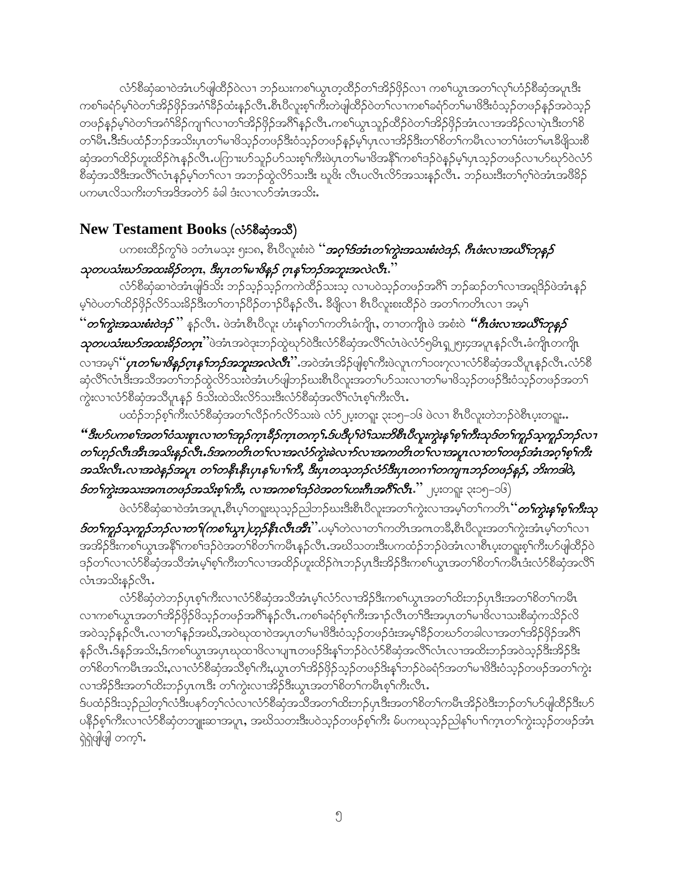လံာ်စီဆှံဆၢဝဲအံၤဟ်ဖျါထီဉ်ဝဲလၢ ဘဉ်ဃးကစၢ်ယွၤတၢ်ထီဉ်တၢ်အိဉ်ဖှိဉ်လၢ ကစၢ်ယွၤအတၢ်လုၢ်ဟံဉ်စီဆှံအပူၤဒီး ကစၢ်ခရံာ်မ့ၢ်ဝဲတၢ်အိဉ်ဖှိဉ်အဂံၢ်ခိဉ်ထံးနဉ်လီၤ.စီၤပီလူးစ့ၢ်ကီးတဲဖျါထီဉ်ဝဲတၢ်လၢကစၢ်ခရံာ်တၢ်မၤဖိဒီးဝံသ့ဉ်တဖဉ်နဉ်အဝဲသ့ဉ် တဖဉ်နဉ်မ့ၢ်ဝဲတၢ်အဂံၢ်ခိဉ်ကျၢၢ်လၢတၢ်အိဉ်ဖှိဉ်အဂီၢ်နဉ်လီၤ.ကစၢ်ယွၤသူဉ်ထီဉ်ဝဲတၢ်အိဉ်ဖှိဉ်အံၤလၢအအိဉ်လၢပှဲၤဒီးတၢ်စိ တၢ်မီၤ.ဒီးဒ်ပထံဉ်ဘဉ်အသိးပှၤတၢ်မၤဖိသ့ဉ်တဖဉ်ဒီးဝံသ့ဉ်တဖဉ်နဉ်မ့ၢ်ပှၤလၢအိဉ်ဒီးတၢ်စိတၢ်ကမီၤလၢတၢ်ဖံးတၢ်မၤခီဖျိသးစီ ဆှံအတၢ်ထိဉ်ဟူးထိဉ်ဂဲၤနဉ်လီၤ.ပကြၢးဟ်သူဉ်ဟ်သးစ့ၢ်ကီးဖဲပှၤတၢ်မၤဖိအနီၢ်ကစၢ်ဒဉ်ဝဲနဉ်မ့ၢ်ပှၤသ့ဉ်တဖဉ်လၢဟ်ဃှာ်ဝဲလံာ် စီဆှံအသိဒီးအလိၢ်လံၤနဉ်မ့ၢ်တၢ်လၢ အဘဉ်ထွဲလိာ်သးဒီး ဃုဖိး လီၤပလိၤလိာ်အသးနဉ်လီၤ. ဘဉ်ဃးဒီးတၢ်ဂ့ၢ်ဝဲအံၤအဖီခိဉ် ပကမၤလိသကိးတၢ်အဒိအတဲာ် ခံခါ ဒ်းလၢလာ်အံၤအသိး.

## New Testament Books (လံာ်စီဆှံအသိ)

ပကစးထိဉ်ကွၢ်ဖဲ ၁တံၤမသ့း ၅း၁၈, စီၤပီလူးစံးဝဲ “*အဂ့ၢ်ဒ်အံၤတၢ်ကွဲးအသးစံးဝဲဒဉ်, ကီၤဖံးလၢအယီၢ်ဘုနဉ် သုတပသံးဃာ်အထးခိဉ်တဂ့ၤ, ဒီးပှၤတၢ်မၤဖိနဉ် ဂ့ၤနၢ်ဘဉ်အဘူးအလဲလီၤ.*”

လံာ်စီဆှံဆၢဝဲအံၤဖျါဒ်သိး ဘဉ်သ့ဉ်သ့ဉ်ကကဲထိဉ်သးသ့ လၢပဝဲသ့ဉ်တဖဉ်အဂီၢ် ဘဉ်ဆဉ်တၢ်လၢအရှုဒိဉ်ဖဲအံၤနဉ် မ့ၢ်ဝဲပတၢ်ထိဉ်ဖှိဉ်လိာ်သးခိဉ်ဒီးတၢ်တၢဉ်ပိဉ်တၢဉ်ပိနဉ်လီၤ. ခီဖျိလၢ စီၤပီလူးစးထိဉ်ဝဲ အတၢ်ကတိၤလၢ အမ့ၢ် “*တၢ်ကွဲးအသးစံးဝဲဒဉ်*” နဉ်လီၤ. ဖဲအံၤစီၤပီလူး ဟံးနၢ်တၢ်ကတိၤခံကျိၤ, တၢတကျိၤဖဲ အစံးဝဲ “*ကီၤဖံးလၢအယီၢ်ဘုနဉ် သုတပသံးဃာ်အထးခိဉ်တဂ့ၤ*”ဖဲအံၤအဝဲဒုးဘဉ်ထွဲဃှာ်ဝဲဒီးလံာ်စီဆှံအလိၢ်လံၤဖဲလံာ်၅မိၤရှ၂၅း၄အပူၤနဉ်လီၤ.ခံကျိၤတကျိၤ လၢအမ့ၢ်“*ပှၤတၢ်မၤဖိနဉ်ဂ့ၤနၢ်ဘဉ်အဘူးအလဲလီၤ*”.အဝဲအံၤအိဉ်ဖျါစ့ၢ်ကီးဖဲလူၤကၢ်၁၀း၇လၢလံာ်စီဆှံအသိပူၤနဉ်လီၤ.လံာ်စီ ဆှံလိၢ်လံၤဒီးအသိအတၢ်ဘဉ်ထွဲလိာ်သးဝဲအံၤဟ်ဖျါဘဉ်ဃးစီၤပီလူးအတၢ်ဟ်သးလၢတၢ်မၤဖိသ့ဉ်တဖဉ်ဒီးဝံသ့ဉ်တဖဉ်အတၢ် ကွဲးလၢလံာ်စီဆှံအသိပူၤနဉ် ဒ်သိးထဲသိးလိာ်သးဒီးလံာ်စီဆှံအလိၢ်လံၤစ့ၢ်ကီးလီၤ.

ပထံဉ်ဘဉ်စ့ၢ်ကီးလံာ်စီဆှံအတၢ်လိဉ်ဂံာ်လိာ်သးဖဲ လံာ် ၂ပ့းတရူး ၃း၁၅–၁၆ ဖဲလၢ စီၤပီလူးတဲဘဉ်ဝဲစီၤပ့းတရူး..

“*ဒီးဟ်ပကစၢ်အတၢ်ဝံသးစူၤလၢတၢ်အှဉ်က့ၤခီဉ်က့ၤတက့ၢ်.ဒ်ပဒီပုၢ်ဝဲၢ်သးဘိစီၤပီလူးကွဲးနၢ်စ့ၢ်ကီးသုဒ်တၢ်ကူဉ်သ့ကူဉ်ဘဉ်လၢ တၢ်ဟ့ဉ်လီၤအီၤအသိးနဉ်လီၤ.ဒ်အကတိၤတၢ်လၢအလံာ်ကွဲးခဲလၢာ်လၢအကတိၤတၢ်လၢအပူၤလၢတၢ်တဖဉ်အံၤအဂ့ၢ်စ့ၢ်ကီး အသိးလီၤ.လၢအဝဲနဉ်အပူၤ တၢ်တနီၤနီၤပှၤနၢ်ပၢၢ်ကီ, ဒီးပှၤတသ့ဘဉ်လံာ်ဒီးပှၤတဂၢၢ်တကျၢၤဘဉ်တဖဉ်နဉ်, ဘီးကဒါဝဲ, ဒ်တၢ်ကွဲးအသးအဂၤတဖဉ်အသိးစ့ၢ်ကီး, လၢအကစၢ်ဒဉ်ဝဲအတၢ်ဟးဂီၤအဂီၢ်လီၤ.*” ၂ပ့းတရူး ၃း၁၅–၁၆)

ဖဲလံာ်စီဆှံဆၢဝဲအံၤအပူၤ,စီၤပ့ၢ်တရူးဃုသ့ဉ်ညါဘဉ်ဃးဒီးစီၤပီလူးအတၢ်ကွဲးလၢအမ့ၢ်တၢ်ကတိၤ“*တၢ်ကွဲးနၢ်စ့ၢ်ကီးသု ဒ်တၢ်ကူဉ်သ့ကူဉ်ဘဉ်လၢတၢ်(ကစၢ်ယွၤ)ဟ့ဉ်နီၤလီၤအီၤ*”.ပမ့ၢ်တဲလၢတၢ်ကတိၤအဂၤတခီ,စီၤပီလူးအတၢ်ကွဲးအံၤမ့ၢ်တၢ်လၢ အအိဉ်ဒီးကစၢ်ယွၤအနီၢ်ကစၢ်ဒဉ်ဝဲအတၢ်စိတၢ်ကမီၤနဉ်လီၤ.အဃိသတးဒီးပကထံဉ်ဘဉ်ဖဲအံၤလၢစီၤပ့းတရူးစ့ၢ်ကီးဟ်ဖျါထီဉ်ဝဲ ဒဉ်တၢ်လၢလံာ်စီဆှံအသိအံၤမ့ၢ်စ့ၢ်ကီးတၢ်လၢအထိဉ်ဟူးထိဉ်ဂဲၤဘဉ်ပှၤဒီးအိဉ်ဒီးကစၢ်ယွၤအတၢ်စိတၢ်ကမီၤဒ်းလံာ်စီဆှံအလိၢ် လံၤအသိးနဉ်လီၤ.

လံာ်စီဆှံတဲဘဉ်ပှၤစ့ၢ်ကီးလၢလံာ်စီဆှံအသိအံၤမ့ၢ်လံာ်လၢအိဉ်ဒီးကစၢ်ယွၤအတၢ်ထိးဘဉ်ပှၤဒီးအတၢ်စိတၢ်ကမီၤ လၢကစၢ်ယွၤအတၢ်အိဉ်ဖှိဉ်ဖိသ့ဉ်တဖဉ်အဂီၢ်နဉ်လီၤ.ကစၢ်ခရံာ်စ့ၢ်ကီးအၢဉ်လီၤတၢ်ဒီးအပှၤတၢ်မၤဖိလၢသးစီဆှံကသိဉ်လိ အဝဲသ့ဉ်နဉ်လီၤ.လၢတၢ်နဉ်အဃိ,အဝဲဃုထၢဝဲအပှၤတၢ်မၤဖိဒီးဝံသ့ဉ်တဖဉ်ဒ်းအမ့ၢ်ခိဉ်တဃာ်တခါလၢအတၢ်အိဉ်ဖှိဉ်အဂီၢ် နဉ်လီၤ.ဒ်နဉ်အသိး,ဒ်ကစၢ်ယွၤအပှၤဃုထၢဖိလၢပျၤတဖဉ်ဒီးနၢ်ဘဉ်ဝဲလံာ်စီဆှံအလိၢ်လံၤလၢအထိးဘဉ်အဝဲသ့ဉ်ဒီးအိဉ်ဒီး တၢ်စိတၢ်ကမီၤအသိး,လၢလံာ်စီဆှံအသိစ့ၢ်ကီး,ယွၤတၢ်အိဉ်ဖှိဉ်သ့ဉ်တဖဉ်ဒီးနၢ်ဘဉ်ဝဲခရံာ်အတၢ်မၤဖိဒီးဝံသ့ဉ်တဖဉ်အတၢ်ကွဲး လၢအိဉ်ဒီးအတၢ်ထိးဘဉ်ပှၤဂၤဒီး တၢ်ကွဲးလၢအိဉ်ဒီးယွၤအတၢ်စိတၢ်ကမီၤစ့ၢ်ကီးလီၤ.

ဒ်ပထံဉ်ဒီးသ့ဉ်ညါတ့ၢ်လံဒီးပနာ်တ့ၢ်လံလၢလံာ်စီဆှံအသိအတၢ်ထိးဘဉ်ပှၤဒီးအတၢ်စိတၢ်ကမီၤအိဉ်ဝဲဒီးဘဉ်တၢ်ဟ်ဖျါထီဉ်ဒီးဟ် ပနီဉ်စ့ၢ်ကီးလၢလံာ်စီဆှံတဘျုးဆၢအပူၤ, အဃိသတးဒီးပဝဲသ့ဉ်တဖဉ်စ့ၢ်ကီး မ်ပကဃုသ့ဉ်ညါနၢ်ပၢၢ်က့ၤတၢ်ကွဲးသ့ဉ်တဖဉ်အံၤ ရှဲရှဲဖျါဖျါ တက့ၢ်.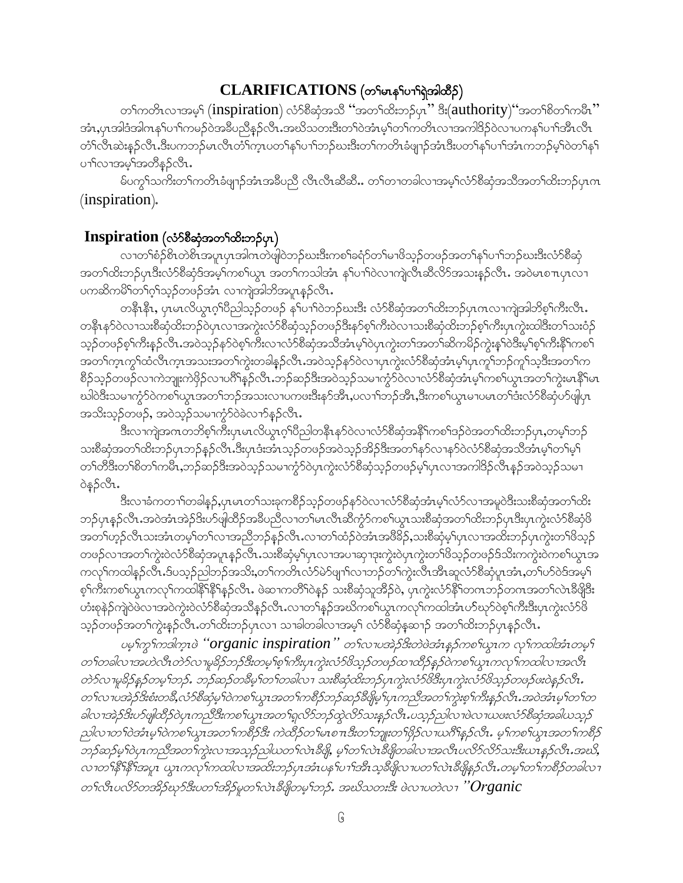# CLARIFICATIONS (တၢ်မၤနၢ်ပၢၢ်ရှဲအါထီၣ်)

တၢ်ကတိၤလၢအမ့ၢ် (inspiration) လံာ်စီဆှံအသိ "အတၢ်ထိးဘၣ်ပှၤ" ဒီး(authority)"အတၢ်စိတၢ်ကမီၤ" အံၤ,ပှၤအါဒံအါဂၤနၢ်ပၢၢ်ကမၣ်ဝဲအခီပညီနၣ်လီၤ.အဃိသတးဒီးတၢ်ဝဲအံၤမ့ၢ်တၢ်ကတိၤလၢအကါဒိၣ်ဝဲလၢပကနၢ်ပၢၢ်အီၤလီၤ တံၢ်လီၤဆဲးနၣ်လီၤ.ဒီးပကဘၣ်မၤလီၤတံၢ်ကူၤပတၢ်နၢ်ပၢၢ်ဘၣ်ဃးဒီးတၢ်ကတိၤခံဖျာၣ်အံၤဒီးပတၢ်နၢ်ပၢၢ်အံၤကဘၣ်မ့ၢ်ဝဲတၢ်နၢ်ပၢၢ်လၢအမ့ၢ်အတီနၣ်လီၤ.

မ်ပကွၢ်သကိးတၢ်ကတိၤခံဖျာၣ်အံၤအခီပညီ လီၤလီၤဆီဆီ.. တၢ်တၢတခါလၢအမ့ၢ်လံာ်စီဆှံအသိအတၢ်ထိးဘၣ်ပှၤဂၤ (inspiration).

## Inspiration (လံာ်စီဆှံအတၢ်ထိးဘၣ်ပှၤ)

လၢတၢ်စံၣ်စိၤတဲစိၤအပူၤပှၤအါဂၤတဲဖျါဝဲဘၣ်ဃးဒီးကစၢ်ခရံာ်တၢ်မၢဖိသ့ၣ်တဖၣ်အတၢ်နၢ်ပၢၢ်ဘၣ်ဃးဒီးလံာ်စီဆှံ အတၢ်ထိးဘၣ်ပှၤဒီးလံာ်စီဆှံဒ်အမ့ၢ်ကစၢ်ယွၤ အတၢ်ကသါအံၤ နၢ်ပၢၢ်ဝဲလၢကျဲလီၤဆီလိာ်အသးနၣ်လီၤ. အဝဲမၤစၢၤပှၤလၢ ပကဆိကမိၢ်တၢ်ဂ့ၢ်သ့ၣ်တဖၣ်အံၤ လၢကျဲအါဘိအပူၤနၣ်လီၤ.

တနီၤနီၤ, ပှၤမၤလိယွၤဂ့ၢ်ပီညါသ့ၣ်တဖၣ် နၢ်ပၢၢ်ဝဲဘၣ်ဃးဒီး လံာ်စီဆှံအတၢ်ထိးဘၣ်ပှၤဂၤလၢကျဲအါဘိစ့ၢ်ကီးလီၤ. တနီၤနာ်ဝဲလၢသးစီဆှံထိးဘၣ်ဝဲပှၤလၢအကွဲးလံာ်စီဆှံသ့ၣ်တဖၣ်ဒီးနာ်စ့ၢ်ကီးဝဲလၢသးစီဆှံထိးဘၣ်စ့ၢ်ကီးပှၤကွဲးထါဒီးတၢ်သးဝံၣ် သ့ၣ်တဖၣ်စ့ၢ်ကီးနၣ်လီၤ.အဝဲသ့ၣ်နာ်ဝဲစ့ၢ်ကီးလၢလံာ်စီဆှံအသိအံၤမ့ၢ်ဝဲပှၤကွဲးတၢ်အတၢ်ဆိကမိၣ်ကွဲးန့ၢ်ဝဲဒီးမ့ၢ်စ့ၢ်ကီးနီၢ်ကစၢ် အတၢ်ကူၤကွၢ်ထံလီၤကူၤအသးအတၢ်ကွဲးတခါနၣ်လီၤ.အဝဲသ့ၣ်နာ်ဝဲလၢပှၤကွဲးလံာ်စီဆှံအံၤမ့ၢ်ပှၤကူၢ်ဘၣ်ကူၢ်သ့ဒီးအတၢ်က စိၣ်သ့ၣ်တဖၣ်လၢကဲဘျုးကဲဖှိၣ်လၢပဂီၢ်နၣ်လီၤ.ဘၣ်ဆၣ်ဒီးအဝဲသ့ၣ်သမၢကွံာ်ဝဲလၢလံာ်စီဆှံအံၤမ့ၢ်ကစၢ်ယွၤအတၢ်ကွဲးမၤနီၢ်မၤ ဃါဝဲဒီးသမၢကွံာ်ဝဲကစၢ်ယွၤအတၢ်ဘၣ်အသးလၢပကဖးဒီးနာ်အီၤ,ပလၢၢ်ဘၣ်အီၤ,ဒီးကစၢ်ယွၤမၢပမၤတၢ်ဒံးလံာ်စီဆှံဟ်ဖျါပှၤ အသိးသ့ၣ်တဖၣ်, အဝဲသ့ၣ်သမၢကွံာ်ဝဲခဲလၢာ်နၣ်လီၤ.

ဒီးလၢကျဲအဂၤတဘိစ့ၢ်ကီးပှၤမၤလိယွၤဂ့ၢ်ပီညါတနီၤနာ်ဝဲလၢလံာ်စီဆှံအနီၢ်ကစၢ်ဒၣ်ဝဲအတၢ်ထိးဘၣ်ပှၤ,တမ့ၢ်ဘၣ် သးစီဆှံအတၢ်ထိးဘၣ်ပှၤဘၣ်နၣ်လီၤ.ဒီးပှၤဒံးအံၤသ့ၣ်တဖၣ်အဝဲသ့ၣ်အဒိၣ်ဒီးအတၢ်နာ်လၢနာ်ဝဲလံာ်စီဆှံအသိအံၤမ့ၢ်တၢ်မ့ၢ် တၢ်တီဒီးတၢ်စိတၢ်ကမီၤ,ဘၣ်ဆၣ်ဒီးအဝဲသ့ၣ်သမၢကွံာ်ဝဲပှၤကွဲးလံာ်စီဆှံသ့ၣ်တဖၣ်မ့ၢ်ပှၤလၢအကါဒိၣ်လီၤနၣ်အဝဲသ့ၣ်သမၢ ဝဲနၣ်လီၤ.

ဒီးလၢခံကတၢၢ်တခါနၣ်,ပှၤမၤတၢ်သးခုကစိၣ်သ့ၣ်တဖၣ်နာ်ဝဲလၢလံာ်စီဆှံအံၤမ့ၢ်လံာ်လၢအမူဝဲဒီးသးစီဆှံအတၢ်ထိး ဘၣ်ပှၤနၣ်လီၤ.အဝဲအံၤအဲၣ်ဒိးဟ်ဖျါထီၣ်အခီပညီလၢတၢ်မၤလီၤဆီကွံာ်ကစၢ်ယွၤသးစီဆှံအတၢ်ထိးဘၣ်ပှၤဒီးပှၤကွဲးလံာ်စီဆှံဖိ အတၢ်ဟ့ၣ်လီၤသးအံၤတမ့ၢ်တၢ်လၢအညီဘၣ်နၣ်လီၤ.လၢတၢ်ထံၣ်ဝဲအံၤအဖီခိၣ်,သးစီဆှံမ့ၢ်ပှၤလၢအထိးဘၣ်ပှၤကွဲးတၢ်ဖိသ့ၣ် တဖၣ်လၢအတၢ်ကွဲးဝဲလံာ်စီဆှံအပူၤနၣ်လီၤ.သးစီဆှံမ့ၢ်ပှၤလၢအပၢဆှၢဒုးကွဲးဝဲပှၤကွဲးတၢ်ဖိသ့ၣ်တဖၣ်ဒ်သိးကကွဲးဝဲကစၢ်ယွၤအ ကလုၢ်ကထါနၣ်လီၤ.ဒ်ပသ့ၣ်ညါဘၣ်အသိး,တၢ်ကတိၤလံာ်မဲာ်ဖျၢၢ်လၢဘၣ်တၢ်ကွဲးလီၤအီၤဆူလံာ်စီဆှံပူၤအံၤ,တၢ်ဟ်ဝဲဒ်အမ့ၢ် စ့ၢ်ကီးကစၢ်ယွၤကလုၢ်ကထါနီၢ်နီၢ်နၣ်လီၤ. ဖဲဆၢကတီၢ်ဝဲနၣ် သးစီဆှံသူအီၣ်ဝဲ, ပှၤကွဲးလံာ်နီၢ်တဂၤဘၣ်တဂၤအတၢ်လဲၤခီဖျိဒီး ဟံးစုနဲၣ်ကျဲဖဲဖဲလၢအဝဲကွဲးဝဲလံာ်စီဆှံအသိနၣ်လီၤ.လၢတၢ်နၣ်အဃိကစၢ်ယွၤကလုၢ်ကထါအံၤဟ်ဃုာ်ဝဲစ့ၢ်ကီးဒီးပှၤကွဲးလံာ်ဖိ သ့ၣ်တဖၣ်အတၢ်ကွဲးနၣ်လီၤ.တၢ်ထိးဘၣ်ပှၤလၢ သၢခါတခါလၢအမ့ၢ် လံာ်စီဆှံနဆၢၣ် အတၢ်ထိးဘၣ်ပှၤနၣ်လီၤ.

*ပမ့ၢ်ကွၢ်ကဒါကူၤဖဲ "organic inspiration" တၢ်လၢပအဲၣ်ဒိးတဲဖဲအံၤနၣ်ကစၢ်ယွၤက လုၢ်ကထါအံၤတမ့ၢ် တၢ်တခါလၢအဟဲလီၤတံာ်လၢမူခိၣ်ဘၣ်ဒီးတမ့ၢ်စ့ၢ်ကီးပှၤကွဲးလံာ်ဖိသ့ၣ်တဖၣ်ထၢထီၣ်နၣ်ဝဲကစၢ်ယွၤကလုၢ်ကထါလၢအလီၤ တံာ်လၢမူခိၣ်နၣ်တမ့ၢ်ဘၣ်. ဘၣ်ဆၣ်တခီမ့ၢ်တၢ်တခါလၢ သးစီဆှံထိးဘၣ်ပှၤကွဲးလံာ်ဖိဒီးပှၤကွဲးလံာ်ဖိသ့ၣ်တဖၣ်ဖးဝဲနၣ်လီၤ. တၢ်လၢပအဲၣ်ဒိးစံးတခီ,လံာ်စီဆှံမ့ၢ်ဝဲကစၢ်ယွၤအတၢ်ကစိၣ်ဘၣ်ဆၣ်ခီဖျိမ့ၢ်ပှၤကညီအတၢ်ကွဲးစ့ၢ်ကီးနၣ်လီၤ.အဝဲအံၤမ့ၢ်တၢ်တ ခါလၢအဲၣ်ဒိးဟ်ဖျါထီၣ်ဝဲပှၤကညီဒီးကစၢ်ယွၤအတၢ်ရှလိာ်ဘၣ်ထွဲလိာ်သးနၣ်လီၤ.ပသ့ၣ်ညါလၢဖဲလၢဃဖးလံာ်စီဆှံအခါယသ့ၣ် ညါလၢတၢ်ဝဲအံၤမ့ၢ်ဝဲကစၢ်ယွၤအတၢ်ကစိၣ်ဒီး ကဲထီၣ်တၢ်မၤစၢၤဒီးတၢ်ဘျုးတၢ်ဖှိၣ်လၢယဂီၢ်နၣ်လီၤ. မ့ၢ်ကစၢ်ယွၤအတၢ်ကစိၣ် ဘၣ်ဆၣ်မ့ၢ်ဝဲပှၤကညီအတၢ်ကွဲးလၢအသ့ၣ်ညါယတၢ်လဲၤခီဖျိ, မ့ၢ်တၢ်လဲၤခီဖျိတခါလၢအလီၤပလိာ်လိာ်သးဒီးယၤနၣ်လီၤ.အဃိ, လၢတၢ်နီၢ်နီၢ်အပူၤ ယွၤကလုၢ်ကထါလၢအထိးဘၣ်ပှၤအံၤပနၢ်ပၢၢ်အီၤသ့ခီဖျိလၢပတၢ်လဲၤခီဖျိနၣ်လီၤ.တမ့ၢ်တၢ်ကစိၣ်တခါလၢ တၢ်လီၤပလိာ်တအိၣ်ဃုာ်ဒီးပတၢ်အိၣ်မူတၢ်လဲၤခီဖျိတမ့ၢ်ဘၣ်. အဃိသတးဒီး ဖဲလၢပတဲလၢ "Organic*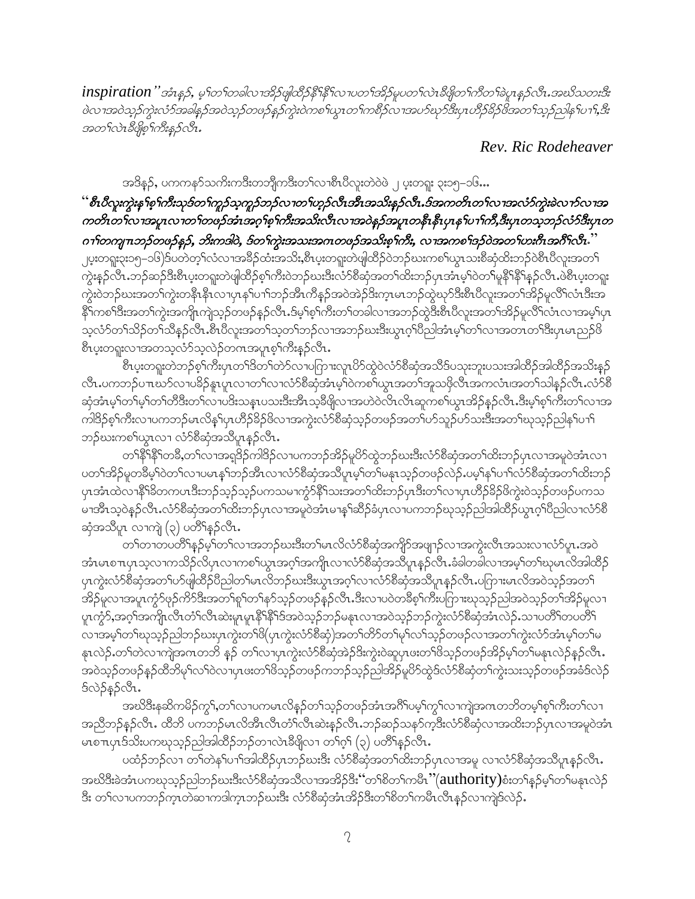*inspiration*" အံၤန့ၣ်, မ့ၢ်တၢ်တခါလၢအိၣ်ဖျါထီၣ်နီၢ်နီၢ်လၢပတၢ်အိၣ်မူပတၢ်လဲၤခီဖျိတၢ်ကီတၢ်ခဲပူၤန့ၣ်လီၤ.အဃိသတးဒီး ဖဲလၢအဝဲသ့ၣ်ကွဲးလံာ်အခါန့ၣ်အဝဲသ့ၣ်တဖၣ်န့ၣ်ကွဲးဝဲကစၢ်ယွၤတၢ်ကစီၣ်လၢအဟ်ဃုာ်ဒီးပှၤဟီၣ်ခိၣ်ဖိအတၢ်သ့ၣ်ညါနၢ်ပၢၢ်,ဒီး အတၢ်လဲၤခီဖျိစ့ၢ်ကီးန့ၣ်လီၤ.

*Rev. Ric Rodeheaver*

အဒိန့ၣ်, ပကကနၥ်သကိးကဒီးတဘျီကဒီးတၢ်လၢစီၤပီလူးတဲဝဲဖဲ ၂ ပ့းတရူး ၃း၁၅–၁၆...

"***စီၤပီလူးကွဲးနၢ်စ့ၢ်ကီးသ့ဒ်တၢ်ကူၣ်သ့ကူၣ်ဘဉ်လၢတၢ်ဟ့ၣ်လီၤအီၤအသိးန့ၣ်လီၤ.ဒ်အကတိၤတၢ်လၢအလံာ်ကွဲးခဲလၢာ်လၢအကတိၤတၢ်လၢအပူၤလၢတၢ်တဖၣ်အံၤအဂ့ၢ်စ့ၢ်ကီးအသိးလီၤလၢအဝဲန့ၣ်အပူၤတနီၤနီၤပှၤနၢ်ပၢၢ်ကီ,ဒီးပှၤတသ့ဘဉ်လံာ်ဒီးပှၤတဂၢၢ်တကျπဘဉ်တဖၣ်န့ၣ်, ဘဲးကဒါဝဲ, ဒ်တၢ်ကွဲးအသးအဂၤတဖၣ်အသိးစ့ၢ်ကီး, လၢအကစၢ်ဒၣ်ဝဲအတၢ်ဟးဂီၤအဂီၢ်လီၤ.***"

၂ပ့းတရူး၃း၁၅–၁၆)ဒ်ပတဲတ့ၢ်လံလၢအခိၣ်ထံးအသိး,စီၤပ့းတရူးတဲဖျါထီၣ်ဝဲဘၣ်ဃးကစၢ်ယွၤသးစီဆှံထိးဘၣ်ဝဲစီၤပီလူးအတၢ်ကွဲးန့ၣ်လီၤ.ဘၣ်ဆၣ်ဒီးစီၤပ့းတရူးတဲဖျါထီၣ်စ့ၢ်ကီးဝဲဘၣ်ဃးဒီးလံာ်စီဆှံအတၢ်ထိးဘၣ်ပှၤအံၤမ့ၢ်ဝဲတၢ်မှနီၢ်နီၢ်န့ၣ်လီၤ.ဖဲစီၤပ့းတရူးကွဲးဝဲဘၣ်ဃးအတၢ်ကွဲးတနီၤနီၤလၢပှၤနၢ်ပၢၢ်ဘၣ်အီၤကီန့ၣ်အဝဲအဲၣ်ဒိးကု့ၤမၤဘၣ်ထွဲဃုာ်ဒီးစီၤပီလူးအတၢ်အိၣ်မူလီၢ်လံၤဒီးအနီၢ်ကစၢ်ဒီးအတၢ်ကွဲးအကျိၤကျဲသ့ၣ်တဖၣ်န့ၣ်လီၤ.ဒ်မ့ၢ်စ့ၢ်ကီးတၢ်တခါလၢအဘၣ်ထွဲဒီးစီၤပီလူးအတၢ်အိၣ်မူလီၢ်လံၤလၢအမ့ၢ်ပှၤသ့လံာ်တၢ်သိၣ်တၢ်သိန့ၣ်လီၤ.စီၤပီလူးအတၢ်သ့တၢ်ဘၣ်လၢအဘၣ်ဃးဒီးယွၤဂ့ၢ်ပီညါအံၤမ့ၢ်တၢ်လၢအတၢတၢ်ဒီးပှၤမၤညၣ်ဖိစီၤပ့းတရူးလၢအတသ့လံာ်သ့လဲၣ်တဂၤအပူၤစ့ၢ်ကီးန့ၣ်လီၤ.

စီၤပ့းတရူးတဲဘၣ်စ့ၢ်ကီးပှၤတၢ်ဒိတၢ်တဲာ်လၢပကြၢးလူၤပိာ်ထွဲဝဲလံာ်စီဆှံအသိဒ်ပသုးဘူးပသးအါထီၣ်အါထီၣ်အသိးန့ၣ်လီၤ.ပကဘၣ်ပπဃာ်လၢပမိၣ်နူၤပူၤလၢတၢ်လၢလံာ်စီဆှံအံၤမ့ၢ်ဝဲကစၢ်ယွၤအတၢ်အူသဖှိလီၤအကလုံၤအတၢ်သါန့ၣ်လီၤ.လံာ်စီဆှံအံၤမ့ၢ်တၢ်မ့ၢ်တၢ်တီဒီးတၢ်လၢပဒိးသနπပသးဒီးအီၤသ့ခီဖျိလၢအဟဲဝဲလီၤလီၤဆှုကစၢ်ယွၤအိၣ်န့ၣ်လီၤ.ဒီးမ့ၢ်စ့ၢ်ကီးတၢ်လၢအကါဒိၣ်စ့ၢ်ကီးလၢပကဘၣ်မၤလိနၢ်ပှၤဟီၣ်ခိၣ်ဖိလၢအကွဲးလံာ်စီဆှံသ့ၣ်တဖၣ်အတၢ်ဟ်သူၣ်ဟ်သးဒီးအတၢ်ဃုသ့ၣ်ညါနၢ်ပၢၢ်ဘၣ်ဃးကစၢ်ယွၤလၢ လံာ်စီဆှံအသိပူၤန့ၣ်လီၤ.

တၢ်နီၢ်နီၢ်တခီ,တၢ်လၢအရှဒိၣ်ကါဒိၣ်လၢပကဘၣ်အိၣ်မူပိာ်ထွဲဘၣ်ဃးဒီးလံာ်စီဆှံအတၢ်ထိးဘၣ်ပှၤလၢအမူဝဲအံၤလၢပတၢ်အိၣ်မူတခီမ့ၢ်ဝဲတၢ်လၢပမၤနၢ်ဘၣ်အီၤလၢလံာ်စီဆှံအသိပူၤမ့ၢ်တၢ်မနုၤသ့ၣ်တဖၣ်လဲၣ်.ပမ့ၢ်နၢ်ပၢၢ်လံာ်စီဆှံအတၢ်ထိးဘၣ်ပှၤအံၤထဲလၢနီၢ်ခိတကပၤဒီးဘၣ်သ့ၣ်သ့ၣ်ပကသမၢကွံာ်နီၢ်သးအတၢ်ထိးဘၣ်ပှၤဒီးတၢ်လၢပှၤဟီၣ်ခိၣ်ဖိကွဲးဝဲသ့ၣ်တဖၣ်ပကသမၢအီၤသ့ဝဲန့ၣ်လီၤ.လံာ်စီဆှံအတၢ်ထိးဘၣ်ပှၤလၢအမူဝဲအံၤမၢနၢ်ဆိၣ်ခံပှၤလၢပကဘၣ်ဃုသ့ၣ်ညါအါထီၣ်ယွၤဂ့ၢ်ပီညါလၢလံာ်စီဆှံအသိပူၤ လၢကျဲ (၃) ပတိၢ်န့ၣ်လီၤ.

တၢ်တၢတပတိၢ်န့ၣ်မ့ၢ်တၢ်လၢအဘၣ်ဃးဒီးတၢ်မၤလိလံာ်စီဆှံအကျိာ်အဖျၢၣ်လၢအကွဲးလီၤအသးလၢလံာ်ပူၤ.အဝဲအံၤမၤစπပှၤသ့လၢကသိၣ်လိပှၤလၢကစၢ်ယွၤအဂ့ၢ်အကျိၤလၢလံာ်စီဆှံအသိပူၤန့ၣ်လီၤ.ခံခါတခါလၢအမ့ၢ်တၢ်ဃုမၤလိအါထီၣ်ပှၤကွဲးလံာ်စီဆှံအတၢ်ဟ်ဖျါထီၣ်ပီညါတၢ်မၤလိဘၣ်ဃးဒီးယွၤအဂ့ၢ်လၢလံာ်စီဆှံအသိပူၤန့ၣ်လီၤ.ပကြၢးမၤလိအဝဲသ့ၣ်အတၢ်အိၣ်မူလၢအပူၤကွံာ်ဖှ္ၣ်ကိာ်ဒီးအတၢ်စူၢ်တၢ်နၥ်သ့ၣ်တဖၣ်န့ၣ်လီၤ.ဒီးလၢပဝဲတခီစ့ၢ်ကီးပကြၢးဃုသ့ၣ်ညါအဝဲသ့ၣ်တၢ်အိၣ်မူလၢပူၤကွံာ်,အဂ့ၢ်အကျိၤလီၤတံၢ်လီၤဆဲးမှုမှုနီၢ်နီၢ်ဒ်အဝဲသ့ၣ်ဘၣ်မနုၤလၢအဝဲသ့ၣ်ဘၣ်ကွဲးလံာ်စီဆှံအံၤလဲၣ်.သၢပတိၢ်တပတိၢ်လၢအမ့ၢ်တၢ်ဃုသ့ၣ်ညါဘၣ်ဃးပှၤကွဲးတၢ်ဖိ(ပှၤကွဲးလံာ်စီဆှံ)အတၢ်တိာ်တၢ်မှၢ်လၢ်သ့ၣ်တဖၣ်လၢအတၢ်ကွဲးလံာ်အံၤမ့ၢ်တၢ်မနုၤလဲၣ်.တၢ်တဲလၢကျဲအဂၤတဘီ နှၣ် တၢ်လၢပှၤကွဲးလံာ်စီဆှံအဲၣ်ဒိးကွဲးဝဲဆူပှၤဖးတၢ်ဖိသ့ၣ်တဖၣ်အိၣ်မ့ၢ်တၢ်မနုၤလဲၣ်န့ၣ်လီၤ.အဝဲသ့ၣ်တဖၣ်န့ၣ်ထီဘိမ့ၢ်လၢ်ဝဲလၢပှၤဖးတၢ်ဖိသ့ၣ်တဖၣ်ကဘၣ်သ့ၣ်ညါအိၣ်မူပိာ်ထွဲဒ်လံာ်စီဆှံတၢ်ကွဲးသးသ့ၣ်တဖၣ်အခံဒ်လဲၣ်ဒ်လဲၣ်န့ၣ်လီၤ.

အဃိဒီးနဆိကမိၣ်ကွၢ်,တၢ်လၢပကမၤလိန့ၣ်တၢ်သ့ၣ်တဖၣ်အံၤအဂီၢ်ပမ့ၢ်ကွၢ်လၢကျဲအဂၤတဘိတမ့ၢ်စ့ၢ်ကီးတၢ်လၢအညီဘၣ်န့ၣ်လီၤ. ထီဘိ ပကဘၣ်မၤလိအီၤလီၤတံၢ်လီၤဆဲးန့ၣ်လီၤ.ဘၣ်ဆၣ်သနၥ်က့ဒီးလံာ်စီဆှံလၢအထိးဘၣ်ပှၤလၢအမူဝဲအံၤမၤစπပှၤဒ်သိးပကဃုသ့ၣ်ညါအါထီၣ်ဘၣ်တၢလဲၤခီဖျိလၢ တၢ်ဂ့ၢ် (၃) ပတိၢ်န့ၣ်လီၤ.

ပထံၣ်ဘၣ်လၢ တၢ်တဲနၢ်ပၢၢ်အါထီၣ်ပှၤဘၣ်ဃးဒီး လံာ်စီဆှံအတၢ်ထိးဘၣ်ပှၤလၢအမူ လၢလံာ်စီဆှံအသိပူၤန့ၣ်လီၤ. အဃိဒီးခဲအံၤပကဃုသ့ၣ်ညါဘၣ်ဃးဒီးလံာ်စီဆှံအသိလၢအအိၣ်ဒီး"တၢ်စိတၢ်ကမီၤ"(**authority**)စံးတၢ်န့ၣ်မ့ၢ်တၢ်မနုၤလဲၣ်ဒီး တၢ်လၢပကဘၣ်က့ၤတဲဆၢကဒါက့ၤဘၣ်ဃးဒီး လံာ်စီဆှံအံၤအိၣ်ဒီးတၢ်စိတၢ်ကမီၤလီၤန့ၣ်လၢကျဲဒ်လဲၣ်.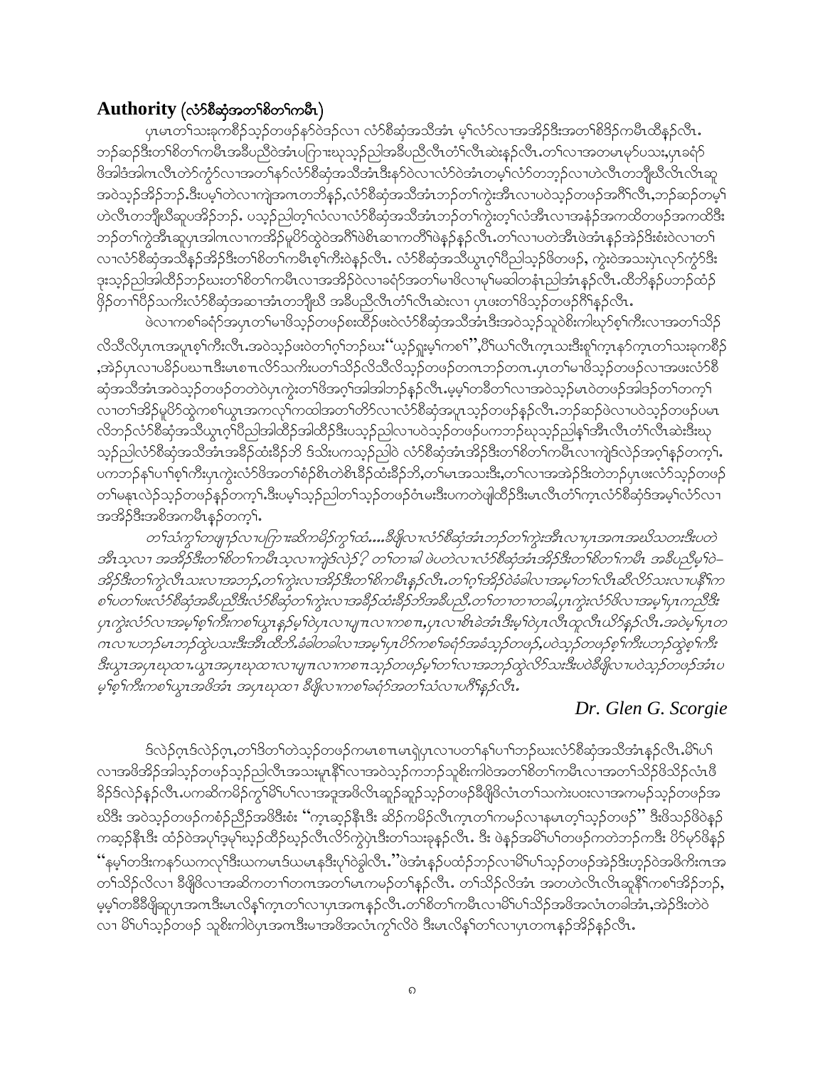## Authority (လံာ်စီဆှံအတၢ်စိတၢ်ကမီၤ)

ပှၤမၤတၢ်သးခုကစီဉ်သ့ဉ်တဖဉ်နဉ်ဝဲဒဉ်လၢ လံာ်စီဆှံအသိအံၤ မ့ၢ်လံာ်လၢအအိဉ်ဒီးအတၢ်စိဒိဉ်ကမီၤထီနဉ်လီၤ. ဘဉ်ဆဉ်ဒီးတၢ်စိတၢ်ကမီၤအခီပညီဝဲအံၤပကြၢးဃုသ့ဉ်ညါအခီပညီလီၤတံၢ်လီၤဆဲးနဉ်လီၤ.တၢ်လၢအတမၤမုာ်ပသး,ပှၤခရံာ်ဖိအါဒံအါဂၤလီၤတဲာ်ကွံာ်လၢအတၢ်နာ်လံာ်စီဆှံအသိအံၤဒီးနာ်ဝဲလၢလံာ်ဝဲအံၤတမ့ၢ်လံာ်တဘ့ဉ်လၢဟဲလီၤတဘိုးဃီလီၤလီၤဆူအဝဲသ့ဉ်အိဉ်ဘဉ်.ဒီးပမ့ၢ်တဲလၢကျဲအဂၤတဘိနဉ်,လံာ်စီဆှံအသိအံၤဘဉ်တၢ်ကွဲးအီၤလၢပဝဲသ့ဉ်တဖဉ်အဂီၢ်လီၤ,ဘဉ်ဆဉ်တမ့ၢ်ဟဲလီၤတဘိုးဃီဆူပအိဉ်ဘဉ်. ပသ့ဉ်ညါတ့ၢ်လံလၢလံာ်စီဆှံအသိအံၤဘဉ်တၢ်ကွဲးတ့ၢ်လံအီၤလၢအနံဉ်အကထိတဖဉ်အကထိဒီးဘဉ်တၢ်ကွဲးအီၤဆူပှၤအါဂၤလၢကအိဉ်မူပိာ်ထွဲဝဲအဂီၢ်ဖဲစီၤဆၢကတီၢ်ဖဲနဉ်နဉ်လီၤ.တၢ်လၢပတဲအီၤဖဲအံၤနဉ်အဲဉ်ဒီးစံးဝဲလၢတၢ်လၢလံာ်စီဆှံအသိနဉ်အိဉ်ဒီးတၢ်စိတၢ်ကမီၤစ့ၢ်ကီးဝဲနဉ်လီၤ. လံာ်စီဆှံအသိယွၤဂ့ၢ်ပီညါသ့ဉ်ဖိတဖဉ်, ကွဲးဝဲအသးပှဲၤလုာ်ကွံာ်ဒီးဒုးသ့ဉ်ညါအါထိဉ်ဘဉ်ဃးတၢ်စိတၢ်ကမီၤလၢအအိဉ်ဝဲလၢခရံာ်အတၢ်မၢဖိလၢမ့ၢ်မဆါတနံၤညါအံၤနဉ်လီၤ.ထိဘိနဉ်ပဘဉ်ထံဉ်ဖှိဉ်တၢ်ပိဉ်သကိးလံာ်စီဆှံအဆၢဒၢအံၤတဘိုးဃီ အခီပညီလီၤတံၢ်လီၤဆဲးလၢ ပှၤဖးတၢ်ဖိသ့ဉ်တဖဉ်ဂီၢ်နဉ်လီၤ.

ဖဲလၢကစၢ်ခရံာ်အပှၤတၢ်မၢဖိသ့ဉ်တဖဉ်စးထိဉ်ဖးဝဲလံာ်စီဆှံအသိအံၤဒီးအဝဲသ့ဉ်သူဝဲစိးကါဃုာ်စ့ၢ်ကီးလၢအတၢ်သိဉ်လိသီလိပှၤဂၤအပူၤစ့ၢ်ကီးလီၤ.အဝဲသ့ဉ်ဖးဝဲတၢ်ဂ့ၢ်ဘဉ်ဃး"ယ့ဉ်ရှူးမ့ၢ်ကစၢ်",ပီၢ်ယၢ်လီၤက့ၤသးဒီးစူၢ်က့ၤနာ်က့ၤတၢ်သးခုကစီဉ်,အဲဉ်ပှၤလၢပခိဉ်ပဃၢၤဒီးမၤစၢၤလိာ်သကိးပတၢ်သိဉ်လိသီလိသ့ဉ်တဖဉ်တဂၤဘဉ်တဂၤ.ပှၤတၢ်မၢဖိသ့ဉ်တဖဉ်လၢအဖးလံာ်စီဆှံအသိအံၤအဝဲသ့ဉ်တဖဉ်တတဲဝဲပှၤကွဲးတၢ်ဖိအဂ့ၢ်အါအါဘဉ်နဉ်လီၤ.မ့မ့ၢ်တခီတၢ်လၢအဝဲသ့ဉ်မၤဝဲတဖဉ်အါဒဉ်တၢ်တက့ၢ်လၢတၢ်အိဉ်မူပိာ်ထွဲကစၢ်ယွၤအကလုၢ်ကထါအတၢ်တိာ်လၢလံာ်စီဆှံအပူၤသ့ဉ်တဖဉ်နဉ်လီၤ.ဘဉ်ဆဉ်ဖဲလၢပဝဲသ့ဉ်တဖဉ်ပမၤလိဘဉ်လံာ်စီဆှံအသိယွၤဂ့ၢ်ပီညါအါထိဉ်အါထိဉ်ဒီးပသ့ဉ်ညါလၢပဝဲသ့ဉ်တဖဉ်ပကဘဉ်ဃုသ့ဉ်ညါနၢ်အီၤလီၤတံၢ်လီၤဆဲးဒီးဃုသ့ဉ်ညါလံာ်စီဆှံအသိအံၤအခီဉ်ထံးခီဉ်ဘိ ဒ်သိးပကသ့ဉ်ညါဝဲ လံာ်စီဆှံအံၤအိဉ်ဒီးတၢ်စိတၢ်ကမီၤလၢကျဲဒ်လဲဉ်အဂ့ၢ်နဉ်တက့ၢ်. ပကဘဉ်နၢ်ပၢၢ်စ့ၢ်ကီးပှၤကွဲးလံာ်ဖိအတၢ်စံဉ်စိၤတဲစိၤခီဉ်ထံးခီဉ်ဘိ,တၢ်မၤအသးဒီး,တၢ်လၢအအဲဉ်ဒီးတဲဘဉ်ပှၤဖးလံာ်သ့ဉ်တဖဉ်တၢ်မနုၤလဲဉ်သ့ဉ်တဖဉ်နဉ်တက့ၢ်.ဒီးပမ့ၢ်သ့ဉ်ညါတၢ်သ့ဉ်တဖဉ်ဝံၤမးဒီးပကတဲဖျါထီဉ်ဒီးမၤလီၤတံၢ်က့ၤလံာ်စီဆှံအမ့ၢ်လံာ်လၢအအိဉ်ဒီးအစိအကမီၤနဉ်တက့ၢ်.

*တၢ်သံကွၢ်တဖျာဉ်လၢပကြၢးဆိကမိဉ်ကွၢ်ထံ....ခီဖျိလၢလံာ်စီဆှံအံၤဘဉ်တၢ်ကွဲးအီၤလၢပှၤအဂၤအဃိသတးဒီးပတဲအီၤသ့လၢ အအိဉ်ဒီးတၢ်စိတၢ်ကမီၤသ့လၢကျဲဒ်လဲဉ်? တၢ်တၢခါ ဖဲပတဲလၢလံာ်စီဆှံအံၤအိဉ်ဒီးတၢ်စိတၢ်ကမီၤ အခီပညီမ့ၢ်ဝဲ-အိဉ်ဒီးတၢ်ကွဲလီၤသးလၢအဘဉ်,တၢ်ကွဲးလၢအိဉ်ဒီးတၢ်စိကမီၤနဉ်လီၤ.တၢ်ဂ့ၢ်အိဉ်ဝဲခံခါလၢအမ့ၢ်တၢ်လီၤဆီလိာ်သးလၢပနၢ်ကစၢ်ပတၢ်ဖးလံာ်စီဆှံအခီပညီဒီးလံာ်စီဆှံတၢ်ကွဲးလၢအခီဉ်ထံးခီဉ်ဘိအခီပညီ.တၢ်တၢတၢတခါ,ပှၤကွဲးလံာ်ဖိလၢအမ့ၢ်ပှၤကညီဒီးပှၤကွဲးလံာ်လၢအမ့ၢ်စ့ၢ်ကီးကစၢ်ယွၤနဉ်မ့ၢ်ဝဲပှၤလၢပျπလၢကစπ,ပှၤလၢစီၤခဲအံၤဒီးမ့ၢ်ဝဲပှၤလီၤထူလီၤယိာ်နဉ်လီၤ.အဝဲမ့ၢ်ပှၤတဂၤလၢပဘဉ်မၤဘဉ်ထွဲပသးဒီးအီၤထိဘိ.ခံခါတခါလၢအမ့ၢ်ပှၤပိာ်ကစၢ်ခရံာ်အခံသ့ဉ်တဖဉ်,ပဝဲသ့ဉ်တဖဉ်စ့ၢ်ကီးပဘဉ်ထွဲစ့ၢ်ကီးဒီးယွၤအပှၤဃုထၢ.ယွၤအပှၤဃုထၢလၢပျπလၢကစπသ့ဉ်တဖဉ်မ့ၢ်တၢ်လၢအဘဉ်ထွဲလိာ်သးဒီးပဝဲခီဖျိလၢပဝဲသ့ဉ်တဖဉ်အံၤပမ့ၢ်စ့ၢ်ကီးကစၢ်ယွၤအဖိအံၤ အပှၤဃုထၢ ခီဖျိလၢကစၢ်ခရံာ်အတၢ်သံလၢပဂီၢ်နဉ်လီၤ.*

***Dr. Glen G. Scorgie***

ဒ်လဲဉ်ဂ့ၤဒ်လဲဉ်ဂ့ၤ,တၢ်ဒိတၢ်တဲသ့ဉ်တဖဉ်ကမၤစπၤမၤရှဲပှၤလၢပတၢ်နၢ်ပၢၢ်ဘဉ်ဃးလံာ်စီဆှံအသိအံၤနဉ်လီၤ.မိၢ်ပၢ်လၢအဖိအိဉ်အါသ့ဉ်တဖဉ်သ့ဉ်ညါလီၤအသးမူၤနိၢ်လၢအဝဲသ့ဉ်ကဘဉ်သူစိးကါဝဲအတၢ်စိတၢ်ကမီၤလၢအတၢ်သိဉ်ဖိသိဉ်လံၤဖိခိဉ်ဒ်လဲဉ်နဉ်လီၤ.ပကဆိကမိဉ်ကွၢ်မိၢ်ပၢ်လၢအဒူအဖိလီၤဆူဉ်ဆူဉ်သ့ဉ်တဖဉ်ခီဖျိဖိလံၤတၢ်သကဲးပဝးလၢအကမဉ်သ့ဉ်တဖဉ်အဃိဒီး အဝဲသ့ဉ်တဖဉ်ကစံဉ်ညီဉ်အဖိဒီးစံး "ကူၤဆူဉ်နီၤဒီး ဆိဉ်ကမိဉ်လီၤက့ၤတၢ်ကမဉ်လၢနမၤတ့ၢ်သ့ဉ်တဖဉ်" ဒီးဖိသဉ်ဖိဝဲနဉ်ကဆူဉ်နီၤဒီး ထံဉ်ဝဲအပှ်ၢ်ဒုမု်ၢ်ဃှဉ်ထိဉ်ဃှဉ်လီၤလိာ်ကွဲပှဲၤဒီးတၢ်သးခုနဉ်လီၤ. ဒီး ဖဲနဉ်အမိၢ်ပၢ်တဖဉ်ကတဲဘဉ်ကဒီး ပိာ်မုာ်ဖိနဉ် "နမ့ၢ်တဒိးကနာ်ယကလုၢ်ဒီးယကမၤဒ်ယမၤနဒီးပုၢ်ဝဲခွါလီၤ."ဖဲအံၤနဉ်ပထံဉ်ဘဉ်လၢမိၢ်ပၢ်သ့ဉ်တဖဉ်အဲဉ်ဒီးဟ့ဉ်ဝဲအဖိကီးဂၤအတၢ်သိဉ်လိလၢ ခီဖျိဖိလၢအဆိကမိဉ်တၢ်တဂၤအတၢ်မၤကမဉ်တၢ်နဉ်လီၤ. တၢ်သိဉ်လိအံၤ အတဟဲလီၤလီၤဆူနိၢ်ကစၢ်အိဉ်ဘဉ်,မ့မ့ၢ်တခီခီဖျိဆူပှၤအဂၤဒီးမၤလိနၢ်က့ၤတၢ်လၢပှၤအဂၤနဉ်လီၤ.တၢ်စိတၢ်ကမီၤလၢမိၢ်ပၢ်သိဉ်အဖိအလံၤတခါအံၤ,အဲဉ်ဒီးတဲဝဲလၢ မိၢ်ပၢ်သ့ဉ်တဖဉ် သူစိးကါဝဲပှၤအဂၤဒီးမၢအဖိအလံၤကွၢ်လိဝဲ ဒီးမၤလိနၢ်တၢ်လၢပှၤတဂၤနဉ်အိဉ်နဉ်လီၤ.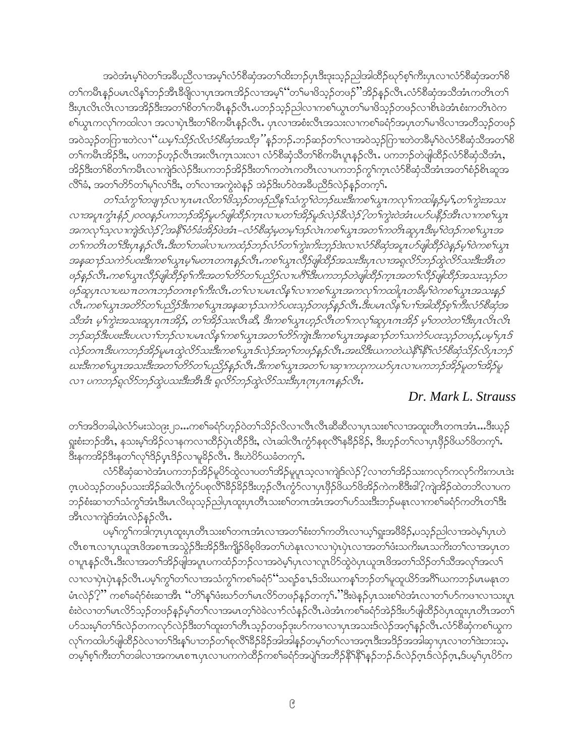အဝဲအံၤမ့ၢ်ဝဲတၢ်အခီပညီလၢအမ့ၢ်လံာ်စီဆှံအတၢ်ထိးဘ့ၣ်ပှၤဒီးဒုးသ့ၣ်ညါအါထီၣ်ဃုာ်စ့ၢ်ကီးပှၤလၢလံာ်စီဆှံအတၢ်စိတၢ်ကမီၤန့ၣ်ပမၤလိန့ၢ်ဘၣ်အီၤခီဖျိလၢပှၤအဂၤအိၣ်လၢအမ့ၢ် "တၢ်မၢဖိသ့ၣ်တဖၣ်" အိၣ်န့ၣ်လီၤ. လံာ်စီဆှံအသိအံၤကတိၤတၢ်ဒီးပှၤလီၤလီၤလၢအအိၣ်ဒီးအတၢ်စိတၢ်ကမီၤန့ၣ်လီၤ. ပဘၣ်သ့ၣ်ညါလၢကစၢ်ယွၤတၢ်မၢဖိသ့ၣ်တဖၣ်လၢစီၤခဲအံၤစံးကတိၤဝဲကစၢ်ယွၤကလုၢ်ကထါလၢ အလၢပှဲၤဒီးတၢ်စိကမီၤန့ၣ်လီၤ. ပှၤလၢအစံးလီၤအသးလၢကစၢ်ခရံာ်အပှၤတၢ်မၢဖိလၢအတီသ့ၣ်တဖၣ်အဝဲသ့ၣ်တကြၢးတဲလၢ "ယမ့ၢ်သိၣ်လိလံာ်စီဆှံအသီဒ့" န့ၣ်ဘၣ်. ဘၣ်ဆၣ်တၢ်လၢအဝဲသ့ၣ်ကြၢးတဲတခီမ့ၢ်ဝဲလံာ်စီဆှံသိအတၢ်စိတၢ်ကမီၤအိၣ်ဒီး, ပကဘၣ်ဟ့ၣ်လီၤအးလီၤက့ၤသးလၢ လံာ်စီဆှံသိတၢ်စိကမီၤပူၤန့ၣ်လီၤ. ပကဘၣ်တဲဖျါထီၣ်လံာ်စီဆှံသိအံၤ, အိၣ်ဒီးတၢ်စိတၢ်ကမီၤလၢကျဲဒ်လဲၣ်ဒီးပကဘၣ်အိၣ်ဒီးတၢ်ကတဲၤကတိၤလၢပကဘၣ်ကွၢ်က့ၤလံာ်စီဆှံသိအံၤအတၢ်စံၣ်စိၤဆှအလိၢ်ခံ, အတၢ်တိာ်တၢ်မုၢ်လၢ်ဒီး, တၢ်လၢအကွဲးဝဲနၣ် အဲၣ်ဒိးဟ်ဝဲအခီပညီဒ်လဲၣ်န့ၣ်တက့ၢ်.

*တၢ်သံကွၢ်တဖျၢၣ်လၢပှၤမၤလိတၢ်ဖိသ့ၣ်တဖၣ်ညီနုၢ်သံကွၢ်ဝဲဘၣ်ဃးဒီးကစၢ်ယွၤကလုၢ်ကထါန့ၣ်မ့ၢ်,တၢ်ကွဲးအသးလၢအပူၤကွံၤနံၣ် ၂၀၀၀န့ၣ်ပကဘၣ်အိၣ်မူဟ်ဖျါထီၣ်က့ၤလၢပတၢ်အိၣ်မူဒ်လဲၣ်ခဲလဲၣ်?တၢ်ကွဲးဝဲအံၤပဟ်ပနီၣ်အီၤလၢကစၢ်ယွၤအကလုၢ်သ့လၢကျဲဒ်လဲၣ်?အနီၢ်ဝံာ်ခံအိၣ်ဖဲအံၤ–လံာ်စီဆှံမ့တမ့ၢ်ဒ့ၣ်လဲၤကစၢ်ယွၤအတၢ်ကတိၤဆူပှၤဒီးမ့ၢ်ဝဲဒၣ်ကစၢ်ယွၤအတၢ်ကတိၤတၢ်ဒီးပှၤန့ၣ်လီၤ.ဒီးတၢ်တခါလၢပကထံၣ်ဘၣ်လံာ်တၢ်ကွဲးကိးဘ့ၣ်ဒဲးလၢလံာ်စီဆှံအပူၤဟ်ဖျါထီၣ်ဝဲန့ၣ်မ့ၢ်ဝဲကစၢ်ယွၤအန့ဆၢၣ်လၢကဲာ်ပဝးဒီးကစၢ်ယွၤမ့ၢ်မတၤတဂၤန့ၣ်လီၤ.ကစၢ်ယွၤလီၣ်ဖျါထီၣ်အသးဒီးပှၤလၢအရှလိာ်ဘၣ်ထွဲလိာ်သးဒီးအီၤတဖၣ်န့ၣ်လီၤ.ကစၢ်ယွၤလီၣ်ဖျါထီၣ်စ့ၢ်ကီးအတၢ်တိာ်တၢ်ပညိၣ်လၢပဂီၢ်ဒီးပကဘၣ်တဲဖျါထီၣ်က့ၤအတၢ်လီၣ်ဖျါထီၣ်အသးသ့ၣ်တဖၣ်ဆူပှၤလၢပဃၤကတဂၤဘၣ်တဂၤစ့ၢ်ကီးလီၤ.တၢ်လၢပမၤလိန့ၢ်လၢကစၢ်ယွၤအကလုၢ်ကထါပူၤတခီမ့ၢ်ဝဲကစၢ်ယွၤအသးန့ၣ်လီၤ.ကစၢ်ယွၤအတိာ်တၢ်ပညိၣ်ဒီးကစၢ်ယွၤအန့ဆၢၣ်လၢကဲာ်ပဝးသ့ၣ်တဖၣ်န့ၣ်လီၤ.ဒီးပမၤလိန့ၢ်ပၢၢ်အါထီၣ်စ့ၢ်ကီးလံာ်စီဆှံအသိအံၤ မ့ၢ်ကွဲးအသးဆူပှၤဂၤအိၣ်, တၢ်အိၣ်သးလီၤဆီ, ဒီးကစၢ်ယွၤဟ့ၣ်လီၤတၢ်ကလုၢ်ဆူပှၤဂၤအိၣ် မ့ၢ်တတဲတၢ်ဒီးပှၤလီၤလီၤဘၣ်ဆၣ်ဒီးပဖးဒီးပလၢၢ်ဘၣ်လၢပမၤလိန့ၢ်ကစၢ်ယွၤအတၢ်တိာ်ကျဲၤဒီးကစၢ်ယွၤအန့ဆၢၣ်တၢ်သကဲာ်ပဝးသ့ၣ်တဖၣ်,ပမ့ၢ်ပှၤဒ်လဲၣ်တဂၤဒီးပကဘၣ်အိၣ်မူမၤထွဲလိာ်သးဒီးကစၢ်ယွၤဒ်လဲၣ်အဂ့ၢ်တဖၣ်န့ၣ်လီၤ.အဃိဒီးယကတဲဃဲနီၢ်နီၢ်လံာ်စီဆှံသိၣ်လိပှၤဘၣ်ဃးဒီးကစၢ်ယွၤအသးဒီးအတၢ်တိာ်တၢ်ပညိၣ်န့ၣ်လီၤ.ဒီးကစၢ်ယွၤအတၢ်ပၢဆှၢကဟုကယာ်ပှၤလၢပကဘၣ်အိၣ်မူတၢ်အိၣ်မူလၢ ပကဘၣ်ရှလိာ်ဘၣ်ထွဲပသးဒီးအီၤဒီး ရှလိာ်ဘၣ်ထွဲလိာ်သးဒီးပှၤဂၤပှၤဂၤန့ၣ်လီၤ.*

***Dr. Mark L. Strauss***

တၢ်အဒိတခါ,ဖဲလံာ်မးသဲဝး ၂၁…ကစၢ်ခရံာ်ဟ့ၣ်ဝဲတၢ်သိၣ်လိလၢလီၤလီၤဆီဆီလၢပှၤသးစၢ်လၢအထူးတီၤတဂၤအံၤ…ဒီးယ့ၣ်ရှးစံးဘၣ်အီၤ, နသးမ့ၢ်အိၣ်လၢနကလၢထီၣ်ပှဲၤထီၣ်ဒီး, လဲၤဆါလီၤကွံာ်နစုလိၢ်နခိၣ်ခိၣ်, ဒီးဟ့ၣ်တၢ်လၢပှၤဖှိၣ်ဖိယာ်ဖိတက့ၢ်. ဒီးနကအိၣ်ဒီးနတၢ်လုၢ်ဒိၣ်ပှၤဒိၣ်လၢမူခိၣ်လီၤ. ဒီးဟဲပိာ်ယဲၤတက့ၢ်.

လံာ်စီဆှံဆၢဝဲအံၤပကဘၣ်အိၣ်မူပိာ်ထွဲလၢပတၢ်အိၣ်မူပူၤသ့လၢကျဲဒ်လဲၣ်?လၢတၢ်အိၣ်သးကလုာ်ကလုာ်ကီးကဟၤဒဲးဂ့ၤပဝဲသ့ၣ်တဖၣ်ပသးအိၣ်ဆါလီၤကွံာ်ပစုလိၢ်ခိၣ်ခိၣ်ဒီးဟ့ၣ်လီၤကွံာ်လၢပှၤဖှိၣ်ဖိယာ်ဖိအိၣ်ကဲကစီဒီးဓါ?ကျဲအိၣ်ထဲတဘိလၢပကဘၣ်စံးဆၢတၢ်သံကွၢ်အံၤဒီးမၤလိဃုသ့ၣ်ညါပှၤထူးပှၤတီၤသးစၢ်တဂၤအံၤအတၢ်ဟ်သးဒီးဘၣ်မနုၤလၢကစၢ်ခရံာ်ကတိၤတၢ်ဒီးအီၤလၢကျဲဒ်အံၤလဲၣ်န့ၣ်လီၤ.

ပမ့ၢ်ကွၢ်ကဒါက့ၤပှၤထူးပှၤတီၤသးစၢ်တဂၤအံၤလၢအတၢ်စံးတၢ်ကတိၤလၢယ့ၢ်ရှးအဖီခိၣ်,ပသ့ၣ်ညါလၢအဝဲမ့ၢ်ပှၤဟဲလီၤစπလၢပှၤယူဒၤဖိအစπအသွဲၣ်ဒီးအိၣ်ဒီးကျိၣ်ဖိစ့ဖိအတၢ်ဟဲနၤလၢလၢပှဲၤပှဲၤလၢအတၢ်ဖံးလၢကိးမၤသကိးတၢ်လၢအပှၤတဝၢပူၤန့ၣ်လီၤ.ဒီးလၢအတၢ်အိၣ်ဖျါအပူၤပကထံၣ်ဘၣ်လၢအဝဲမ့ၢ်ပှၤလၢလူၤပိာ်ထွဲဝဲပှၤယူဒၤဖိအတၢ်သိၣ်တၢ်သိအလုၢ်အလၢ်လၢလၢပှဲၤပှဲၤန့ၣ်လီၤ.ပမ့ၢ်ကွၢ်တၢ်လၢအသံကွၢ်ကစၢ်ခရံာ် "သရၣ်ဧၢ,ဒ်သိးယကန့ၢ်ဘၣ်တၢ်မူထူလိာ်အဂီၢ်ယကဘၣ်မၤမနုၤတမံၤလဲၣ်?" ကစၢ်ခရံာ်စံးဆၢအီၤ "တိၢ်နၢ်ဖံးဃာ်တၢ်မၤလိာ်တဖၣ်နှၣ်တက့ၢ်." ဒီးဖဲန့ၣ်ပှၤသးစၢ်ဝဲအံၤလၢတၢ်ဟ်ကဖၢလၢသးပူၤစံးဝဲလၢတၢ်မၤလိာ်သ့ၣ်တဖၣ်န့ၣ်မ့ၢ်တၢ်လၢအမၤတ့ၢ်ဝဲခဲလၢာ်လံန့ၣ်လီၤ.ဖဲအံၤကစၢ်ခရံာ်အဲၣ်ဒိးဟ်ဖျါထီၣ်ဝဲပှၤထူးပှၤတီၤအတၢ်ဟ်သးမ့ၢ်တၢ်ဒ်လဲၣ်တကလုာ်လဲၣ်ဒီးတၢ်ထူးတၢ်တီၤသ့ၣ်တဖၣ်ဒုးဟ်ကဖၢလၢပှၤအသးဒ်လဲၣ်အဂ့ၢ်န့ၣ်လီၤ.လံာ်စီဆှံကစၢ်ယွၤကလုၢ်ကထါဟ်ဖျါထီၣ်ဝဲလၢတၢ်ဒိးန့ၢ်ပၢဘၣ်တၢ်စုလိၢ်ခိၣ်ခိၣ်အါအါန့ၣ်တမ့ၢ်တၢ်လၢအဂ့ၤဒီးအခိၣ်အခါဆှၢပှၤလၢတၢ်ဒဲးဘးသ့. တမ့ၢ်စ့ၢ်ကီးတၢ်တခါလၢအကမၤစπပှၤလၢပကကဲထိၣ်ကစၢ်ခရံာ်အပျဲၢ်အဘီၣ်နီၢ်နီၢ်န့ၣ်ဘၣ်.ဒ်လဲၣ်ဂ့ၤဒ်လဲၣ်ဂ့ၤ,ဒ်ပမ့ၢ်ပှၤပိာ်က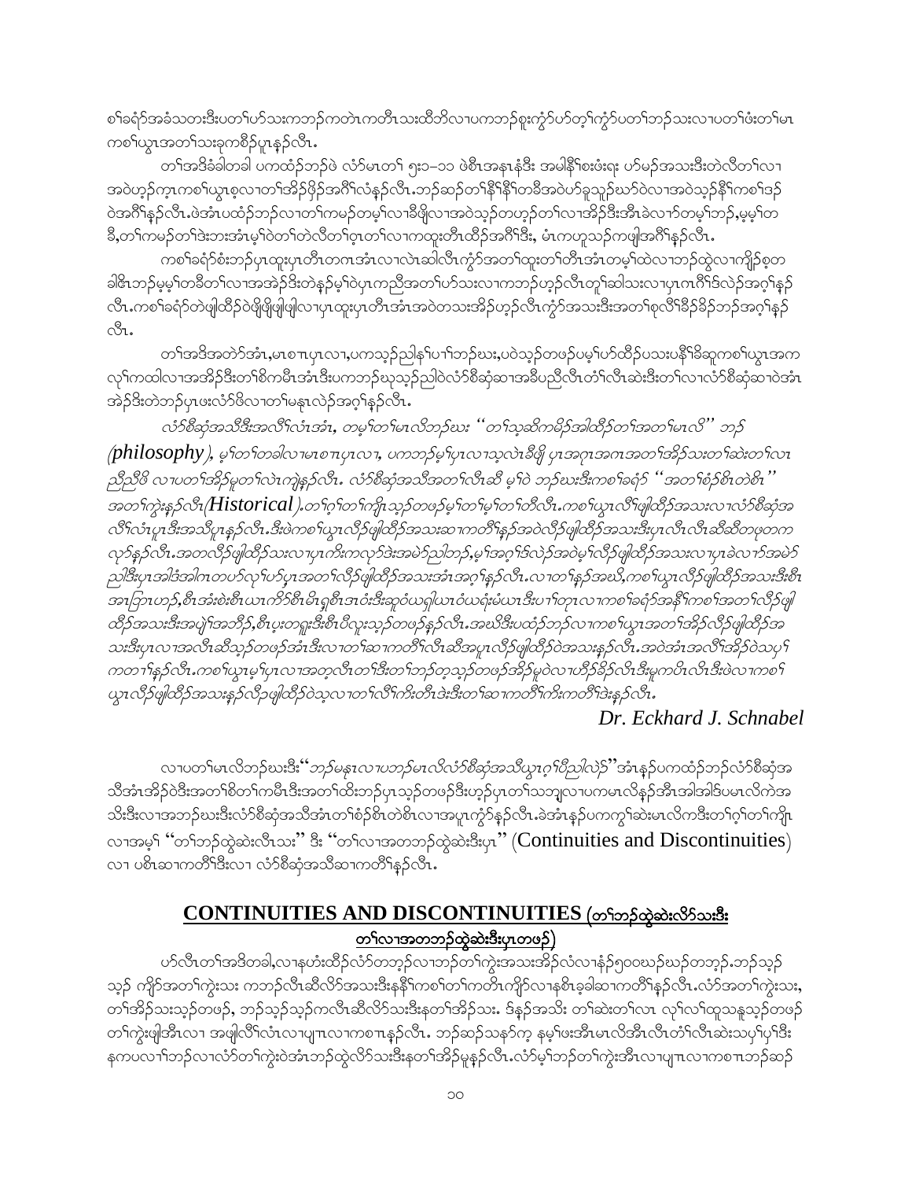စၢ်ခရံာ်အခံသတးဒီးပတၢ်ပာ်သးကဘၣ်ကတဲၤကတိၤသးထိဘိလၢပကဘၣ်စူးကွံာ်ပာ်တ့ၢ်ကွံာ်ပတၢ်ဘၣ်သးလၢပတၢ်ဖံးတၢ်မၤကစၢ်ယွၤအတၢ်သးခုကစီဉ်ပူၤန့ၣ်လီၤ.

တၢ်အဒိခံခါတခါ ပကထံဉ်ဘဉ်ဖဲ လံာ်မၤတၢ် ၅း၁–၁၁ ဖဲစီၤအနၤနံဒီး အမါနီၢ်စးဖံးရး ဟ်မၣ်အသးဒီးတဲလီတၢ်လၢအဝဲဟ့ၣ်က့ၤကစၢ်ယွၤစ့လၢတၢ်အိၣ်ဖှိၣ်အဂီၢ်လံန့ၣ်လီၤ.ဘၣ်ဆၣ်တၢ်နီၢ်နီၢ်တခီအဝဲဟ်ခူသူၣ်ဃာ်ဝဲလၢအဝဲသ့ၣ်နီၢ်ကစၢ်ဒၣ်ဝဲအဂီၢ်န့ၣ်လီၤ.ဖဲအံၤပထံၣ်ဘၣ်လၢတၢ်ကမၣ်တမ့ၢ်လၢခီဖျိလၢအဝဲသ့ၣ်တဟ့ၣ်တၢ်လၢအိၣ်ဒီးအီၤခဲလၢာ်တမ့ၢ်ဘၣ်,မ့မ့ၢ်တခီ,တၢ်ကမၣ်တၢ်ဒဲးဘးအံၤမ့ၢ်ဝဲတၢ်တဲလီတၢ်ဝ့ၤတၢ်လၢကထူးတီၤထိဉ်အဂီၢ်ဒီး, မံၤကဟူသၣ်ကဖျါအဂီၢ်န့ၣ်လီၤ.

ကစၢ်ခရံာ်စံးဘၣ်ပှၤထူးပှၤတီၤတဂၤအံၤလၢလဲၤဆါလီၤကွံာ်အတၢ်ထူးတၢ်တီၤအံၤတမ့ၢ်ထဲလၢဘၣ်ထွဲလၢကျိၣ်စ့တခါဧိၤဘၣ်မ့မ့ၢ်တခီတၢ်လၢအအဲၣ်ဒိးတဲနဉ်မ့ၢ်ဝဲပှၤကညီအတၢ်ပာ်သးလၢကဘၣ်ဟ့ၣ်လီၤတူၢ်ဆါသးလၢပှၤဂၤဂီၢ်ဒၣ်လဲၣ်အဂ့ၢ်န့ၣ်လီၤ.ကစၢ်ခရံာ်တဲဖျါထီဉ်ဝဲဖှိဖှိဖျါဖျါလၢပှၤထူးပှၤတီၤအံၤအဝဲတသးအိၣ်ဟ့ၣ်လီၤကွံာ်အသးဒီးအတၢ်စုလီၢ်ခီၣ်ခိၣ်ဘၣ်အဂ့ၢ်န့ၣ်လီၤ.

တၢ်အဒိအတဲာ်အံၤ,မၤစၢၤပှၤလၢ,ပကသ့ၣ်ညါန့ၢ်ပၢၢ်ဘၣ်ဃး,ပဝဲသ့ၣ်တဖၣ်ပမ့ၢ်ဟ်ထိၣ်ပသးပနီၢ်ခီဆှၢကစၢ်ယွၤအကလုၢ်ကထါလၢအအိၣ်ဒီးတၢ်စိကမီၤအံၤဒီးပကဘၣ်ဃုသ့ၣ်ညါဝဲလံာ်စီဆုံဆၢအခီပညီလီၤတံၢ်လီၤဆဲးဒီးတၢ်လၢလံာ်စီဆုံဆၢဝဲအံၤအဲၣ်ဒိးတဲဘၣ်ပှၤဖးလံာ်ဖိလၢတၢ်မနုၤလဲၣ်အဂ့ၢ်န့ၣ်လီၤ.

*လံာ်စီဆုံအသိဒီးအလီၢ်လံၤအံၤ, တမ့ၢ်တၢ်မၤလိဘၣ်ဃး "တၢ်သ့ဆိကမိၣ်အါထိၣ်တၢ်အတၢ်မၤလိ" ဘၣ် (philosophy), မ့ၢ်တၢ်တခါလၢမၤစၢၤပှၤလၢ, ပကဘၣ်မ့ၢ်ပှၤလၢသ့လဲၤခီဖျိ ပှၤအဂုၤအဂၤအတၢ်အိၣ်သးတၢ်ဆဲးတၢ်လၢညီညီဖိ လၢပတၢ်အိၣ်မူတၢ်လဲၤကျဲန့ၣ်လီၤ. လံာ်စီဆုံအသိအတၢ်လီၤဆီ မ့ၢ်ဝဲ ဘၣ်ဃးဒီးကစၢ်ခရံာ် "အတၢ်စံၣ်စိၤတဲစိၤ" အတၢ်ကွဲးန့ၣ်လီၤ(Historical).တၢ်ဂ့ၢ်တၢ်ကျိၤသ့ၣ်တဖၣ်မ့ၢ်တၢ်မ့ၢ်တၢ်တီလီၤ.ကစၢ်ယွၤလီၢ်ဖျါထိၣ်အသးလၢလံာ်စီဆုံအလီၢ်လံၤပူၤဒီးအသိပူၤန့ၣ်လီၤ.ဒီးဖဲကစၢ်ယွၤလီၣ်ဖျါထိၣ်အသးဆၢကတီၢ်နှၣ်အဝဲလီၣ်ဖျါထိၣ်အသးဒီးပှၤလီၤလီၤဆီဆီတဖုတကလုာ်န့ၣ်လီၤ.အတလီၣ်ဖျါထိၣ်သးလၢပှၤကိးကလုာ်ဒဲးအမဲာ်ညါဘၣ်,မ့ၢ်အဂ့ၢ်ဒ်လဲၣ်အဝဲမ့ၢ်လီၣ်ဖျါထိၣ်အသးလၢပှၤခဲလၢာ်အမဲာ်ညါဒီးပှၤအါဒံအါဂၤတဟ်လုၢ်ဟ်ပှၤအတၢ်လီၣ်ဖျါထိၣ်အသးအံၤအဂ့ၢ်န့ၣ်လီၤ.လၢတၢ်နှၣ်အဃိ,ကစၢ်ယွၤလီၣ်ဖျါထိၣ်အသးဒီးစီၤအၤဗြာဟၣ်,စီၤအံးစဲးစီၤယၤကိာ်စီၤမိၤရှစီၤအၤဝံးဒီးဆ့ဝံယရှါယၤဝံယရံးမံယၤဒီးပၢၢ်တုၤလၢကစၢ်ခရံာ်အနီၢ်ကစၢ်အတၢ်လီၣ်ဖျါထိၣ်အသးဒီးအပျဲၢ်အဘီၣ်,စီၤပ့းတရူးဒီးစီၤပီလူးသ့ၣ်တဖၣ်နှၣ်လီၤ.အဃိဒီးပထံၣ်ဘၣ်လၢကစၢ်ယွၤအတၢ်အိၣ်လီၣ်ဖျါထိၣ်အသးဒီးပှၤလၢအလီၤဆီသ့ၣ်တဖၣ်အံၤဒီးလၢတၢ်ဆၢကတီၢ်လီၤဆီအပူၤလီၣ်ဖျါထိၣ်ဝဲအသးန့ၣ်လီၤ.အဝဲအံၤအလီၢ်အိၣ်ဝဲသပှၢ်ကတၢၢ်န့ၣ်လီၤ.ကစၢ်ယွၤမ့ၢ်ပှၤလၢအတ့လီၤတၢ်ဒီးတၢ်ဘၣ်တ့သ့ၣ်တဖၣ်အိၣ်မူဝဲလၢဟီၣ်ခိၣ်လံၤဒီးမူကပိၤလီၤဒီးဖဲလၢကစၢ်ယွၤလီၣ်ဖျါထိၣ်အသးနှၣ်လီၣ်ဖျါထိၣ်ဝဲသ့လၢတၢ်လီၢ်ကိးတီၤဒဲးဒီးတၢ်ဆၢကတီၢ်ကိးကတီၢ်ဒဲးန့ၣ်လီၤ.*

***Dr. Eckhard J. Schnabel***

လၢပတၢ်မၤလိဘၣ်ဃးဒီး"*ဘၣ်မနုၤလၢပဘၣ်မၤလိလံာ်စီဆုံအသိယွၤဂ့ၢ်ပီညါလဲၣ်*"အံၤန့ၣ်ပကထံၣ်ဘၣ်လံာ်စီဆုံအသိအံၤအိၣ်ဝဲဒီးအတၢ်စိတၢ်ကမီၤဒီးအတၢ်ထံးဘၣ်ပှၤသ့ၣ်တဖၣ်ဒီးဟ့ၣ်ပှၤတၢ်သဘျ့လၢပကမၤလိန့ၣ်အီၤအါအါဒ်ပမၤလိကဲအသိးဒီးလၢအဘၣ်ဃးဒီးလံာ်စီဆုံအသိအံၤတၢ်စံၣ်စိၤတဲစိၤလၢအပူၤကွံာ်န့ၣ်လီၤ.ခဲအံၤန့ၣ်ပကကွၢ်ဆဲးမၤလိကဒီးတၢ်ဂ့ၢ်တၢ်ကျိၤလၢအမ့ၢ် "တၢ်ဘၣ်ထွဲဆဲးလီၤသး" ဒီး "တၢ်လၢအတဘၣ်ထွဲဆဲးဒီးပှၤ" (Continuities and Discontinuities) လၢ ပစီၤဆၢကတီၢ်ဒီးလၢ လံာ်စီဆုံအသိဆၢကတီၢ်န့ၣ်လီၤ.

## CONTINUITIES AND DISCONTINUITIES (တၢ်ဘၣ်ထွဲဆဲးလိာ်သးဒီး တၢ်လၢအတဘၣ်ထွဲဆဲးဒီးပှၤတဖၣ်)

ဟ်လီၤတၢ်အဒိတခါ,လၢနဟံးထိၣ်လံာ်တဘ့ၣ်လၢဘၣ်တၢ်ကွဲးအသးအိၣ်လံလၢနံၣ်၅၀၀ဃၣ်ဃၣ်တဘ့ၣ်.ဘၣ်သ့ၣ်သ့ၣ် ကျိာ်အတၢ်ကွဲးသး ကဘၣ်လီၤဆီလိာ်အသးဒီးနနီၢ်ကစၢ်တၢ်ကတိၤကျိာ်လၢနစိၤခ့ခါဆၢကတီၢ်န့ၣ်လီၤ.လံာ်အတၢ်ကွဲးသး, တၢ်အိၣ်သးသ့ၣ်တဖၣ်, ဘၣ်သ့ၣ်သ့ၣ်ကလီၤဆီလိာ်သးဒီးနတၢ်အိၣ်သး. ဒ်နၣ်အသိး တၢ်ဆဲးတၢ်လၢ လုၢ်လၢ်ထူသနူသ့ၣ်တဖၣ်တၢ်ကွဲးဖျါအီၤလၢ အဖျါလီၢ်လံၤလၢပျπလၢကစၢၤန့ၣ်လီၤ. ဘၣ်ဆၣ်သနၥ်က့ နမ့ၢ်ဖးအီၤမၤလိအီၤလီၤတံၢ်လီၤဆဲးသပှၢ်ပှၢ်ဒီး နကပလၢၢ်ဘၣ်လၢလံာ်တၢ်ကွဲးဝဲအံၤဘၣ်ထွဲလိာ်သးဒီးနတၢ်အိၣ်မူန့ၣ်လီၤ.လံာ်မ့ၢ်ဘၣ်တၢ်ကွဲးအီၤလၢပျπလၢကစၢၤဘၣ်ဆၣ်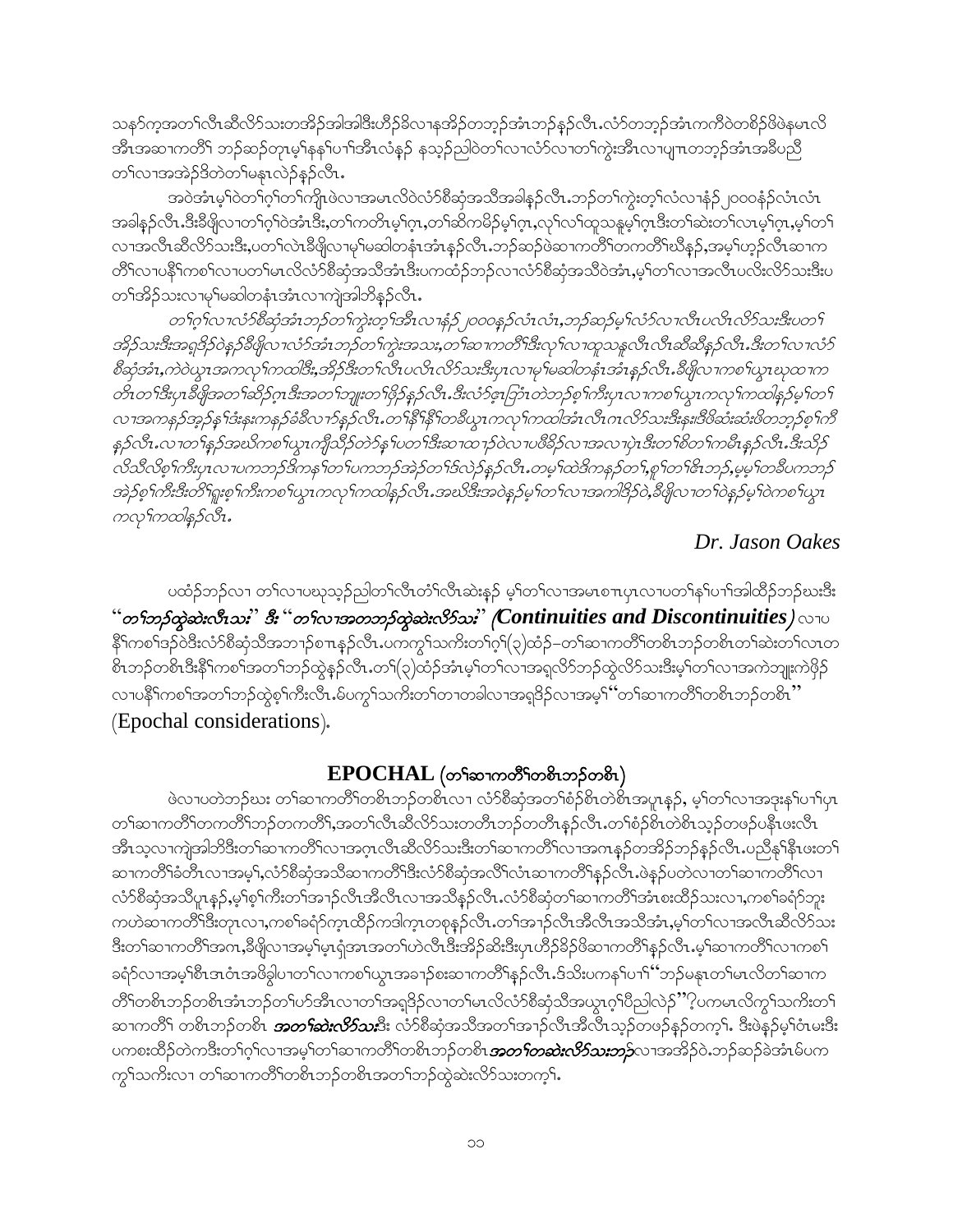သနၣ်က့အတၢ်လီၤဆီလိာ်သးတအိၣ်အါအါဒီးဟီၣ်ခိလၢနအိၣ်တဘ့ၣ်အံၤဘၣ်နၣ်လီၤ.လံာ်တဘ့ၣ်အံၤကကိဝဲတစိၣ်ဖိဖဲနမၤလိအီၤအဆၢကတိၢ် ဘၣ်ဆၣ်တုၤမ့ၢ်နနၢ်ပၢၢ်အီၤလံနၣ် နသ့ၣ်ညါဝဲတၢ်လၢလံာ်လၢတၢ်ကွဲးအီၤလၢပျ့ၤတဘ့ၣ်အံၤအခီပညီတၢ်လၢအအဲၣ်ဒိတဲတၢ်မနုၤလဲၣ်နၣ်လီၤ.

အဝဲအံၤမ့ၢ်ဝဲတၢ်ဂ့ၢ်တၢ်ကျိၤဖဲလၢအမၤလိဝဲလံာ်စီဆုံအသီအခါနၣ်လီၤ.ဘၣ်တၢ်ကွဲးတ့ၢ်လံလၢနံၣ် ၂၀၀၀နံၣ်လံၤလံၤအခါနၣ်လီၤ.ဒီးခီဖျိလၢတၢ်ဂ့ၢ်ဝဲအံၤဒီး,တၢ်ကတိၤမ့ၢ်ဂ့ၤ,တၢ်ဆိကမိၣ်မ့ၢ်ဂ့ၤ,လုၢ်လၢ်ထူသနူမ့ၢ်ဂ့ၤဒီးတၢ်ဆဲးတၢ်လၤမ့ၢ်ဂ့ၤ,မ့ၢ်တၢ်လၢအလီၤဆီလိာ်သးဒီး,ပတၢ်လဲၤခီဖျိလၢမုၢ်မဆါတနံၤအံၤနၣ်လီၤ.ဘၣ်ဆၣ်ဖဲဆၢကတိၢ်တကတိၢ်ဃီနၣ်,အမ့ၢ်ဟ့ၣ်လီၤဆၢကတိၢ်လၢပနီၢ်ကစၢ်လၢပတၢ်မၤလိလံာ်စီဆုံအသီအံၤဒီးပကထံၣ်ဘၣ်လၢလံာ်စီဆုံအသီဝဲအံၤ,မ့ၢ်တၢ်လၢအလီၤပလိးလိာ်သးဒီးပတၢ်အိၣ်သးလၢမုၢ်မဆါတနံၤအံၤလၢကျဲအါဘိနၣ်လီၤ.

*တၢ်ဂ့ၢ်လၢလံာ်စီဆုံအံၤဘၣ်တၢ်ကွဲးတ့ၢ်အီၤလၢနံၣ် ၂၀၀၀နံၣ်လံၤလံၤ,ဘၣ်ဆၣ်မ့ၢ်လံာ်လၢလီၤပလိၤလိာ်သးဒီးပတၢ်အိၣ်သးဒီးအရှဒိၣ်ဝဲနၣ်ခီဖျိလၢလံာ်အံၤဘၣ်တၢ်ကွဲးအသး,တၢ်ဆၢကတိၢ်ဒီးလုၢ်လၢ်ထူသနူလီၤလီၤဆီဆီနၣ်လီၤ.ဒီးတၢ်လၢလံာ်စီဆုံအံၤ,ကဲဝဲယွၤအကလုၢ်ကထါဒီး,အိၣ်ဒီးတၢ်လီၤပလိၤလိာ်သးဒီးပှၤလၢမုၢ်မဆါတနံၤအံၤနၣ်လီၤ.ခီဖျိလၢကစၢ်ယွၤဃုထၢကတိၤတၢ်ဒီးပှၤခီဖျိအတၢ်ဆိၣ်ဂ့ၤဒီးအတၢ်ဘျုးတၢ်ဖှိၣ်နၣ်လီၤ.ဒီးလံာ်စူၤဘြံၤတဲဘၣ်စ့ၢ်ကီးပှၤလၢကစၢ်ယွၤကလုၢ်ကထါနၣ်မ့ၢ်တၢ်လၢအကနၣ်အဒ့ၣ်နၢ်ဒံးနးကနၣ်ခံခီလၢာ်နၣ်လီၤ.တၢ်နီၢ်နီၢ်တခီယွၤကလုၢ်ကထါအံၤလီၤဂၤလိာ်သးဒီးနးဒိဖိဆံးဆံးဖိတဘ့ၣ်စ့ၢ်ကီနၣ်လီၤ.လၢတၢ်နၣ်အဃိကစၢ်ယွၤကျိသိၣ်တဲာ်နၢ်ပတၢ်ဒီးဆၢထၢၣ်ဝဲလၢပဖိခိၣ်လၢအလၢပှဲၤဒီးတၢ်စိတၢ်ကမီၤနၣ်လီၤ.ဒီးသိၣ်လိသီလိစ့ၢ်ကီးပှၤလၢပကဘၣ်ဒိကနၢ်ပကဘၣ်အဲၣ်တၢ်ဒ်လဲၣ်နၣ်လီၤ.တမ့ၢ်ထဲဒိကနၣ်တၢ်,စူၢ်တၢ်ဇၢဘၣ်,မ့မ့ၢ်တခီပကဘၣ်အဲၣ်စ့ၢ်ကီးဒီးတၢ်ရှုးစ့ၢ်ကီးကစၢ်ယွၤကလုၢ်ကထါနၣ်လီၤ.အဃိဒီးအဝဲနၣ်မ့ၢ်တၢ်လၢအကါဒိၣ်ဝဲ,ခီဖျိလၢတၢ်ဝဲနၣ်မ့ၢ်ဝဲကစၢ်ယွၤကလုၢ်ကထါနၣ်လီၤ.*

*Dr. Jason Oakes*

ပထံၣ်ဘၣ်လၢ တၢ်လၢပဃုသ့ၣ်ညါတၢ်လီၤတံၢ်လီၤဆဲးနၣ် မ့ၢ်တၢ်လၢအမၤစၢၤပှၤလၢပတၢ်နၢ်ပၢၢ်အါထိၣ်ဘၣ်ဃးဒီး "***တၢ်ဘၣ်ထွဲဆဲးလီၤသး***" ဒီး "***တၢ်လၢအတဘၣ်ထွဲဆဲးလိာ်သး***" ***(Continuities and Discontinuities)*** လၢပနီၢ်ကစၢ်ဒဉ်ဝဲဒီးလံာ်စီဆုံသီအဘၢၣ်စၢၤနၣ်လီၤ.ပကကွၢ်သကိးတၢ်ဂ့ၢ်(၃)ထံၣ်–တၢ်ဆၢကတိၢ်တစိၤဘၣ်တစိၤတၢ်ဆဲးတၢ်လၤတစိၤဘၣ်တစိၤဒီးနီၢ်ကစၢ်အတၢ်ဘၣ်ထွဲနၣ်လီၤ.တၢ်(၃)ထံၣ်အံၤမ့ၢ်တၢ်လၢအရှလိာ်ဘၣ်ထွဲလိာ်သးဒီးမ့ၢ်တၢ်လၢအကဲဘျုးကဲဖှိၣ်လၢပနီၢ်ကစၢ်အတၢ်ဘၣ်ထွဲစ့ၢ်ကီးလီၤ.မ်ပကွၢ်သကိးတၢ်တၢတခါလၢအရှဒိၣ်လၢအမ့ၢ် "တၢ်ဆၢကတိၢ်တစိၤဘၣ်တစိၤ" (Epochal considerations).

## EPOCHAL (တၢ်ဆၢကတိၢ်တစိၤဘၣ်တစိၤ)

ဖဲလၢပတဲဘၣ်ဃး တၢ်ဆၢကတိၢ်တစိၤဘၣ်တစိၤလၢ လံာ်စီဆုံအတၢ်စံၣ်စိၤတဲစိၤအပူၤနၣ်, မ့ၢ်တၢ်လၢအဒုးနၢ်ပၢၢ်ပှၤတၢ်ဆၢကတိၢ်တကတိၢ်ဘၣ်တကတိၢ်,အတၢ်လီၤဆီလိာ်သးတတီၤဘၣ်တတီၤနၣ်လီၤ.တၢ်စံၣ်စိၤတဲစိၤသ့ၣ်တဖၣ်ပနီၤဖးလီၤအီၤသ့လၢကျဲအါဘိဒီးတၢ်ဆၢကတိၢ်လၢအဂ့ၤလီၤဆီလိာ်သးဒီးတၢ်ဆၢကတိၢ်လၢအဂၤနၣ်တအိၣ်ဘၣ်နၣ်လီၤ.ပညီနၢ်နီၤဖးတၢ်ဆၢကတိၢ်ခံတီၤလၢအမ့ၢ်,လံာ်စီဆုံအသီဆၢကတိၢ်ဒီးလံာ်စီဆုံအလိၢ်လံၤဆၢကတိၢ်နၣ်လီၤ.ဖဲနၣ်ပတဲလၢတၢ်ဆၢကတိၢ်လၢလံာ်စီဆုံအသီပူၤနၣ်,မ့ၢ်စ့ၢ်ကီးတၢ်အၢၣ်လီၤအီလီၤလၢအသီနၣ်လီၤ.လံာ်စီဆုံတၢ်ဆၢကတိၢ်အံၤစးထိၣ်သးလၢ,ကစၢ်ခရံာ်ဘူးကဟဲဆၢကတိၢ်ဒီးတုၤလၢ,ကစၢ်ခရံာ်က့ၤထိၣ်ကဒါက့ၤတစုနၣ်လီၤ.တၢ်အၢၣ်လီၤအီလီၤအသီအံၤ,မ့ၢ်တၢ်လၢအလီၤဆီလိာ်သးဒီးတၢ်ဆၢကတိၢ်အဂၤ,ခီဖျိလၢအမ့ၢ်မ့ၤရှံအၤအတၢ်ဟဲလီၤဒီးအိၣ်ဆိးဒီးပှၤဟီၣ်ခိၣ်ဖိဆၢကတိၢ်နၣ်လီၤ.မ့ၢ်ဆၢကတိၢ်လၢကစၢ်ခရံာ်လၢအမ့ၢ်စီၤအဲၤဖိခွါပၢတၢ်လၢကစၢ်ယွၤအခၢၣ်စးဆၢကတိၢ်နၣ်လီၤ.ဒ်သိးပကနၢ်ပၢၢ်"ဘၣ်မနုၤတၢ်မၤလိတၢ်ဆၢကတိၢ်တစိၤဘၣ်တစိၤအံၤဘၣ်တၢ်ဟ်အီၤလၢတၢ်အရှဒိၣ်လၢတၢ်မၤလိလံာ်စီဆုံသီအယွၤဂ့ၢ်ပီညါလဲၣ်"?ပကမၤလိကွၢ်သကိးတၢ်ဆၢကတိၢ် တစိၤဘၣ်တစိၤ ***အတၢ်ဆဲးလိာ်သး***ဒီး လံာ်စီဆုံအသီအတၢ်အၢၣ်လီၤအီလီၤသ့ၣ်တဖၣ်နၣ်တက့ၢ်. ဒီးဖဲနၣ်မ့ၢ်ဝံၤမးဒီးပကစးထိၣ်တဲကဒီးတၢ်ဂ့ၢ်လၢအမ့ၢ်တၢ်ဆၢကတိၢ်တစိၤဘၣ်တစိၤ***အတၢ်တဆဲးလိာ်သးဘၣ်***လၢအအိၣ်ဝဲ.ဘၣ်ဆၣ်ခဲအံၤမ်ပကကွၢ်သကိးလၢ တၢ်ဆၢကတိၢ်တစိၤဘၣ်တစိၤအတၢ်ဘၣ်ထွဲဆဲးလိာ်သးတက့ၢ်.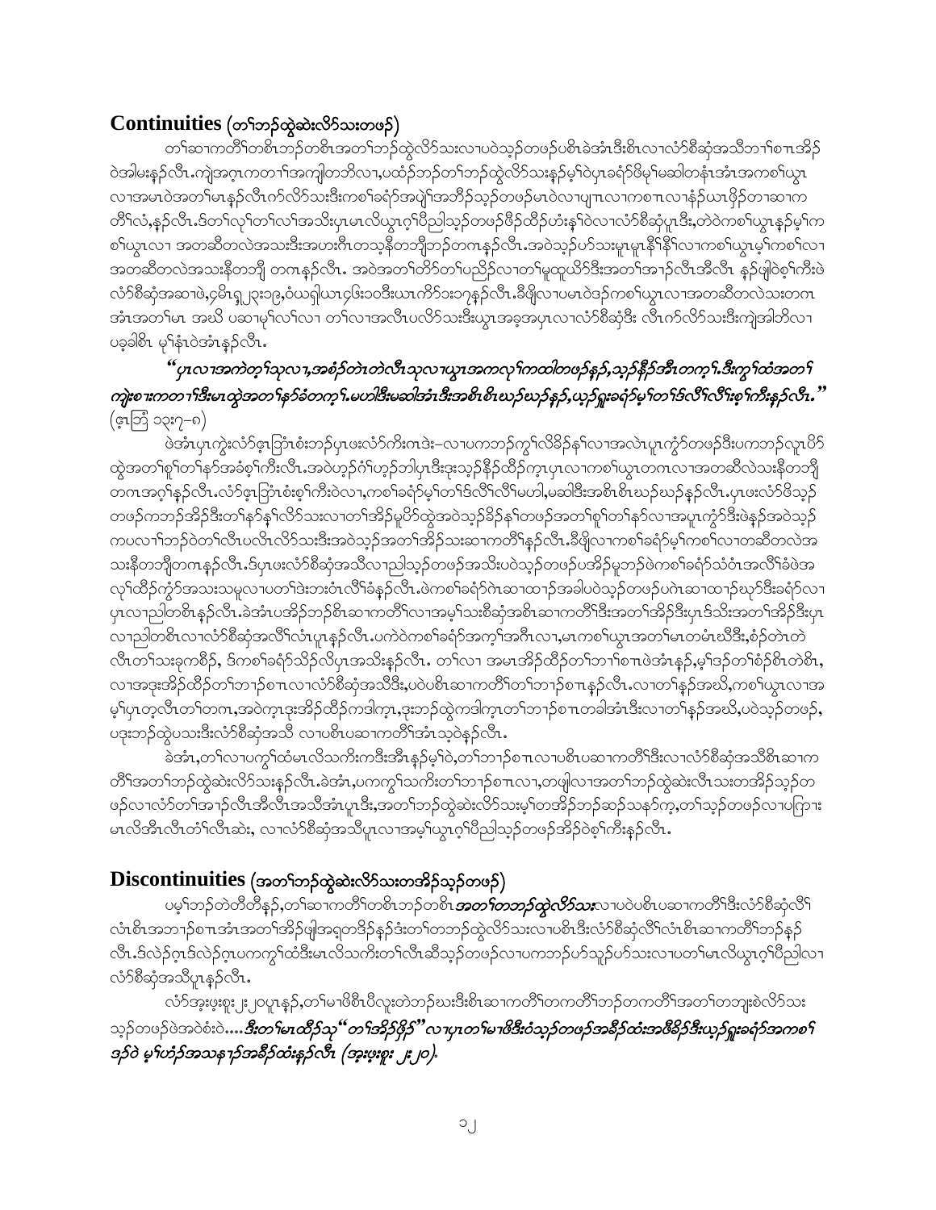## Continuities (တၢ်ဘဉ်ထွဲဆဲးလိာ်သးတဖဉ်)

တၢ်ဆၢကတီၢ်တစိၤဘဉ်တစိၤအတၢ်ဘဉ်ထွဲလိာ်သးလၢပဝဲသ့ဉ်တဖဉ်ပစိၤခဲအံၤဒီးစိၤလၢလံာ်စီဆှံအသိဘၢ်စၢၤအိဉ်ဝဲအါမးနဉ်လီၤ.ကျဲအဂ့ၤကတၢၢ်အကျါတဘိလၢ,ပထံဉ်ဘဉ်တၢ်ဘဉ်ထွဲလိာ်သးနဉ်မ့ၢ်ဝဲပှၤခရံာ်ဖိမ့ၢ်မဆါတနံၤအံၤအကစၢ်ယွၤလၢအမၤဝဲအတၢ်မၤနဉ်လီၤက်လိာ်သးဒီးကစၢ်ခရံာ်အပျဲၢ်အဘီဉ်သ့ဉ်တဖဉ်မၤဝဲလၢပျπလၢကစπလၢနံဉ်ယπဖိုဉ်တၢဆၢကတီၢ်လံ,နဉ်လီၤ.ဒ်တၢ်လှၢ်တၢ်လၢ်အသိးပှၤမၤလိယွၤဂ့ၢ်ပီညါသ့ဉ်တဖဉ်ဖိဉ်ထီဉ်ဟံးနှၢ်ဝဲလၢလံာ်စီဆှံပူၤဒီး,တဲဝဲကစၢ်ယွၤနဉ်မ့ၢ်ကစၢ်ယွၤလၢ အတဆီတလဲအသးဒီးအဟးဂီၤတသ့နီတဘျီဘဉ်တဂၤနဉ်လီၤ.အဝဲသ့ဉ်ပာ်သးမူၤမူၤနီၢ်နီၢ်လၢကစၢ်ယွၤမ့ၢ်ကစၢ်လၢအတဆီတလဲအသးနီတဘျီ တဂၤနဉ်လီၤ. အဝဲအတၢ်တိာ်တၢ်ပညိဉ်လၢတၢ်မူထူယိာ်ဒီးအတၢ်အၢဉ်လီၤအီလီၤ နဉ်ဖျါဝဲစ့ၢ်ကီးဖဲလံာ်စီဆှံအဆၢဖဲ,၄မိၤရှ၂၃း၁၉,ဝံယရှါယπ၄၆း၁၀ဒီးယπကိာ်၁း၁၇နဉ်လီၤ.ခီဖျိလၢပမၤဝဲဒဉ်ကစၢ်ယွၤလၢအတဆီတလဲသးတဂၤအံၤအတၢ်မၤ အဃိ ပဆၢမှၢ်လၢ်လၢ တၢ်လၢအလီၤပလိာ်သးဒီးယွၤအခ့အပှၤလၢလံာ်စီဆှံဒီး လီၤက်လိာ်သးဒီးကျဲအါဘိလၢပခ့ခါစိၤ မ့ၢ်နံၤဝဲအံၤနဉ်လီၤ.

***"ပှၤလၢအကဲတ့ၢ်သုလၢ,အစံဉ်တဲၤတဲလီၤသုလၢယွၤအကလုၢ်ကထါတဖဉ်နဉ်,သ့ဉ်နိဉ်အီၤတက့ၢ်.ဒီးကွၢ်ထံအတၢ်ကျဲးစၢးကတၢၢ်ဒီးမၤထွဲအတၢ်နာ်ခံတက့ၢ်.မဟါဒီးမဆါအံၤဒီးအစိၤစိၤဃဉ်ဃဉ်နဉ်,ယ့ဉ်ရှူးခရံာ်မ့ၢ်တၢ်ဒ်လီၢ်လီၢ်းစ့ၢ်ကီးနဉ်လီၤ."*** (ဧ့ၤဘြံ ၁၃း၇–၈)

ဖဲအံၤပှၤကွဲးလံာ်ဧ့ၤဘြံၤစံးဘဉ်ပှၤဖးလံာ်ကိးဂၤဒဲး–လၢပကဘဉ်ကွၢ်လိခိဉ်နၢ်လၢအလဲၤပူၤကွံာ်တဖဉ်ဒီးပကဘဉ်လူၤပိာ်ထွဲအတၢ်စူၢ်တၢ်နာ်အခံစ့ၢ်ကီးလီၤ.အဝဲဟ့ဉ်ဂံၢ်ဟ့ဉ်ဘါပှၤဒီးဒုးသ့ဉ်နီဉ်ထီဉ်က့ၤပှၤလၢကစၢ်ယွၤတဂၤလၢအတဆီလဲသးနီတဘျီတဂၤအဂ့ၢ်နဉ်လီၤ.လံာ်ဧ့ၤဘြံၤစံးစ့ၢ်ကီးဝဲလၢ,ကစၢ်ခရံာ်မ့ၢ်တၢ်ဒ်လီၢ်လီၢ်မဟါ,မဆါဒီးအစိၤစိၤဃဉ်ဃဉ်နဉ်လီၤ.ပှၤဖးလံာ်ဖိသ့ဉ်တဖဉ်ကဘဉ်အိဉ်ဒီးတၢ်နာ်နၢ်လိာ်သးလၢတၢ်အိဉ်မူပိာ်ထွဲအဝဲသ့ဉ်ခိဉ်နၢ်တဖဉ်အတၢ်စူၢ်တၢ်နာ်လၢအပူၤကွံာ်ဒီးဖဲနဉ်အဝဲသ့ဉ်ကပလၢၢ်ဘဉ်ဝဲတၢ်လီၤပလိၤလိာ်သးဒီးအဝဲသ့ဉ်အတၢ်အိဉ်သးဆၢကတီၢ်နဉ်လီၤ.ခီဖျိလၢကစၢ်ခရံာ်မ့ၢ်ကစၢ်လၢတဆီတလဲအသးနီတဘျီတဂၤနဉ်လီၤ.ဒ်ပှၤဖးလံာ်စီဆှံအသိလၢညါသ့ဉ်တဖဉ်အသိးပဝဲသ့ဉ်တဖဉ်ပအိဉ်မူဘဉ်ဖဲကစၢ်ခရံာ်သံဝံၤအလိၢ်ခံဖဲအလုၢ်ထိဉ်ကွံာ်အသးသမူလၢပတၢ်ဒဲးဘးဝံၤလီၢ်ခံနဉ်လီၤ.ဖဲကစၢ်ခရံာ်ဂဲၤဆၢထၢဉ်အခါပဝဲသ့ဉ်တဖဉ်ပဂဲၤဆၢထၢဉ်ဃှာ်ဒီးခရံာ်လၢပှၤလၢညါတစိၤနဉ်လီၤ.ခဲအံၤပအိဉ်ဘဉ်စိၤဆၢကတီၢ်လၢအမ့ၢ်သးစီဆှံအစိၤဆၢကတီၢ်ဒီးအတၢ်အိဉ်ဒီးပှၤဒ်သိးအတၢ်အိဉ်ဒီးပှၤလၢညါတစိၤလၢလံာ်စီဆှံအလိၢ်လံၤပူၤနဉ်လီၤ.ပကဲဝဲကစၢ်ခရံာ်အက့ၢ်အဂီၤလၢ,မၤကစၢ်ယွၤအတၢ်မၤတမံၤဃီဒီး,စံဉ်တဲၤတဲလီၤတၢ်သးခုကစီဉ်, ဒ်ကစၢ်ခရံာ်သိဉ်လိပှၤအသိးနဉ်လီၤ. တၢ်လၢ အမၤအိဉ်ထိဉ်တၢ်ဘၢ်စπဖဲအံၤနဉ်,မ့ၢ်ဒဉ်တၢ်စံဉ်စိၤတဲစိၤ,လၢအဒုးအိဉ်ထိဉ်တၢ်ဘဉ်စπလၢလံာ်စီဆှံအသိဒီး,ပဝဲပစိၤဆၢကတီၢ်တၢ်ဘဉ်စπနဉ်လီၤ.လၢတၢ်နဉ်အဃိ,ကစၢ်ယွၤလၢအမ့ၢ်ပှၤတ့လီၤတၢ်တဂၤ,အဝဲက့ၤဒုးအိဉ်ထိဉ်ကဒါက့ၤ,ဒုးဘဉ်ထွဲကဒါက့ၤတၢ်ဘဉ်စπတခါအံၤဒီးလၢတၢ်နဉ်အဃိ,ပဝဲသ့ဉ်တဖဉ်,ပဒုးဘဉ်ထွဲပသးဒီးလံာ်စီဆှံအသိ လၢပစိၤပဆၢကတီၢ်အံၤသ့ဝဲနဉ်လီၤ.

ခဲအံၤ,တၢ်လၢပကွၢ်ထံမၤလိသကိးကဒီးအီၤနဉ်မ့ၢ်ဝဲ,တၢ်ဘၢဉ်စπလၢပစိၤပဆၢကတီၢ်ဒီးလၢလံာ်စီဆှံအသိစိၤဆၢကတီၢ်အတၢ်ဘဉ်ထွဲဆဲးလိာ်သးနဉ်လီၤ.ခဲအံၤ,ပကကွၢ်သကိးတၢ်ဘၢဉ်စπလၢ,တဖျါလၢအတၢ်ဘဉ်ထွဲဆဲးလီၤသးတအိဉ်သ့ဉ်တဖဉ်လၢလံာ်တၢ်အၢဉ်လီၤအီလီၤအသိအံၤပူၤဒီး,အတၢ်ဘဉ်ထွဲဆဲးလိာ်သးမ့ၢ်တအိဉ်ဘဉ်ဆဉ်သနၢ်က့,တၢ်သ့ဉ်တဖဉ်လၢပကြၢးမၤလိအီၤလီၤတံၢ်လီၤဆဲး, လၢလံာ်စီဆှံအသိပူၤလၢအမ့ၢ်ယွၤဂ့ၢ်ပီညါသ့ဉ်တဖဉ်အိဉ်ဝဲစ့ၢ်ကီးနဉ်လီၤ.

## Discontinuities (အတၢ်ဘဉ်ထွဲဆဲးလိာ်သးတအိဉ်သ့ဉ်တဖဉ်)

ပမ့ၢ်ဘဉ်တဲတီတီနဉ်,တၢ်ဆၢကတီၢ်တစိၤဘဉ်တစိၤ***အတၢ်တဘဉ်ထွဲလိာ်သး***လၢပဝဲပစိၤပဆၢကတီၢ်ဒီးလံာ်စီဆှံလီၢ်လံၤစိၤအဘၢဉ်စπအံၤအတၢ်အိဉ်ဖျါအရှတဒိဉ်နဉ်ဒံးတၢ်တဘဉ်ထွဲလိာ်သးလၢပစိၤဒီးလံာ်စီဆှံလီၢ်လံၤစိၤဆၢကတီၢ်ဘဉ်နဉ်လီၤ.ဒ်လဲဉ်ဂ့ၤဒ်လဲဉ်ဂ့ၤပကကွၢ်ထံဒီးမၤလိသကိးတၢ်လီၤဆီသ့ဉ်တဖဉ်လၢပကဘဉ်ဟ်သူဉ်ဟ်သးလၢပတၢ်မၤလိယွၤဂ့ၢ်ပီညါလၢလံာ်စီဆှံအသိပူၤနဉ်လီၤ.

လံာ်အုးဖုးစူး ၂း၂၀ပူၤနဉ်,တၢ်မၢဖိစိၤပိလူးတဲဘဉ်ဃးဒီးစိၤဆၢကတီၢ်တကတီၢ်အတၢ်တဘျးစဲလိာ်သးသ့ဉ်တဖဉ်ဖဲအဝဲစံးဝဲ....***ဒီးတၢ်မၤထီဉ်သ့"တၢ်အိဉ်ဖှိဉ်"လၢပှၤတၢ်မၢဖိဒီးဝံသ့ဉ်တဖဉ်အခီဉ်ထံးအဖီခိဉ်ဒီးယ့ဉ်ရှူးခရံာ်အကစၢ်ဒဉ်ဝဲ မ့ၢ်ဟံဉ်အသနၢဉ်အခီဉ်ထံးနဉ်လီၤ (အုးဖုးစူး ၂း၂၀).***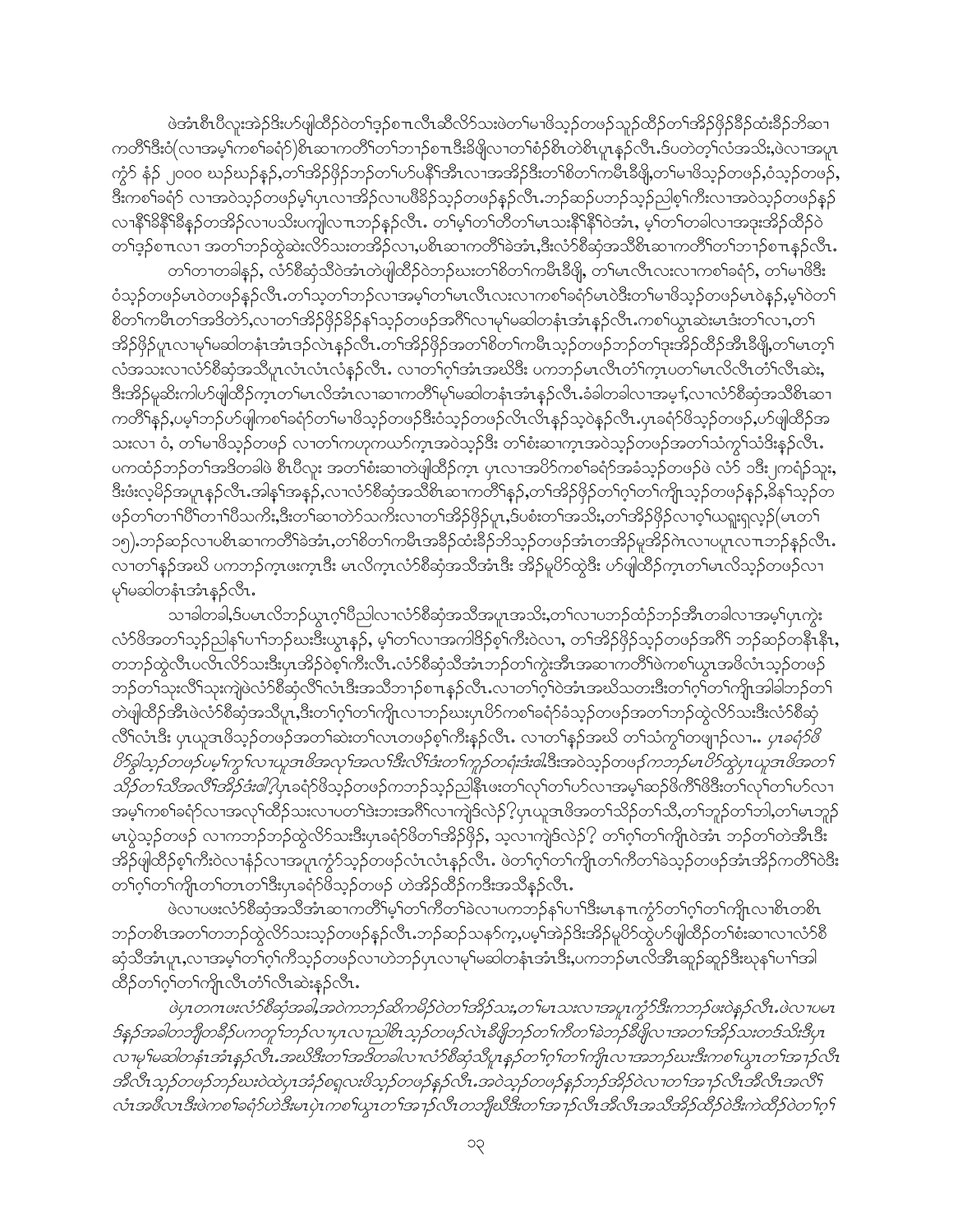ဖဲအံၤစီၤပီလူးအဲဉ်ဒီးဟ်ဖျါထီဉ်ဝဲတၢ်ဒုဉ်စ႑ၤလီၤဆီလိာ်သးဖဲတၢ်မၢဖိသ့ဉ်တဖဉ်သူဉ်ထီဉ်တၢ်အိဉ်ဖှိဉ်ခီဉ်ထံးခီဉ်ဘိဆၢကတီၢ်ဒီးဝံ(လၢအမ့ၢ်ကစၢ်ခရံာ်)စီၤဆၢကတီၢ်တၢ်ဘၢဉ်စ႑ၤဒီးခီဖျိလၢတၢ်စံဉ်စီၤတဲစီၤပူၤနဉ်လီၤ.ဒ်ပတဲတ့ၢ်လံအသိး,ဖဲလၢအပူၤကွံာ် နံဉ် ၂၀၀၀ ဃဉ်ဃဉ်နဉ်,တၢ်အိဉ်ဖှိဉ်ဘဉ်တၢ်ဟ်ပနီၢ်အီၤလၢအအိဉ်ဒီးတၢ်စိတၢ်ကမီၤခီဖျိ,တၢ်မၢဖိသ့ဉ်တဖဉ်,ဝံသ့ဉ်တဖဉ်,ဒီးကစၢ်ခရံာ် လၢအဝဲသ့ဉ်တဖဉ်မ့ၢ်ပှၤလၢအိဉ်လၢပဖီခိဉ်သ့ဉ်တဖဉ်နဉ်လီၤ.ဘဉ်ဆဉ်ပဘဉ်သ့ဉ်ညါစ့ၢ်ကီးလၢအဝဲသ့ဉ်တဖဉ်နဉ်လၢနီၢ်ခိနီၢ်ခိနဉ်တအိဉ်လၢပသိးပကျါလ႑ၤဘဉ်နဉ်လီၤ. တၢ်မ့ၢ်တၢ်တီတၢ်မၤသးနီၢ်နီၢ်ဝဲအံၤ, မ့ၢ်တၢ်တခါလၢအဒုးအိဉ်ထီဉ်ဝဲတၢ်ဒုဉ်စ႑ၤလၢ အတၢ်ဘဉ်ထွဲဆဲးလိာ်သးတအိဉ်လၢ,ပစီၤဆၢကတီၢ်ခဲအံၤ,ဒီးလံာ်စီဆှံအသီစီၤဆၢကတီၢ်တၢ်ဘၢဉ်စ႑ၤနဉ်လီၤ.

တၢ်တၢတခါနဉ်, လံာ်စီဆှံသီဝဲအံၤတဲဖျါထီဉ်ဝဲဘဉ်ဃးတၢ်စိတၢ်ကမီၤခီဖျိ, တၢ်မၤလီၤလးလၢကစၢ်ခရံာ်, တၢ်မၢဖိဒီးဝံသ့ဉ်တဖဉ်မၤဝဲတဖဉ်နဉ်လီၤ.တၢ်သ့တၢ်ဘဉ်လၢအမ့ၢ်တၢ်မၤလီၤလးလၢကစၢ်ခရံာ်မၤဝဲဒီးတၢ်မၢဖိသ့ဉ်တဖဉ်မၤဝဲနဉ်,မ့ၢ်ဝဲတၢ်စိတၢ်ကမီၤတၢ်အဒိတဲာ်,လၢတၢ်အိဉ်ဖှိဉ်ခိဉ်နၢ်သ့ဉ်တဖဉ်အဂီၢ်လၢမုၢ်မဆါတနံၤအံၤနဉ်လီၤ.ကစၢ်ယွၤဆဲးမၤဒံးတၢ်လၢ,တၢ်အိဉ်ဖှိဉ်ပူၤလၢမုၢ်မဆါတနံၤအံၤဒဉ်လဲၤနဉ်လီၤ.တၢ်အိဉ်ဖှိဉ်အတၢ်စိတၢ်ကမီၤသ့ဉ်တဖဉ်ဘဉ်တၢ်ဒုးအိဉ်ထီဉ်အီၤခီဖျိ,တၢ်မၤတ့ၢ်လံအသးလၢလံာ်စီဆှံအသီပူၤလံၤလံၤလံနဉ်လီၤ. လၢတၢ်ဂ့ၢ်အံၤအဃိဒီး ပကဘဉ်မၤလီၤတံၢ်က့ၤပတၢ်မၤလိလီၤတံၢ်လီၤဆဲး,ဒီးအိဉ်မူဆီးကါဟ်ဖျါထီဉ်က့ၤတၢ်မၤလိအံၤလၢဆၢကတီၢ်မုၢ်မဆါတနံၤအံၤနဉ်လီၤ.ခံခါတခါလၢအမ့ၢ်,လၢလံာ်စီဆှံအသီစီၤဆၢကတီၢ်နဉ်,ပမ့ၢ်ဘဉ်ဟ်ဖျါကစၢ်ခရံာ်တၢ်မၢဖိသ့ဉ်တဖဉ်ဒီးဝံသ့ဉ်တဖဉ်လီၤလီၤနဉ်သ့ဝဲနဉ်လီၤ.ပှၤခရံာ်ဖိသ့ဉ်တဖဉ်,ဟ်ဖျါထီဉ်အသးလၢ ဝံ, တၢ်မၢဖိသ့ဉ်တဖဉ် လၢတၢ်ကဟ့ကယာ်က့ၤအဝဲသ့ဉ်ဒီး တၢ်စံးဆၢက့ၤအဝဲသ့ဉ်တဖဉ်အတၢ်သံကွၢ်သံဒီးနဉ်လီၤ. ပကထံဉ်ဘဉ်တၢ်အဒိတခါဖဲ စီၤပီလူး အတၢ်စံးဆၢတဲဖျါထီဉ်က့ၤ ပှၤလၢအပိာ်ကစၢ်ခရံာ်အခံသ့ဉ်တဖဉ်ဖဲ လံာ် ၁ဒီး၂ကရံဉ်သူး, ဒီးဖံးလ့မိဉ်အပူၤနဉ်လီၤ.အါနၢ်အနဉ်,လၢလံာ်စီဆှံအသီစီၤဆၢကတီၢ်နဉ်,တၢ်အိဉ်ဖှိဉ်တၢ်ဂ့ၢ်တၢ်ကျိၤသ့ဉ်တဖဉ်နဉ်,ခိနၢ်သ့ဉ်တဖဉ်တၢ်တၢ်ပီၢ်တၢ်ပီသကိး,ဒီးတၢ်ဆၢတဲာ်သကိးလၢတၢ်အိဉ်ဖှိဉ်ပူၤ,ဒ်ပစံးတၢ်အသိး,တၢ်အိဉ်ဖှိဉ်လၢဝ့ၢ်ယရူးရှလ့ဉ်(မၤတၢ် ၁၅).ဘဉ်ဆဉ်လၢပစီၤဆၢကတီၢ်ခဲအံၤ,တၢ်စိတၢ်ကမီၤအခီဉ်ထံးခီဉ်ဘိသ့ဉ်တဖဉ်အံၤတအိဉ်မူအိဉ်ဂဲၤလၢပပူၤလ႑ၤဘဉ်နဉ်လီၤ. လၢတၢ်နဉ်အဃိ ပကဘဉ်က့ၤဖးက့ၤဒီး မၤလိက့ၤလံာ်စီဆှံအသီအံၤဒီး အိဉ်မူပိာ်ထွဲဒီး ဟ်ဖျါထီဉ်က့ၤတၢ်မၤလိသ့ဉ်တဖဉ်လၢမုၢ်မဆါတနံၤအံၤနဉ်လီၤ.

သၢခါတခါ,ဒ်ပမၤလိဘဉ်ယွၤဂ့ၢ်ပီညါလၢလံာ်စီဆှံအသီအပူၤအသိး,တၢ်လၢပဘဉ်ထံဉ်ဘဉ်အီၤတခါလၢအမ့ၢ်ပှၤကွဲးလံာ်ဖိအတၢ်သ့ဉ်ညါနၢ်ပၢၢ်ဘဉ်ဃးဒီးယွၤနဉ်, မ့ၢ်တၢ်လၢအကါဒိဉ်စ့ၢ်ကီးဝဲလၢ, တၢ်အိဉ်ဖှိဉ်သ့ဉ်တဖဉ်အဂီၢ် ဘဉ်ဆဉ်တနီၤနီၤ,တဘဉ်ထွဲလီၤပလိၤလိာ်သးဒီးပှၤအိဉ်ဝဲစ့ၢ်ကီးလီၤ.လံာ်စီဆှံသီအံၤဘဉ်တၢ်ကွဲးအီၤအဆၢကတီၢ်ဖဲကစၢ်ယွၤအဖိလံၤသ့ဉ်တဖဉ်ဘဉ်တၢ်သုးလီၢ်သုးကျဲဖဲလံာ်စီဆှံလီၢ်လံၤဒီးအသိဘၢဉ်စ႑ၤနဉ်လီၤ.လၢတၢ်ဂ့ၢ်ဝဲအံၤအဃိသတးဒီးတၢ်ဂ့ၢ်တၢ်ကျိၤအါခါဘဉ်တၢ်တဲဖျါထီဉ်အီၤဖဲလံာ်စီဆှံအသီပူၤ,ဒီးတၢ်ဂ့ၢ်တၢ်ကျိၤလၢဘဉ်ဃးပှၤပိာ်ကစၢ်ခရံာ်ခံသ့ဉ်တဖဉ်အတၢ်ဘဉ်ထွဲလိာ်သးဒီးလံာ်စီဆှံလီၢ်လံၤဒီး ပှၤယူဒၤဖိသ့ဉ်တဖဉ်အတၢ်ဆဲးတၢ်လၢတဖဉ်စ့ၢ်ကီးနဉ်လီၤ. လၢတၢ်နဉ်အဃိ တၢ်သံကွၢ်တဖျာဉ်လၢ.. *ပှၤခရံာ်ဖိပိာ်ခွါသ့ဉ်တဖဉ်ပမ့ၢ်ကွၢ်လၢယူဒၤဖိအလှၢ်အလၢ်ဒီးလီၢ်ဒံးတၢ်ကူဉ်တရံးဒံးဓါ.*ဒီးအဝဲသ့ဉ်တဖဉ်*ကဘဉ်မၤပိာ်ထွဲပှၤယူဒၤဖိအတၢ်သိဉ်တၢ်သီအလီၢ်အိဉ်ဒံးဓါ?*ပှၤခရံာ်ဖိသ့ဉ်တဖဉ်ကဘဉ်သ့ဉ်ညါနီၤဖးတၢ်လုၢ်တၢ်ဟ်လၢအမ့ၢ်ဆဉ်ဖိကိၢ်ဖိဒီးတၢ်လုၢ်တၢ်ဟ်လၢအမ့ၢ်ကစၢ်ခရံာ်လၢအလုၢ်ထိဉ်သးလၢပတၢ်ဒဲးဘးအဂီၢ်လၢကျဲဒ်လဲဉ်?ပှၤယူဒၤဖိအတၢ်သိဉ်တၢ်သီ,တၢ်ဘူဉ်တၢ်ဘါ,တၢ်မၤဘူဉ်မၤပွဲသ့ဉ်တဖဉ် လၢကဘဉ်ဘဉ်ထွဲလိာ်သးဒီးပှၤခရံာ်ဖိတၢ်အိဉ်ဖှိဉ်, သ့လၢကျဲဒ်လဲဉ်? တၢ်ဂ့ၢ်တၢ်ကျိၤဝဲအံၤ ဘဉ်တၢ်တဲအီၤဒီး အိဉ်ဖျါထီဉ်စ့ၢ်ကီးဝဲလၢနံဉ်လၢအပူၤကွံာ်သ့ဉ်တဖဉ်လံၤလံၤနဉ်လီၤ. ဖဲတၢ်ဂ့ၢ်တၢ်ကျိၤတၢ်ကီတၢ်ခဲသ့ဉ်တဖဉ်အံၤအိဉ်ကတီၢ်ဝဲဒီးတၢ်ဂ့ၢ်တၢ်ကျိၤတၢ်တၢတၢ်ဒီးပှၤခရံာ်ဖိသ့ဉ်တဖဉ် ဟဲအိဉ်ထီဉ်ကဒီးအသိးနဉ်လီၤ.

ဖဲလၢပဖးလံာ်စီဆှံအသီအံၤဆၢကတီၢ်မ့ၢ်တၢ်ကီတၢ်ခဲလၢပကဘဉ်နၢ်ပၢၢ်ဒီးမၤန႑ၤကွံာ်တၢ်ဂ့ၢ်တၢ်ကျိၤလၢစီၤတစီၤဘဉ်တစီၤအတၢ်တဘဉ်ထွဲလိာ်သးသ့ဉ်တဖဉ်နဉ်လီၤ.ဘဉ်ဆဉ်သနာ်က့,ပမ့ၢ်အဲဉ်ဒီးအိဉ်မူပိာ်ထွဲဟ်ဖျါထီဉ်တၢ်စံးဆၢလၢလံာ်စီဆှံသီအံၤပူၤ,လၢအမ့ၢ်တၢ်ဂ့ၢ်ကီသ့ဉ်တဖဉ်လၢပဟဲဘဉ်ပှၤလၢမုၢ်မဆါတနံၤအံၤဒီး,ပကဘဉ်မၤလိအီၤဆူဉ်ဆူဉ်ဒီးဃုနၢ်ပၢၢ်အါထီဉ်တၢ်ဂ့ၢ်တၢ်ကျိၤလီၤတံၢ်လီၤဆဲးနဉ်လီၤ.

*ဖဲပှၤတဂၤဖးလံာ်စီဆှံအခါ,အဝဲကဘဉ်ဆိကမိဉ်ဝဲတၢ်အိဉ်သး,တၢ်မၤသးလၢအပူၤကွံာ်ဒီးကဘဉ်ဖးဝဲနဉ်လီၤ.ဖဲလၢပမၤဒ်နဉ်အခါတဘျီတခီဉ်ပကတူၢ်ဘဉ်လၢပှၤလၢညါစီၤသ့ဉ်တဖဉ်လဲၤခီဖျိဘဉ်တၢ်ကီတၢ်ခဲဘဉ်ခီဖျိလၢအတၢ်အိဉ်သးတဒ်သိးဒီးပှၤလၢမုၢ်မဆါတနံၤအံၤနဉ်လီၤ.အဃိဒီးတၢ်အဒိတခါလၢလံာ်စီဆှံသီပူၤနဉ်တၢ်ဂ့ၢ်တၢ်ကျိၤလၢအဘဉ်ဃးဒီးကစၢ်ယွၤတၢ်အၢဉ်လီၤအီၤလီၤသ့ဉ်တဖဉ်ဘဉ်ဃးဝဲထဲပှၤအံဉ်စရ့လးဖိသ့ဉ်တဖဉ်နဉ်လီၤ.အဝဲသ့ဉ်တဖဉ်နဉ်ဘဉ်အိဉ်ဝဲလၢတၢ်အၢဉ်လီၤအီၤလီၤအလီၢ်လံၤအဖိလၢဒီးဖဲကစၢ်ခရံာ်ဟဲဒီးမၤပှဲၤကစၢ်ယွၤတၢ်အၢဉ်လီၤအီၤတဘျီဃီဒီးတၢ်အၢဉ်လီၤအီၤလီၤအသီအိဉ်ထီဉ်ဝဲဒီးကဲထီဉ်ဝဲတၢ်ဂ့ၢ်*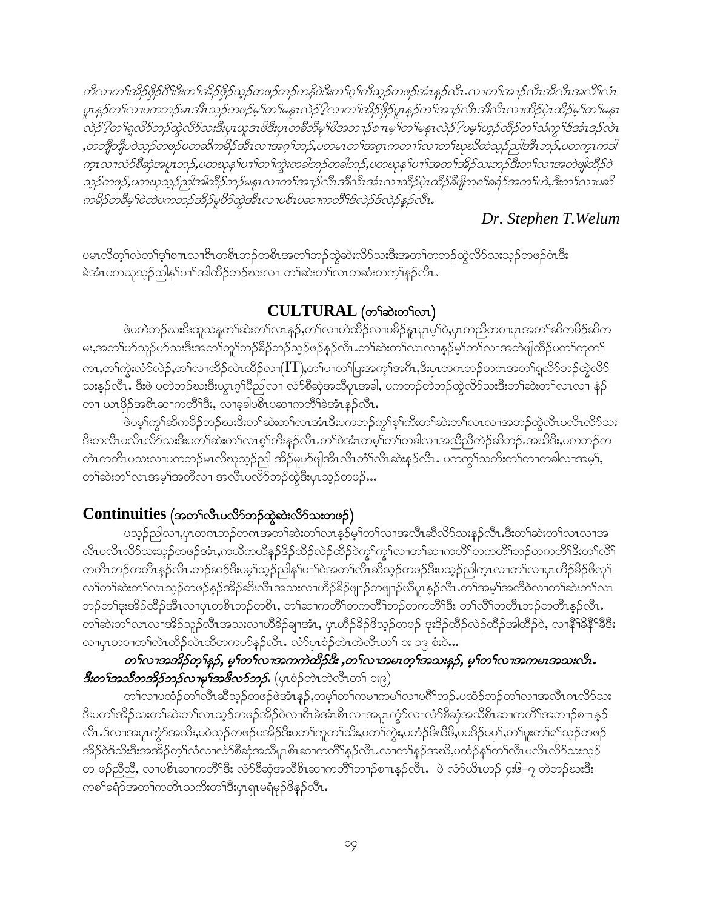*ကီလ၊တၢ်အိၣ်ဖိၣ်ဂီၢ်ဒီးတၢ်အိၣ်ဖိၣ်သ့ၣ်တဖၣ်ဘၣ်ကနိၤဒီးတၢ်ဂ့ၢ်ကီသ့ၣ်တဖၣ်အံၤန့ၣ်လီၤ.လ၊တၢ်အ၊ၣ်လီၤအီလီၤအလီၢ်လံၤပူၤန့ၣ်တၢ်လ၊ပကဘၣ်မၤအီၤသ့ၣ်တဖၣ်မ့ၢ်တၢ်မနုၤလဲၣ်?လ၊တၢ်အိၣ်ဖိၣ်ပူၤန့ၣ်တၢ်အ၊ၣ်လီၤအီလီၤလ၊ထိၣ်ပှဲၤထိၣ်မ့ၢ်တၢ်မနုၤလဲၣ်?တၢ်ရှလိာ်ဘၣ်ထွဲလိာ်သးဒီးပှၤယူအၤဖိဒီးပှၤတခ်ိဘီမုၢ်ဖိအဘ၊ၣ်စπၤမ့ၢ်တၢ်မနုၤလဲၣ်?ပမ့ၢ်ဟ့ၣ်ထိၣ်တၢ်သံကွၢ်ဒ်အံၤဒၣ်လဲၤ,တဘျီဘျီပဝဲသ့ၣ်တဖၣ်ပတဆိကမိၣ်အီၤလ၊အဂ့ၢ်ဘၣ်,ပတမၤတၢ်အဂ့ၤကတ၊ၢ်လ၊တၢ်ဃုဃိထံသ့ၣ်ညါအီၤဘၣ်,ပတက့ၤကဒါက့ၤလ၊လံာ်စီဆှံအပူၤဘၣ်,ပတဃုန့ၢ်ပ၊ၢ်တၢ်ကွဲးတခါဘၣ်တခါဘၣ်,ပတဃုန့ၢ်ပ၊ၢ်အတၢ်အိၣ်သးဘၣ်ဒီးတၢ်လ၊အတဲဖျါထိၣ်ဝဲသ့ၣ်တဖၣ်,ပတဃုသ့ၣ်ညါအါထိၣ်ဘၣ်မနုၤလ၊တၢ်အ၊ၣ်လီၤအီလီၤအံၤလ၊ထိၣ်ပှဲၤထိၣ်ခီဖျိကစၢ်ခရံာ်အတၢ်ဟဲ,ဒီးတၢ်လ၊ပဆိကမိၣ်တခီမ့ၢ်ဝဲထဲပကဘၣ်အိၣ်မူပိာ်ထွဲအီၤလ၊ပစိၤပဆ၊ကတိၢ်ဒ်လဲၣ်ဒ်လဲၣ်န့ၣ်လီၤ.*

*Dr. Stephen T.Welum*

ပမၤလိတ့ၢ်လံတၢ်ဒ့ၢ်စπၤလ၊စိၤတစိၤဘၣ်တစိၤအတၢ်ဘၣ်ထွဲဆဲးလိာ်သးဒီးအတၢ်တဘၣ်ထွဲလိာ်သးသ့ၣ်တဖၣ်ဝံၤဒီး ခဲအံၤပကဃုသ့ၣ်ညါန့ၢ်ပ၊ၢ်အါထိၣ်ဘၣ်ဃးလ၊ တၢ်ဆဲးတၢ်လၤတဆံးတက့ၢ်န့ၣ်လီၤ.

## CULTURAL (တၢ်ဆဲးတၢ်လၤ)

ဖဲပတဲဘၣ်ဃးဒီးထူသနူတၢ်ဆဲးတၢ်လၤန့ၣ်,တၢ်လ၊ဟဲထိၣ်လ၊ပခိၣ်နူၤပူၤမ့ၢ်ဝဲ,ပှၤကညီတဝ၊ပူၤအတၢ်ဆိကမိၣ်ဆိကမး,အတၢ်ဟ်သူၣ်ဟ်သးဒီးအတၢ်တူၢ်ဘၣ်ခိၣ်ဘၣ်သ့ၣ်ဖၣ်န့ၣ်လီၤ.တၢ်ဆဲးတၢ်လၤလ၊န့ၣ်မ့ၢ်တၢ်လ၊အတဲဖျါထိၣ်ပတၢ်ကူတၢ်ကၤ,တၢ်ကွဲးလံာ်လဲၣ်,တၢ်လ၊ထိၣ်လဲၤထိၣ်လ၊(IT),တၢ်ပ၊တၢ်ပြးအကု့ၢ်အဂီၤ,ဒီးပှၤတဂၤဘၣ်တဂၤအတၢ်ရှလိာ်ဘၣ်ထွဲလိာ်သးန့ၣ်လီၤ. ဒီးဖဲ ပတဲဘၣ်ဃးဒီးယွၤဂ့ၢ်ပီညါလ၊ လံာ်စီဆှံအသိပူၤအခါ, ပကဘၣ်တဲဘၣ်ထွဲလိာ်သးဒီးတၢ်ဆဲးတၢ်လၤလ၊ နံၣ် တ၊ ယၤဖိၣ်အစိၤဆ၊ကတိၢ်ဒီး, လ၊ခ့ခါပစိၤပဆ၊ကတိၢ်ခဲအံၤန့ၣ်လီၤ.

ဖဲပမ့ၢ်ကွၢ်ဆိကမိၣ်ဘၣ်ဃးဒီးတၢ်ဆဲးတၢ်လၤအံၤဒီးပကဘၣ်ကွၢ်စ့ၢ်ကီးတၢ်ဆဲးတၢ်လၤလ၊အဘၣ်ထွဲလီၤပလီၤလိာ်သးဒီးတလီၤပလီၤလိာ်သးဒီးပတၢ်ဆဲးတၢ်လၤစ့ၢ်ကီးန့ၣ်လီၤ.တၢ်ဝဲအံၤတမ့ၢ်တၢ်တခါလ၊အညီညီကဲၣ်ဆိဘၣ်.အဃိဒီး,ပကဘၣ်ကတဲၤကတီၤပသးလ၊ပကဘၣ်မၤလိဃုသ့ၣ်ညါ အိၣ်မူဟ်ဖျါအီၤလီၤတံၢ်လီၤဆဲးန့ၣ်လီၤ. ပကကွၢ်သကိးတၢ်တ၊တခါလ၊အမ့ၢ်, တၢ်ဆဲးတၢ်လၤအမ့ၢ်အတီလ၊ အလီၤပလိာ်ဘၣ်ထွဲဒီးပှၤသ့ၣ်တဖၣ်…

## Continuities (အတၢ်လီၤပလိာ်ဘၣ်ထွဲဆဲးလိာ်သးတဖၣ်)

ပသ့ၣ်ညါလ၊,ပှၤတဂၤဘၣ်တဂၤအတၢ်ဆဲးတၢ်လၤန့ၣ်မ့ၢ်တၢ်လ၊အလီၤဆီလိာ်သးန့ၣ်လီၤ.ဒီးတၢ်ဆဲးတၢ်လၤလ၊အလီၤပလီၤလိာ်သးသ့ၣ်တဖၣ်အံၤ,ကယီကယီန့ၣ်ဒိၣ်ထိၣ်လဲၣ်ထိၣ်ဝဲကွၢ်ကွၢ်လ၊တၢ်ဆ၊ကတိၢ်တကတိၢ်ဘၣ်တကတိၢ်ဒီးတၢ်လီၢ်တတီၤဘၣ်တတီၤန့ၣ်လီၤ.ဘၣ်ဆၣ်ဒီးပမ့ၢ်သ့ၣ်ညါန့ၢ်ပ၊ၢ်ဝဲအတၢ်လီၤဆီသ့ၣ်တဖၣ်ဒီးပသ့ၣ်ညါက့ၤလ၊တၢ်လ၊ပှၤဟီၣ်ခိၣ်ဖိလု၊်လၢ်တၢ်ဆဲးတၢ်လၤသ့ၣ်တဖၣ်န့ၣ်အိၣ်ဆိးလီၤအသးလ၊ဟီၣ်ခိၣ်ဖျ၊ၣ်တဖျ၊ၣ်ဃီပူၤန့ၣ်လီၤ.တၢ်အမ့ၢ်အတီဝဲလ၊တၢ်ဆဲးတၢ်လၤဘၣ်တၢ်ဒုးအိၣ်ထိၣ်အီၤလ၊ပှၤတစိၤဘၣ်တစိၤ, တၢ်ဆ၊ကတိၢ်တကတိၢ်ဘၣ်တကတိၢ်ဒီး တၢ်လီၢ်တတီၤဘၣ်တတီၤန့ၣ်လီၤ. တၢ်ဆဲးတၢ်လၤလ၊အိၣ်သူၣ်လီၤအသးလ၊ဟီခိၣ်ချ၊အံၤ, ပှၤဟီၣ်ခိၣ်ဖိသ့ၣ်တဖၣ် ဒုးဒိၣ်ထိၣ်လဲၣ်ထိၣ်အါထိၣ်ဝဲ, လ၊နီၢ်ခိၣ်နီၢ်ခိဒီး လ၊ပှၤတဝ၊တၢ်လဲၤထိၣ်လဲၤထီတကဟ်န့ၣ်လီၤ. လံာ်ပှၤစံၣ်တဲၤတဲလီၤတၢ် ၁း ၁၉ စံးဝဲ…

***တၢ်လ၊အအိၣ်တ့ၢ်န့ၣ်, မ့ၢ်တၢ်လ၊အကကဲထိၣ်ဒီး ,တၢ်လ၊အမၤတ့ၢ်အသးန့ၣ်, မ့ၢ်တၢ်လ၊အကမၤအသးလီၤ. ဒီးတၢ်အသီတအိၣ်ဘၣ်လ၊မုၢ်အဖီလာ်ဘၣ်.*** (ပှၤစံၣ်တဲၤတဲလီၤတၢ် ၁း၉)

တၢ်လ၊ပထံၣ်တၢ်လီၤဆီသ့ၣ်တဖၣ်ဖဲအံၤန့ၣ်,တမ့ၢ်တၢ်ကမ၊ကမ၊ၢ်လ၊ပဂီၢ်ဘၣ်.ပထံၣ်ဘၣ်တၢ်လ၊အလီၤကလိာ်သးဒီးပတၢ်အိၣ်သးတၢ်ဆဲးတၢ်လၤသ့ၣ်တဖၣ်အိၣ်ဝဲလ၊စိၤခဲအံၤစိၤလ၊အပူၤကွံာ်လ၊လံာ်စီဆှံအသိစိၤဆ၊ကတိၢ်အဘ၊ၣ်စπၤန့ၣ်လီၤ.ဒ်လ၊အပူၤကွံာ်အသိး,ပဝဲသ့ၣ်တဖၣ်ပအိၣ်ဒီးပတၢ်ကူတၢ်သိး,ပတၢ်ကွဲး,ပဟံၣ်ဖိဃီဖိ,ပဒိၣ်ပပုၢ်,တၢ်မူးတၢ်ရၢ်သ့ၣ်တဖၣ်အိၣ်ဝဲဒ်သိးဒီးအအိၣ်တ့ၢ်လံလ၊လံာ်စီဆှံအသိပူၤစိၤဆ၊ကတိၢ်န့ၣ်လီၤ.လ၊တၢ်န့ၣ်အဃိ,ပထံၣ်န့ၢ်တၢ်လီၤပလီၤလိာ်သးသ့ၣ်တ ဖၣ်ညီညီ, လ၊ပစိၤဆ၊ကတိၢ်ဒီး လံာ်စီဆှံအသိစိၤဆ၊ကတိၢ်ဘ၊ၣ်စπၤန့ၣ်လီၤ. ဖဲ လံာ်ယိၤဟ့ၣ် ၄း၆–၇ တဲဘၣ်ဃးဒီးကစၢ်ခရံာ်အတၢ်ကတီၤသကိးတၢ်ဒီးပှၤရှၤမရံမုၣ်ဖိန့ၣ်လီၤ.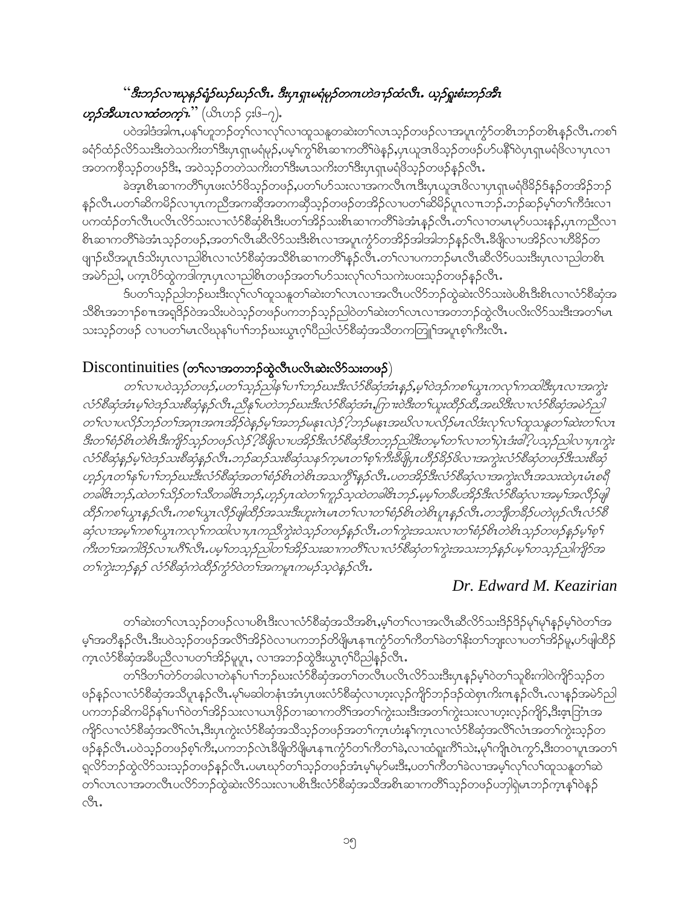*"ဒီးဘၣ်လၢဃုန့ၣ်ရံၣ်ဃၣ်ဃၣ်လီၤ. ဒီးပှၤရှၤမရံမုၣ်တဂၤဟဲဒၢၣ်ထံလီၤ. ယှၣ်ရှူးစံးဘၣ်အီၤ ဟ့ၣ်အီယၤလၢထံတက့ၢ်."* (ယိၤဟၣ် ၄း၆–၇).

ပဝဲအါဒံအါဂၤ,ပန့ၢ်ဟူဘၣ်တ့ၢ်လၢလုၢ်လၢထူသနူတဆဲးတၢ်လၢသ့ၣ်တဖၣ်လၢအပူၤကွံာ်တစိၤဘၣ်တစိၤန့ၣ်လီၤ.ကစၢ် ခရံာ်ထံၣ်လိာ်သးဒီးတဲသကိးတၢ်ဒီးပှၤရှၤမရံမုၣ်,ပမ့ၢ်ကွၢ်စိၤဆၢကတိၢ်ဖဲန့ၣ်,ပှၤယူအၤဖိသ့ၣ်တဖၣ်ဟ်ပနီၢ်ဝဲပှၤရှၤမရံဖိလၢပှၤလၢ အတကစီသ့ၣ်တဖၣ်ဒီး, အဝဲသ့ၣ်တတဲသကိးတၢ်ဒီးမၤသကိးတၢ်ဒီးပှၤရှၤမရံဖိသ့ၣ်တဖၣ်နှၣ်လီၤ.

ခဲအ့ၤစိၤဆၢကတိၢ်ပှၤဖးလံာ်ဖိသ့ၣ်တဖၣ်,ပတၢ်ဟ်သးလၢအကလီၤဂၤဒီးပှၤယူအၤဖိလၢပှၤရှၤမရံဖိခိၣ်ဒ်န့ၣ်တအိၣ်ဘၣ် နှၣ်လီၤ.ပတၢ်ဆိကမိၣ်လၢပှၤကညီအကဆိုအတကဆိုသ့ၣ်တဖၣ်တအိၣ်လၢပတၢ်ဆိမိၣ်ပူၤလၢၤဘၣ်.ဘၣ်ဆၣ်မ့ၢ်တၢ်ကီဒံးလၢ ပကထံၣ်တၢ်လီၤပလီၤလိာ်သးလၢလံာ်စီဆုံစိၤဒီးပတၢ်အိၣ်သးစိၤဆၢကတိၢ်ခဲအံၤန့ၣ်လီၤ.တၢ်လၢတမၤမှာ်ပသးန့ၣ်,ပှၤကညီလၢ စိၤဆၢကတိၢ်ခဲအံၤသ့ၣ်တဖၣ်,အတၢ်လီၤဆီလိာ်သးဒီးစိၤလၢအပူၤကွံာ်တအိၣ်အါအါဘၣ်နှၣ်လီၤ.ခီဖျိလၢပအိၣ်လၢဟီခိၣ်တ ဖျၢၣ်ဃီအပူၤဒ်သိးပှၤလၢညါစိၤလၢလံာ်စီဆုံအသိစိၤဆၢကတိၢ်နှၣ်လီၤ.တၢ်လၢပကဘၣ်မၤလီၤဆီလိာ်ပသးဒီးပှၤလၢညါတစိၤ အမဲာ်ညါ, ပကဲ့ၤပိာ်ထွဲကဒါက့ၤပှၤလၢညါစိၤတဖၣ်အတၢ်ဟ်သးလုၢ်လၢ်သကဲးပဝးသ့ၣ်တဖၣ်နှၣ်လီၤ.

ဒ်ပတၢ်သ့ၣ်ညါဘၣ်ဃးဒီးလုၢ်လၢ်ထူသနူတၢ်ဆဲးတၢ်လၢလၢအလီၤပလိာ်ဘၣ်ထွဲဆဲးလိာ်သးဖဲပစိၤဒီးစိၤလၢလံာ်စီဆုံအ သိစိၤအဘၢၣ်စπၤအရှုဒိၣ်ဝဲအသိးပဝဲသ့ၣ်တဖၣ်ပကဘၣ်သ့ၣ်ညါဝဲတၢ်ဆဲးတၢ်လၢလၢအတဘၣ်ထွဲလီၤပလိးလိာ်သးဒီးအတၢ်မၤ သးသ့ၣ်တဖၣ် လၢပတၢ်မၤလိၓုန့ၢ်ပၢၢ်ဘၣ်ဃးယွၤဂ့ၢ်ပီညါလံာ်စီဆုံအသိတကတြူ၊်အပူၤစ့ၢ်ကီးလီၤ.

## Discontinuities (တၢ်လၢအတဘၣ်ထွဲလီၤပလိၤဆဲးလိာ်သးတဖၣ်)

*တၢ်လၢပဝဲသ့ၣ်တဖၣ်,ပတၢ်သ့ၣ်ညါန့ၢ်ပၢၢ်ဘၣ်ဃးဒီးလံာ်စီဆုံအံၤန့ၣ်,မ့ၢ်ဝဲဒ်ကစၢ်ယွၤကလုၢ်ကထါဒီးပှၤလၢအကွဲး လံာ်စီဆုံအံၤမ့ၢ်ဝဲဒ်သးစီဆုံန့ၣ်လီၤ.ညီနုၢ်ပတဲဘၣ်ဃးဒီးလံာ်စီဆုံအံၤ,ကြၢးဝဲဒီးတၢ်ယူးထိၣ်ထီ,အဃိဒီးလၢလံာ်စီဆုံအမဲာ်ညါ တၢ်လၢပလိၣ်ဘၣ်တၢ်အဂ့ၤအဂၤအိၣ်ဝဲန့ၣ်မ့ၢ်အဘၣ်မနုၤလဲၣ်?ဘၣ်မနုၤအဃိလၢပလိၣ်မၤလိဒံးလုၢ်လၢ်ထူသနူတၢ်ဆဲးတၢ်လၢ ဒီးတၢ်စံၣ်စိၤတဲစိၤဒီးကျိာ်သ့ၣ်တဖၣ်လဲၣ်?ခီဖျိလၢပအိၣ်ဒီးလံာ်စီဆုံဒီတဘ့ၣ်ညါဒီးတမ့ၢ်တၢ်လၢတၢ်ပှဲၤဒံးဓါ?ပသ့ၣ်ညါလၢပှၤကွဲး လံာ်စီဆုံနှၣ်မ့ၢ်ဝဲဒ်သးစီဆုံနှၣ်လီၤ.ဘၣ်ဆၣ်သးစီဆုံသနၥ်က့မၤတၢ်စ့ၢ်ကီးခီဖျိပှၤဟီၣ်ခိၣ်ဖိလၢအကွဲးလံာ်စီဆုံတဖၣ်ဒီးသးစီဆုံ ဟ့ၣ်ပှၤတၢ်နၢ်ပၢၢ်ဘၣ်ဃးဒီးလံာ်စီဆုံအတၢ်စံၣ်စိၤတဲစိၤအသက္ဂီၢ်နှၣ်လီၤ.ပတအိၣ်ဒီးလံာ်စီဆုံလၢအကွဲးလီၤအသးထဲပှၤမံၤစရီ တခါဓိၤဘၣ်,ထဲတၢ်သိၣ်တၢ်သိတခါဓိၤဘၣ်,ဟ့ၣ်ပှၤထဲတၢ်ကူၣ်သ့ထဲတခါဓိၤဘၣ်.မ့မ့ၢ်တခီပအိၣ်ဒီးလံာ်စီဆုံလၢအမ့ၢ်အလိၣ်ဖျါ ထိၣ်ကစၢ်ယွၤနှၣ်လီၤ.ကစၢ်ယွၤလိၣ်ဖျါထိၣ်အသးဒီးဟူးဂဲၤမၤတၢ်လၢတၢ်စံၣ်စိၤတဲစိၤပူၤန့ၣ်လီၤ.တဘျီတခီၣ်ပတဲဖုၣ်လီၤလံာ်စီ ဆုံလၢအမ့ၢ်ကစၢ်ယွၤကလုၢ်ကထါလၢပှၤကညီကွဲးဝဲသ့ၣ်တဖၣ်နှၣ်လီၤ.တၢ်ကွဲးအသးလၢတၢ်စံၣ်စိၤတဲစိၤသ့ၣ်တဖၣ်နှၣ်မ့ၢ်စ့ၢ် ကီးတၢ်အကါဒိၣ်လၢပဂီၢ်လီၤ.ပမ့ၢ်တသ့ၣ်ညါတၢ်ဒိၣ်သးဆၢကတိၢ်လၢလံာ်စီဆုံတၢ်ကွဲးအသးဘၣ်နှၣ်ပမ့ၢ်တသ့ၣ်ညါကျိာ်အ တၢ်ကွဲးဘၣ်နှၣ် လံာ်စီဆုံကဲထိၣ်ကွံာ်ဝဲတၢ်အကမူၤကမဉ်သ့ဝဲနှၣ်လီၤ.*

***Dr. Edward M. Keazirian***

တၢ်ဆဲးတၢ်လၢသ့ၣ်တဖၣ်လၢပစိၤဒီးလၢလံာ်စီဆုံအသိအစိၤ,မ့ၢ်တၢ်လၢအလီၤဆီလိာ်သးဒိၣ်ဒိၣ်မုၢ်မုၢ်နှၣ်မ့ၢ်ဝဲတၢ်အ မ့ၢ်အတီနှၣ်လီၤ.ဒီးပဝဲသ့ၣ်တဖၣ်အလီၢ်အိၣ်ဝဲလၢပကဘၣ်တိဖျိမၤနπၤကွံာ်တၢ်ကီတၢ်ခဲတၢ်နိးတၢ်ဘူးလၢပတၢ်အိၣ်မူ,ပာ်ဖျါထိၣ် က့ၤလံာ်စီဆုံအခီပညီလၢပတၢ်အိၣ်မူပူၤ, လၢအဘၣ်ထွဲဒီးယွၤဂ့ၢ်ပီညါနှၣ်လီၤ.

တၢ်ဒိတၢ်တဲာ်တခါလၢတဲန့ၢ်ပၢၢ်ဘၣ်ဃးလံာ်စီဆုံအတၢ်တလီၤပလီၤလိာ်သးဒီးပှၤနှၣ်မ့ၢ်ဝဲတၢ်သူစိးကါဝဲကျိာ်သ့ၣ်တ ဖၣ်နှၣ်လၢလံာ်စီဆုံအသိပူၤနှၣ်လီၤ.မ့ၢ်မဆါတနံၤအံၤပှၤဖးလံာ်စီဆုံလၢဟ့းလ့ၣ်ကျိာ်ဘၣ်ဒၣ်ထဲစ့ၤကိးဂၤန့ၣ်လီၤ.လၢန့ၣ်အမဲာ်ညါ ပကဘၣ်ဆိကမိၣ်နၢ်ပၢၢ်ဝဲတၢ်အိၣ်သးလၢယၤဖိၣ်တၢဆၢကတိၢ်အတၢ်ကွဲးသးဒီးအတၢ်ကွဲးသးလၢဟ့းလ့ၣ်ကျိာ်,ဒီးဇ့ၤဘြံၤအ ကျိာ်လၢလံာ်စီဆုံအလီၢ်လံၤ,ဒီးပှၤကွဲးလံာ်စီဆုံအသိသ့ၣ်တဖၣ်အတၢ်က့ၤဟံးန့ၢ်က့ၤလၢလံာ်စီဆုံအလီၢ်လံၤအတၢ်ကွဲးသ့ၣ်တ ဖၣ်နှၣ်လီၤ.ပဝဲသ့ၣ်တဖၣ်စ့ၢ်ကီး,ပကဘၣ်လဲၤခီဖျိတိဖျိမၤနπၤကွံာ်တၢ်ကီတၢ်ခဲ,လၢထံၣ်ရှူးကိၢ်သဲး,မ့ၢ်ကျိၤဝဲၤကွာ်,ဒီးတဝၢပူၤအတၢ် ရှလိာ်ဘၣ်ထွဲလိာ်သးသ့ၣ်တဖၣ်စ့ၢ်ကီး,ပကဘၣ်လဲၤခီဖျိတိဖျိမၤနπၤကွံာ်တၢ်ကီတၢ်ခဲ,လၢထံၣ်ရှူးကိၢ်သဲး,မ့ၢ်ကျိၤဝဲၤကွာ်,ဒီးတဝၢပူၤအတၢ် တၢ်လၢလၢအတလီၤပလိၣ်ဘၣ်ထွဲဆဲးလိာ်သးလၢပစိၤဒီးလံာ်စီဆုံအသိအစိၤဆၢကတိၢ်သ့ၣ်တဖၣ်ပဘၢါရဲမၤဘၣ်က့ၤန့ၢ်ဝဲန့ၣ် လီၤ.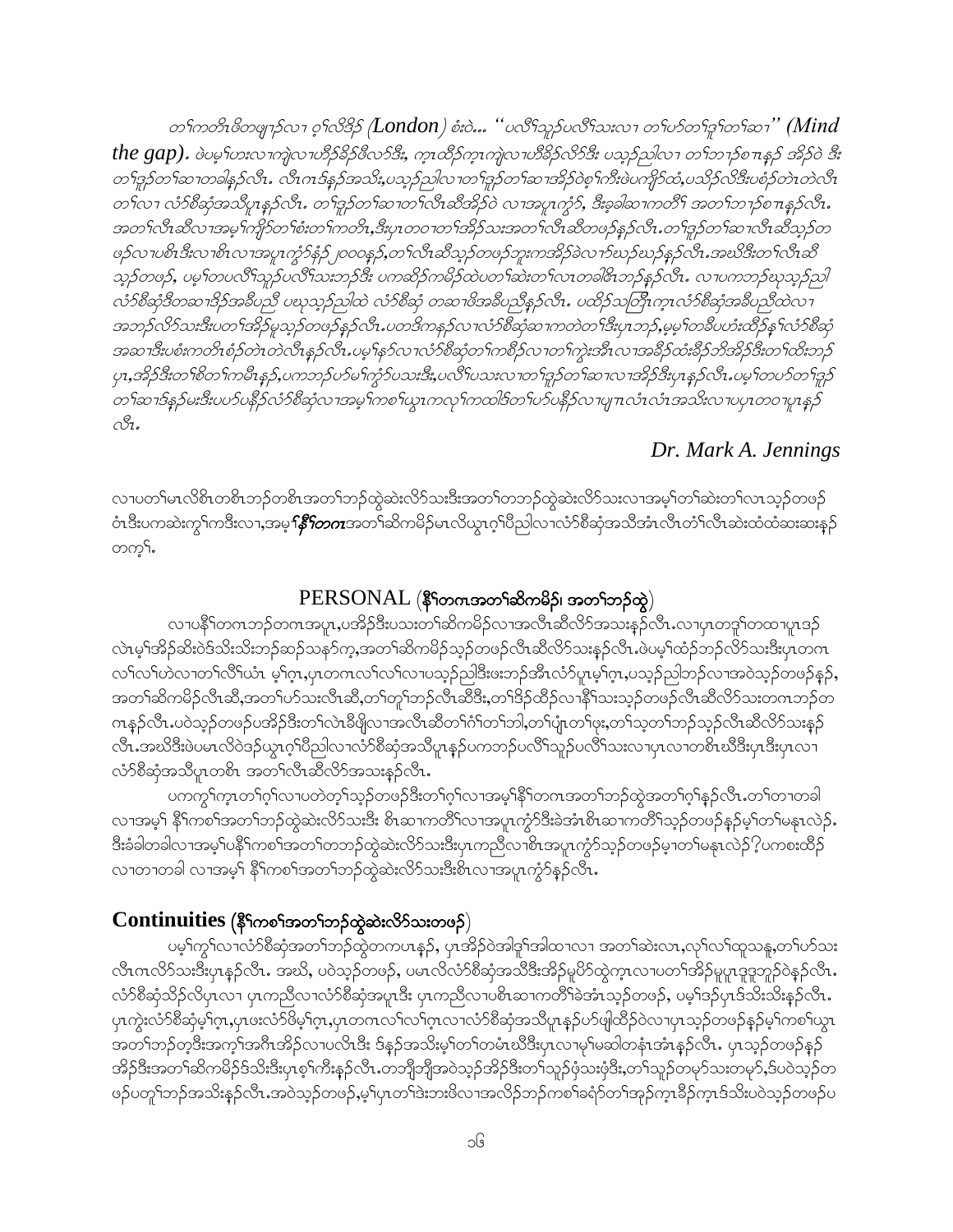*တၢ်ကတိၤဖိတဖျၢၣ်လၢ ဝ့ၢ်လီဒ်ၣ် (**London**) စံးဝဲ... “ပလိၢ်သ့ၣ်ပလိၢ်သးလၢ တၢ်ဟ်တၢ်ဒုၢ်တၢ်ဆၢ” (**Mind the gap**). ဖဲပမ့ၢ်ဟးလၢကျဲလၢဟီၣ်ခိၣ်ဖီလာ်ဒီး, ကဲ့ၤထိၣ်ကဲ့ၤကျဲလၢဟီၣ်လာ်ဒီး ပသ့ၣ်ညါလၢ တၢ်ဘၢၣ်စπနၣ် အိၣ်ဝဲ ဒီး တၢ်ဒုၣ်တၢ်ဆၢတခါနၣ်လီၤ. လီၤကဒ်နၣ်အသိး,ပသ့ၣ်ညါလၢတၢ်ဒုၣ်တၢ်ဆၢအိၣ်ဝဲစ့ၢ်ကီးဖဲပကျိာ်ထံ,ပသိၣ်လိဒီးပစံၣ်တဲၤတဲလီၤ တၢ်လၢ လံာ်စီဆုံအသိပှၤနၣ်လီၤ. တၢ်ဒုၣ်တၢ်ဆၢတၢ်လီၤဆီအိၣ်ဝဲ လၢအပူၤကွံာ်, ဒီးခွါဆၢကတီၢ် အတၢ်ဘၢၣ်စπနၣ်လီၤ. အတၢ်လီၤဆီလၢအမ့ၢ်ကျိာ်တၢ်စံးတၢ်ကတိၤ,ဒီးပှၤတဝၢတၢ်အိၣ်သးအတၢ်လီၤဆီတဖၣ်နၣ်လီၤ.တၢ်ဒုၣ်တၢ်ဆၢလီၤဆီသ့ၣ်တဖၣ်လၢပစိၤဒီးလၢစိၤလၢအပူၤကွံာ်နံၣ် ၂၀၀၀နၣ်,တၢ်လီၤဆီသ့ၣ်တဖၣ်ဘူးကအိၣ်ခဲလၢာ်ဃၣ်ဃၣ်နၣ်လီၤ.အဃိဒီးတၢ်လီၤဆီသ့ၣ်တဖၣ်, ပမ့ၢ်တပလိၢ်သ့ၣ်ပလိၢ်သးဘၣ်ဒီး ပကဆိၣ်ကမိၣ်ထဲပတၢ်ဆဲးတၢ်လၢတခါဖိၤဘၣ်နၣ်လီၤ. လၢပကဘၣ်ဃုသ့ၣ်ညါ လံာ်စီဆုံဒိတဆၢဒိၣ်အခီပညီ ပဃုသ့ၣ်ညါထဲ လံာ်စီဆုံ တဆၢဖိအခီပညီနၣ်လီၤ. ပထိၣ်သတြိၤကူၤလံာ်စီဆုံအခီပညီထဲလၢအဘၣ်လိာ်သးဒီးပတၢ်အိၣ်မူသ့ၣ်တဖၣ်နၣ်လီၤ.ပတဒိကနၣ်လၢလံာ်စီဆုံဆၢကတဲတၢ်ဒီးပှၤဘၣ်,မ့မ့ၢ်တခီပဟံးထိၣ်နၢ်လံာ်စီဆုံအဆၢဒီးပစံးကတိၤစံၣ်တဲၤတဲလီၤနၣ်လီၤ.ပမ့ၢ်နၢ်လၢလံာ်စီဆုံတၢ်ကစီၣ်လၢတၢ်ကွဲးအီၤလၢအခိၣ်ထံးခိၣ်ဘိအိၣ်ဒီးတၢ်ထိးဘၣ်ပှၤ,အိၣ်ဒီးတၢ်စိတၢ်ကမီၤနၣ်,ပကဘၣ်ဟ်မၢ်ကွံာ်ပသးဒီး,ပလိၢ်ပသးလၢတၢ်ဒုၣ်တၢ်ဆၢလၢအိၣ်ဒီးပှၤနၣ်လီၤ.ပမ့ၢ်တဟ်တၢ်ဒုၣ်တၢ်ဆၢဒ်နၣ်မးဒီးပဟ်ပနီၣ်လံာ်စီဆုံလၢအမ့ၢ်ကစၢ်ယွၤကလုၢ်ကထါဖိတၢ်ဟ်ပနီၣ်လၢပျπလံၤလံၤအသိးလၢပပှၤတဝၢပူၤနၣ်လီၤ.*

***Dr. Mark A. Jennings***

လၢပတၢ်မၤလိစိၤတစိၤဘၣ်တစိၤအတၢ်ဘၣ်ထွဲဆဲးလိာ်သးဒီးအတၢ်တဘၣ်ထွဲဆဲးလိာ်သးလၢအမ့ၢ်တၢ်ဆဲးတၢ်လၢသ့ၣ်တဖၣ်ဝံၤဒီးပကဆဲးကွၢ်ကဒီးလၢ,အမ့ၢ်***နီၢ်တကၤ***အတၢ်ဆိကမိၣ်မၤလိယွၤဂ့ၢ်ပီညါလၢလံာ်စီဆုံအသိအံၤလီၤတံၢ်လီၤဆဲးထံထံဆးဆးနၣ်တက့ၢ်.

## PERSONAL (နီၢ်တကၤအတၢ်ဆိကမိၣ်၊ အတၢ်ဘၣ်ထွဲ)

လၢပနီၢ်တကၤဘၣ်တကၤအပူၤ,ပအိၣ်ဒီးပသးတၢ်ဆိကမိၣ်လၢအလီၤဆီလိာ်အသးနၣ်လီၤ.လၢပှၤတဒုၢ်တထၢပူၤဒၣ်လဲၤမ့ၢ်အိၣ်ဆိးဝဲဒ်သိးသိးဘၣ်ဆၣ်သနၥ်က့,အတၢ်ဆိကမိၣ်သ့ၣ်တဖၣ်လီၤဆီလိာ်သးနၣ်လီၤ.ဖဲပမ့ၢ်ထံၣ်ဘၣ်လိာ်သးဒီးပှၤတကၤလၢ်လၢ်ဟဲလၢတၢ်လိၢ်ယံၤ မ့ၢ်ဂ့ၤ,ပှၤတကၤလၢ်လၢ်လၢပသ့ၣ်ညါဒီးဖးဘၣ်အီၤလံာ်ပူၤမ့ၢ်ဂ့ၤ,ပသ့ၣ်ညါဘၣ်လၢအဝဲသ့ၣ်တဖၣ်နၣ်, အတၢ်ဆိကမိၣ်လီၤဆီ,အတၢ်ဟ်သးလီၤဆီ,တၢ်တူၢ်ဘၣ်လီၤဆီဒီး,တၢ်ဒိၣ်ထိၣ်လၢနီၢ်သးသ့ၣ်တဖၣ်လီၤဆီလိာ်သးတကၤဘၣ်တကၤနၣ်လီၤ.ပဝဲသ့ၣ်တဖၣ်ပအိၣ်ဒီးတၢ်လဲၤခီဖျိလၢအလီၤဆီတၢ်ဂံၢ်တၢ်ဘါ,တၢ်ပျံၤတၢ်ဖုး,တၢ်သ့တၢ်ဘၣ်သ့ၣ်လီၤဆီလိာ်သးနၣ်လီၤ.အဃိဒီးဖဲပမၤလိဝဲဒၣ်ယွၤဂ့ၢ်ပီညါလၢလံာ်စီဆုံအသိပူၤနၣ်ပကဘၣ်ပလိၢ်သ့ၣ်ပလိၢ်သးလၢပှၤလၢတစိၤဃီဒီးပှၤဒီးပှၤလၢလံာ်စီဆုံအသိပူၤတစိၤ အတၢ်လီၤဆီလိာ်အသးနၣ်လီၤ.

ပကကွၢ်ကူၤတၢ်ဂ့ၢ်လၢပတဲတ့ၢ်သ့ၣ်တဖၣ်ဒီးတၢ်ဂ့ၢ်လၢအမ့ၢ်နီၢ်တကၤအတၢ်ဘၣ်ထွဲအတၢ်ဂ့ၢ်နၣ်လီၤ.တၢ်တၢတခါလၢအမ့ၢ် နီၢ်ကစၢ်အတၢ်ဘၣ်ထွဲဆဲးလိာ်သးဒီး စိၤဆၢကတီၢ်လၢအပူၤကွံာ်ဒီးခဲအံၤစိၤဆၢကတီၢ်သ့ၣ်တဖၣ်နၣ်မ့ၢ်တၢ်မနုၤလဲၣ်. ဒီးခံခါတခါလၢအမ့ၢ်ပနီၢ်ကစၢ်အတၢ်တဘၣ်ထွဲဆဲးလိာ်သးဒီးပှၤကညီလၢစိၤအပူၤကွံာ်သ့ၣ်တဖၣ်မ့ၢ်တၢ်မနုၤလဲၣ်?ပကစးထိၣ်လၢတၢတခါ လၢအမ့ၢ် နီၢ်ကစၢ်အတၢ်ဘၣ်ထွဲဆဲးလိာ်သးဒီးစိၤလၢအပူၤကွံာ်နၣ်လီၤ.

## Continuities (နီၢ်ကစၢ်အတၢ်ဘၣ်ထွဲဆဲးလိာ်သးတဖၣ်)

ပမ့ၢ်ကွၢ်လၢလံာ်စီဆုံအတၢ်ဘၣ်ထွဲတကပၤနၣ်, ပှၤအိၣ်ဝဲအါဒုၢ်အါထၢလၢ အတၢ်ဆဲးလၢ,လှၢ်လၢ်ထူသနူ,တၢ်ဟ်သးလီၤကၤလိာ်သးဒီးပှၤနၣ်လီၤ. အဃိ, ပဝဲသ့ၣ်တဖၣ်, ပမၤလိလံာ်စီဆုံအသိဒီးအိၣ်မူပိာ်ထွဲကူၤလၢပတၢ်အိၣ်မူပူၤဒုၣ်ဘူၣ်ဝဲနၣ်လီၤ. လံာ်စီဆုံသိၣ်လိပှၤလၢ ပှၤကညီလၢလံာ်စီဆုံအပူၤဒီး ပှၤကညီလၢပစိၤဆၢကတီၢ်ခဲအံၤသ့ၣ်တဖၣ်, ပမ့ၢ်ဒၣ်ပှၤဒ်သိးသိးနၣ်လီၤ. ပှၤကွဲးလံာ်စီဆုံမ့ၢ်ဂ့ၤ,ပှၤဖးလံာ်ဖိမ့ၢ်ဂ့ၤ,ပှၤတကၤလၢ်လၢ်ဂ့ၤလၢလံာ်စီဆုံအသိပူၤနၣ်ဟ်ဖျါထိၣ်ဝဲလၢပှၤသ့ၣ်တဖၣ်နၣ်မ့ၢ်ကစၢ်ယွၤအတၢ်ဘၣ်တ့ဒီးအက့ၢ်အဂီၤအိၣ်လၢပလိၤဒီး ဒ်နၣ်အသိးမ့ၢ်တၢ်တမံၤဃီဒီးပှၤလၢမ့ၢ်မဆါတနံၤအံၤနၣ်လီၤ. ပှၤသ့ၣ်တဖၣ်နၣ်အိၣ်ဒီးအတၢ်ဆိကမိၣ်ဒ်သိးဒီးပှၤစ့ၢ်ကီးနၣ်လီၤ.တဘျီဘျီအဝဲသ့ၣ်အိၣ်ဒီးတၢ်သူၣ်ဖုံသးဖုံဒီး,တၢ်သူၣ်တမုာ်သးတမုာ်,ဒ်ပဝဲသ့ၣ်တဖၣ်ပတူၢ်ဘၣ်အသိးနၣ်လီၤ.အဝဲသ့ၣ်တဖၣ်,မ့ၢ်ပှၤတၢ်ဒဲးဘးဖိလၢအလိၣ်ဘၣ်ကစၢ်ခရံာ်တၢ်အုၣ်ကူၤခီၣ်ကူၤဒ်သိးပဝဲသ့ၣ်တဖၣ်ပ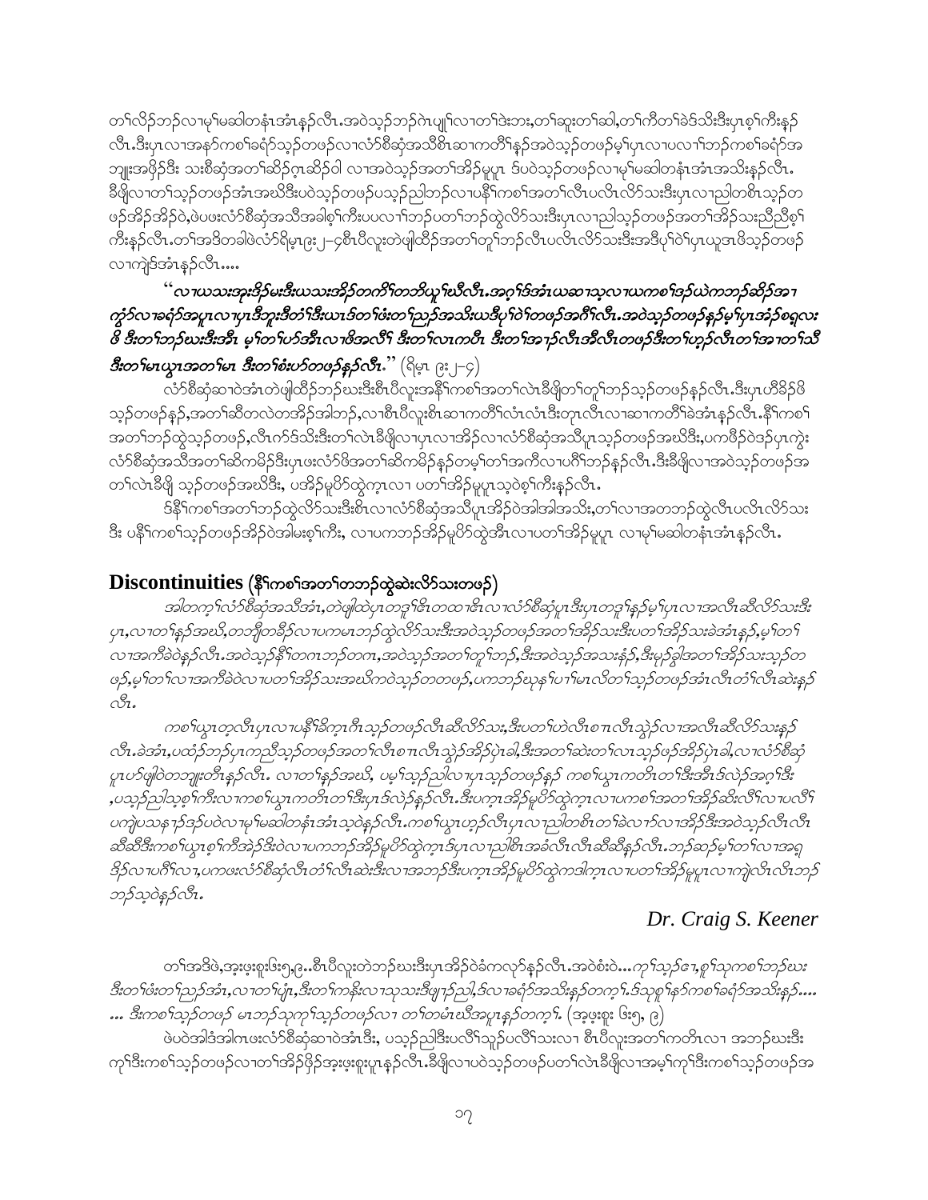တၢ်လိဉ်ဘဉ်လၢမုၢ်မဆါတနံၤအံၤန့ၣ်လီၤ.အဝဲသ့ဉ်ဘဉ်ဂဲၤပျ့ၢ်လၢတၢ်ဒဲးဘး,တၢ်ဆူးတၢ်ဆါ,တၢ်ကီတၢ်ခဲဒ်သိးဒီးပှၤစ့ၢ်ကီးန့ၣ်လီၤ.ဒီးပှၤလၢအနာ်ကစၢ်ခရံာ်သ့ဉ်တဖဉ်လၢလံာ်စီဆုံအသိစီၤဆၢကတိၢ်န့ၣ်အဝဲသ့ဉ်တဖဉ်မ့ၢ်ပှၤလၢပလၢၢ်ဘဉ်ကစၢ်ခရံာ်အဘျုးအဖှိဉ်ဒီး သးစီဆုံအတၢ်ဆိဉ်ဂ့ၤဆိဉ်ဝါ လၢအဝဲသ့ဉ်အတၢ်အိဉ်မူပူၤ ဒ်ပဝဲသ့ဉ်တဖဉ်လၢမုၢ်မဆါတနံၤအံၤအသိးန့ၣ်လီၤ. ခီဖျိလၢတၢ်သ့ဉ်တဖဉ်အံၤအဃိဒီးပဝဲသ့ဉ်တဖဉ်ပသ့ဉ်ညါဘဉ်လၢပနီၢ်ကစၢ်အတၢ်လီၤပလိၤလိာ်သးဒီးပှၤလၢညါတစိၤသ့ဉ်တဖဉ်အိဉ်အိဉ်ဝဲ,ဖဲပဖးလံာ်စီဆုံအသိအခါစ့ၢ်ကီးပပလၢၢ်ဘဉ်ပတၢ်ဘဉ်ထွဲလိာ်သးဒီးပှၤလၢညါသ့ဉ်တဖဉ်အတၢ်အိဉ်သးညီညီစ့ၢ်ကီးန့ၣ်လီၤ.တၢ်အဒိတခါဖဲလံာ်ရိမ့ၤ၉း၂–၄စီၤပီလူးတဲဖျါထိဉ်အတၢ်တူၢ်ဘဉ်လီၤပလိၤလိာ်သးဒီးအဒီပုၢ်ဝဲၢ်ပှၤယူအၤဖိသ့ဉ်တဖဉ်လၢကျဲဒ်အံၤန့ၣ်လီၤ....

***"လၢယသးအုးဒိဉ်မးဒီးယသးအိဉ်တကိၢ်တဘိယူၢ်ဃီလီၤ.အဂ့ၢ်ဒ်အံၤယဆၢသ့လၢယကစၢ်ဒဉ်ယဲကဘဉ်ဆိဉ်အၢကွံာ်လၢခရံာ်အပူၤလၢပှၤဒီဘူးဒီတံၢ်ဒီးယၤဒ်တၢ်ဖံးတၢ်ညဉ်အသိးယဒီပုၢ်ဝဲၢ်တဖဉ်အဂီၢ်လီၤ.အဝဲသ့ဉ်တဖဉ်န့ၣ်မ့ၢ်ပှၤအံဉ်စရ့လးဖိ ဒီးတၢ်ဘဉ်ဃးဒီးအီၤ မ့ၢ်တၢ်ဟ်အီၤလၢဖိအလိၢ် ဒီးတၢ်လၢကပီၤ ဒီးတၢ်အၢဉ်လီၤအီလီၤတဖဉ်ဒီးတၢ်ဟ့ဉ်လီၤတၢ်အၢတၢ်သိဒီးတၢ်မၤယွၤအတၢ်မၤ ဒီးတၢ်စံးဟ်တဖဉ်န့ၣ်လီၤ."*** (ရိမ့ၤ ၉း၂–၄)

လံာ်စီဆုံဆၢဝဲအံၤတဲဖျါထိဉ်ဘဉ်ဃးဒီးစီၤပီလူးအနီၢ်ကစၢ်အတၢ်လဲၤခီဖျိတၢ်တူၢ်ဘဉ်သ့ဉ်တဖဉ်န့ၣ်လီၤ.ဒီးပှၤဟီဉ်ဖိသ့ဉ်တဖဉ်န့ဉ်,အတၢ်ဆီတလဲတအိဉ်အါဘဉ်,လၢစီၤပီလူးစီၤဆၢကတိၢ်လံၤလံၤဒီးတုၤလီၤလၢဆၢကတိၢ်ခဲအံၤန့ၣ်လီၤ.နီၢ်ကစၢ်အတၢ်ဘဉ်ထွဲသ့ဉ်တဖဉ်,လီၤက်ဒ်သိးဒီးတၢ်လဲၤခီဖျိလၢပှၤလၢအိဉ်လၢလံာ်စီဆုံအသိပူၤသ့ဉ်တဖဉ်အဃိဒီး,ပကဖိဉ်ဝဲဒဉ်ပှၤကွဲးလံာ်စီဆုံအသိအတၢ်ဆိကမိဉ်ဒီးပှၤဖးလံာ်ဖိအတၢ်ဆိကမိဉ်န့ၣ်တမ့ၢ်တၢ်အကီလၢပဂီၢ်ဘဉ်န့ၣ်လီၤ.ဒီးခီဖျိလၢအဝဲသ့ဉ်တဖဉ်အတၢ်လဲၤခီဖျိ သ့ဉ်တဖဉ်အဃိဒီး, ပအိဉ်မူဟ်ထွဲကဲ့ၤလၢ ပတၢ်အိဉ်မူပူၤသ့ဝဲစ့ၢ်ကီးန့ၣ်လီၤ.

ဒ်နီၢ်ကစၢ်အတၢ်ဘဉ်ထွဲလိာ်သးဒီးစီၤလၢလံာ်စီဆုံအသိပူၤအိဉ်ဝဲအါအါအသိး,တၢ်လၢအတဘဉ်ထွဲလီၤပလိၤလိာ်သးဒီး ပနီၢ်ကစၢ်သ့ဉ်တဖဉ်အိဉ်ဝဲအါမးစ့ၢ်ကီး, လၢပကဘဉ်အိဉ်မူဟ်ထွဲအီၤလၢပတၢ်အိဉ်မူပူၤ လၢမုၢ်မဆါတနံၤအံၤန့ၣ်လီၤ.

## Discontinuities (နီၢ်ကစၢ်အတၢ်တဘဉ်ထွဲဆဲးလိာ်သးတဖဉ်)

*အါတက့ၢ်လံာ်စီဆုံအသိအံၤ,တဲဖျါထဲပှၤတဒူၢ်ဧါတထၢဧါလၢလံာ်စီဆုံပူၤဒီးပှၤတဒူၢ်န့ၣ်မ့ၢ်ပှၤလၢအလီၤဆီလိာ်သးဒီးပှၤ,လၢတၢ်နဉ်အဃိ,တဘျီတခီဉ်လၢပကမၤဘဉ်ထွဲလိာ်သးဒီးအဝဲသ့ဉ်တဖဉ်အတၢ်အိဉ်သးဒီးပတၢ်အိဉ်သးခဲအံၤန့ဉ်,မ့ၢ်တၢ်လၢအကီခဲဝဲန့ဉ်လီၤ.အဝဲသ့ဉ်နီၢ်တဂၤဘဉ်တဂၤ,အဝဲသ့ဉ်အတၢ်တူၢ်ဘဉ်,ဒီးအဝဲသ့ဉ်အသးနံဉ်,ဒီးမုဉ်ခွါအတၢ်အိဉ်သးသ့ဉ်တဖဉ်,မ့ၢ်တၢ်လၢအကီခဲဝဲလၢပတၢ်အိဉ်သးအဃိကဝဲသ့ဉ်တတဖဉ်,ပကဘဉ်ဃုန့ၢ်ပၢၢ်မၤလိတၢ်သ့ဉ်တဖဉ်အံၤလီၤတံၢ်လီၤဆဲးန့ၣ်လီၤ.*

*ကစၢ်ယွၤတ့လီၤပှၤလၢပနီၢ်ခိက့ၤဂီၤသ့ဉ်တဖဉ်လီၤဆီလိာ်သး,ဒီးပတၢ်ဟဲလီၤစπလီၤသွဲဉ်လၢအလီၤဆီလိာ်သးန့ၣ်လီၤ.ခဲအံၤ,ပထံဉ်ဘဉ်ပှၤကညီသ့ဉ်တဖဉ်အတၢ်လီၤစπလီၤသွဲဉ်အိဉ်ပှဲၤခါ,ဒီးအတၢ်ဆဲးတၢ်လၤသ့ဉ်ဖဉ်အိဉ်ပှဲၤခါ,လၢလံာ်စီဆုံပူၤဟ်ဖျါဝဲတဘျုးတီၤန့ၣ်လီၤ. လၢတၢ်နဉ်အဃိ, ပမ့ၢ်သ့ဉ်ညါလၢပှၤသ့ဉ်တဖဉ်နဉ် ကစၢ်ယွၤကတိၤတၢ်ဒီးအီၤဒ်လဲဉ်အဂ့ၢ်ဒီး,ပသ့ဉ်ညါသ့စ့ၢ်ကီးလၢကစၢ်ယွၤကတိၤတၢ်ဒီးပှၤဒ်လဲဉ်န့ၣ်လီၤ.ဒီးပက့ၤအိဉ်မူဟ်ထွဲကဲ့ၤလၢပကစၢ်အတၢ်အိဉ်ဆိးလီၢ်လၢပလီၢ်ပကျဲပသနၢဉ်ဒဉ်ပဝဲလၢမုၢ်မဆါတနံၤအံၤသ့ဝဲန့ၣ်လီၤ.ကစၢ်ယွၤဟ့ဉ်လီၤပှၤလၢညါတစိၤတၢ်ခဲလၢာ်လၢအိဉ်ဒီးအဝဲသ့ဉ်လီၤလီၤဆီဆီဒီးကစၢ်ယွၤစ့ၢ်ကီးအဲဉ်ဒီးဝဲလၢပကဘဉ်အိဉ်မူဟ်ထွဲကဲ့ၤဒ်ပှၤလၢညါစိၤအခံလီၤလီၤဆီဆီန့ၣ်လီၤ.ဘဉ်ဆဉ်မ့ၢ်တၢ်လၢအရှဒိဉ်လၢပဂီၢ်လၢ,ပကဖးလံာ်စီဆုံလီၤတံၢ်လီၤဆဲးဒီးလၢအဘဉ်ဒီးပက့ၤအိဉ်မူဟ်ထွဲကဒါက့ၤလၢပတၢ်အိဉ်မူပူၤလၢကျဲလီၤလီၤဘဉ်ဘဉ်သ့ဝဲန့ၣ်လီၤ.*

*Dr. Craig S. Keener*

တၢ်အဒိဖဲ,အ့ဖ့းစူးဖး၅,၉..စီၤပီလူးတဲဘဉ်ဃးဒီးပှၤအိဉ်ဝဲခံကလှာ်န့ၣ်လီၤ.အဝဲစံးဝဲ...*ကု၊်သ့ဉ်ဧၢ,စ့ၢ်သုကစၢ်ဘဉ်ဃးဒီးတၢ်ဖံးတၢ်ညဉ်အံၤ,လၢတၢ်ပျံၤ,ဒီးတၢ်ကနိးလၢသုသးဒီဖျၢဉ်ညါ,ဒ်လၢခရံာ်အသိးန့ၣ်တက့ၢ်.ဒ်သုစ့ၢ်နာ်ကစၢ်ခရံာ်အသိးန့ၣ်.... ... ဒီးကစၢ်သ့ဉ်တဖဉ် မၤဘဉ်သုကု၊်သ့ဉ်တဖဉ်လၢ တၢ်တမံၤဃီအပူၤန့ၣ်တက့ၢ်.* (အ့ဖ့းစူး ၆း၅, ၉)

ဖဲပဝဲအါဒံအါဂၤဖးလံာ်စီဆုံဆၢဝဲအံၤဒီး, ပသ့ဉ်ညါဒီးပလီၢ်သူဉ်ပလိၢ်သးလၢ စီၤပီလူးအတၢ်ကတိၤလၢ အဘဉ်ဃးဒီးကု၊်ဒီးကစၢ်သ့ဉ်တဖဉ်လၢတၢ်အိဉ်ဖှိဉ်အ့ဖ့းစူးပူၤန့ၣ်လီၤ.ခီဖျိလၢပဝဲသ့ဉ်တဖဉ်ပတၢ်လဲၤခီဖျိလၢအမ့ၢ်ကု၊်ဒီးကစၢ်သ့ဉ်တဖဉ်အ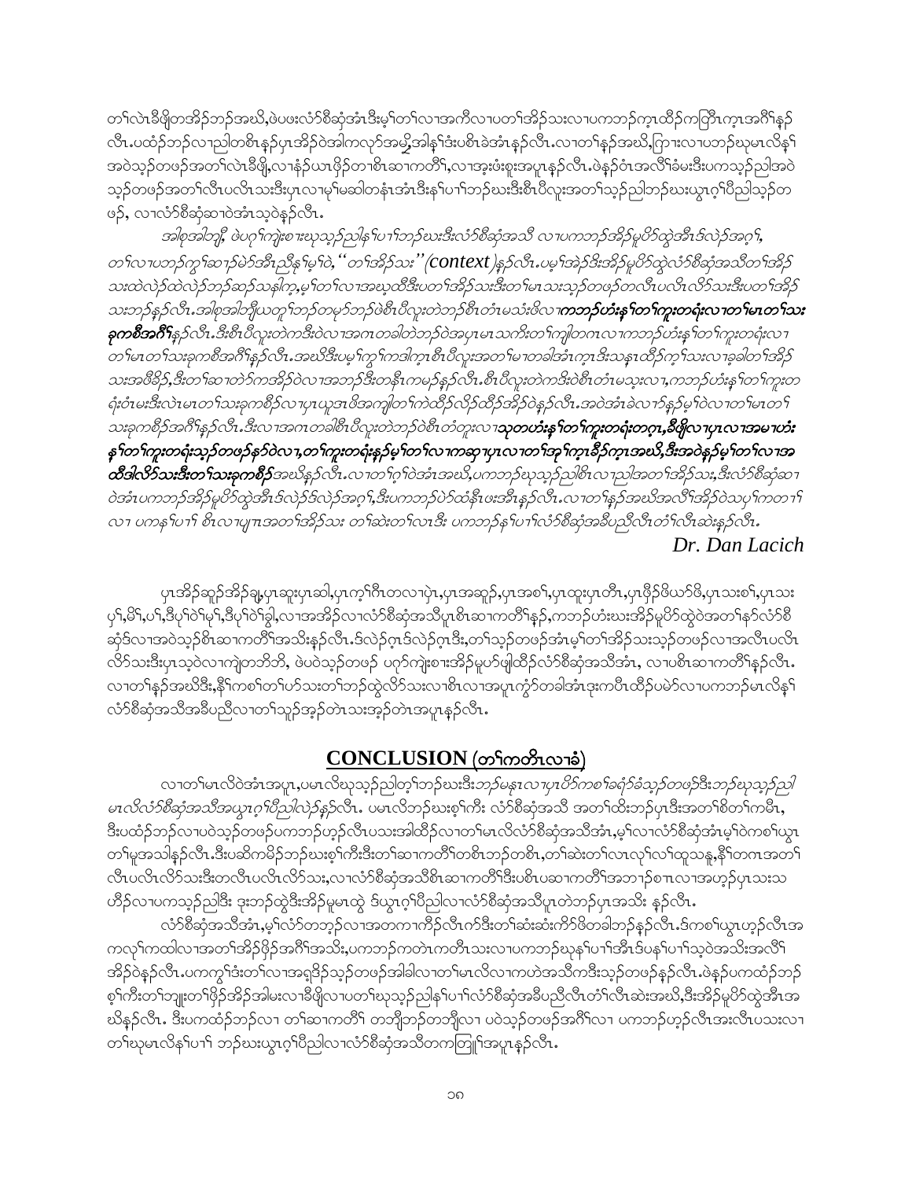တၢ်လဲၤခီဖျိတအိၣ်ဘၣ်အဃိ,ဖဲပဖးလံာ်စီဆုံအံၤဒီးမ့ၢ်တၢ်လၢအကီလၢပတၢ်အိၣ်သးလၢပကဘၣ်ကူၤထိၣ်ကဖြိၤကူၤအဂီၢ်နၣ်လီၤ.ပထံၣ်ဘၣ်လၢညါတစိၤနၣ်ပှၤအိၣ်ဝဲအါကလှာ်အမ့ၢ်အါန့ၢ်ဒံးပစိၤခဲအံၤနၣ်လီၤ.လၢတၢ်နၣ်အဃိ,ကြၢးလၢပဘၣ်ဃုမၤလိန့ၢ်အဝဲသ့ၣ်တဖၣ်အတၢ်လဲၤခီဖျိ,လၢနံၣ်ယၤဖိုၣ်တၢစိၤဆၢကတီၢ်,လၢအှးဖုံးစုးအပူၤနၣ်လီၤ.ဖဲနၣ်ဝံၤအလီၢ်ခံမးဒီးပကသ့ၣ်ညါအဝဲသ့ၣ်တဖၣ်အတၢ်လီၤပလိၤသးဒီးပှၤလၢမုၢ်မဆါတနံၤအံၤဒီးန့ၢ်ပၢၢ်ဘၣ်ဃးဒီးစီၤပီလူးအတၢ်သ့ၣ်ညါဘၣ်ဃးယွၤဂ့ၢ်ပီညါသ့ၣ်တဖၣ်, လၢလံာ်စီဆုံဆၢဝဲအံၤသ့ဝဲနၣ်လီၤ.

*အါစုအါဘျီ, ဖဲပဂ့ၢ်ကျဲးစၢးဃုသ့ၣ်ညါနၢ်ပၢၢ်ဘၣ်ဃးဒီးလံာ်စီဆုံအသိ လၢပကဘၣ်အိၣ်မူပိာ်ထွဲအီၤဒ်လဲၣ်အဂ့ၢ်, တၢ်လၢပဘၣ်ကွၢ်ဆၢဉ်မဲာ်အီၤညီနု့ၢ်မ့ၢ်ဝဲ, "တၢ်အိၣ်သး" (context)နၣ်လီၤ.ပမ့ၢ်အဲၣ်ဒိးအိၣ်မူပိာ်ထွဲလံာ်စီဆုံအသိတၢ်အိၣ်သးထဲလဲၣ်ထဲလဲၣ်ဘၣ်ဆၣ်သနါက့,မ့ၢ်တၢ်လၢအဃုထိဒီးပတၢ်အိၣ်သးဒီးတၢ်မၤသးသ့ၣ်တဖၣ်တလီၤပလိၤလိာ်သးဒီးပတၢ်အိၣ်သးဘၣ်နၣ်လီၤ.အါစုအါဘျီယတူၢ်ဘၣ်တမ့ၢ်ဘၣ်ဖဲစီၤပီလူးတဲဘၣ်စီၤတံၤမသံးဖိလၢ* ***ကဘၣ်ဟံးန့ၢ်တၢ်ကူးတရံးလၢတၢ်မၤတၢ်သးခုကစီအဂီၢ်***နၣ်လီၤ.*ဒီးစီၤပီလူးတဲကဒီးဝဲလၢအဂၤတခါတဲဘၣ်ဝဲအပှၤမၤသကိးတၢ်ကျါတဂၤလၢကဘၣ်ဟံးန့ၢ်တၢ်ကူးတရံးလၢတၢ်မၤတၢ်သးခုကစီအဂီၢ်နၣ်လီၤ.အဃိဒီးပမ့ၢ်ကွၢ်ကဒါက့ၤစီၤပီလူးအတၢ်မၤတခါအံၤကူၤဒိးသနၤထိၣ်က့ၤ်သးလၢခွခါတၢ်အိၣ်သးအဖီခိၣ်,ဒီးတၢ်ဆၢတဲာ်ကဒိးဝဲလၢအဘၣ်ဒီးတနီၤကမၣ်နၣ်လီၤ.စီၤပီလူးတဲကဒိးဝဲစီၤတံၤမသးလၢ,ကဘၣ်ဟံးန့ၢ်တၢ်ကူးတရံးမးဒီးလဲၤမၤတၢ်သးခုကစီၣ်လၢပှၤယူအဖိအကျါတၢ်ကဲထိၣ်လိၣ်ထိၣ်အိၣ်ဝဲနၣ်လီၤ.အဝဲအံၤခဲလၢာ်နၣ်မ့ၢ်ဝဲလၢတၢ်မၤတၢ်သးခုကစီၣ်အဂီၢ်နၣ်လီၤ.ဒီးလၢအဂၤတခါစီၤပီလူးတဲဘၣ်ဝဲစီၤတံၤတူးလၢ* ***သုတဟံးန့ၢ်တၢ်ကူးတရံးတဂ့ၤ,ခီဖျိလၢပှၤလၢအမၢဟံးန့ၢ်တၢ်ကူးတရံးသ့ၣ်တဖၣ်နဲာ်ဝဲလၢ,တၢ်ကူးတရံးနၣ်မ့ၢ်တၢ်လၢကဆၢပှၤလၢတၢ်အုၢ်က့ၤခီၣ်က့ၤအဃိ,ဒီးအဝဲနၣ်မ့ၢ်တၢ်လၢအထီဒါလိာ်သးဒီးတၢ်သးခုကစီၣ်***အဃိနၣ်လီၤ.*လၢတၢ်ဂ့ၢ်ဝဲအံၤအဃိ,ပကဘၣ်ဃုသ့ၣ်ညါစီၤလၢညါအတၢ်အိၣ်သး,ဒီးလံာ်စီဆုံဆၢဝဲအံၤပကဘၣ်အိၣ်မူပိာ်ထွဲအီၤဒ်လဲၣ်ဒ်လဲၣ်အဂ့ၢ်,ဒီးပကဘၣ်ပဲာ်ထံနီၤဖးအီၤနၣ်လီၤ.လၢတၢ်နၣ်အဃိအလီၢ်အိၣ်ဝဲသပှၢ်ကတၢၢ်လၢ ပကန့ၢ်ပၢၢ် စီၤလၢပျ့ၤအတၢ်အိၣ်သး တၢ်ဆဲးတၢ်လၤဒီး ပကဘၣ်နၢ်ပၢၢ်လံာ်စီဆုံအခီပညီလီၤတံၢ်လီၤဆဲးနၣ်လီၤ.*

**Dr. Dan Lacich**

ပှၤအိၣ်ဆူၣ်အိၣ်ချ့,ပှၤဆူးပှၤဆါ,ပှၤက့ၢ်ဂီၤတလၢပုံၤ,ပှၤအဆူၣ်,ပှၤအစၢ်,ပှၤထူးပှၤတီၤ,ပှၤဖိုၣ်ဖိယာ်ဖိ,ပှၤသးစၢ်,ပှၤသးပှ့ၢ်,မိၢ်,ပၢ်,ဒီပုၢ်ဝဲၢ်မုၢ်,ဒီပုၢ်ဝဲၢ်ခွါ,လၢအအိၣ်လၢလံာ်စီဆုံအသိပူၤစိၤဆၢကတီၢ်နၣ်,ကဘၣ်ဟံးဃးအိၣ်မူပိာ်ထွဲဝဲအတၢ်နှာ်လံာ်စီဆုံဒ်လၢအဝဲသ့ၣ်စိၤဆၢကတီၢ်အသိးနၣ်လီၤ.ဒ်လဲၣ်ဂ့ၤဒ်လဲၣ်ဂ့ၤဒီး,တၢ်သ့ၣ်တဖၣ်အံၤမ့ၢ်တၢ်အိၣ်သးသ့ၣ်တဖၣ်လၢအလီၤပလိၤလိာ်သးဒီးပှၤသ့ဝဲလၢကျဲတဘိဘိ, ဖဲပဝဲသ့ၣ်တဖၣ် ပက့ာ်ကျဲးစၢးအိၣ်မူပာ်ဖျါထိၣ်လံာ်စီဆုံအသိအံၤ, လၢပစိၤဆၢကတီၢ်နၣ်လီၤ. လၢတၢ်နၣ်အဃိဒီး,နီၢ်ကစၢ်တၢ်ပာ်သးတၢ်ဘၣ်ထွဲလိာ်သးလၢစိၤလၢအပူၤကွံာ်တခါအံၤဒုးကပီၤထိၣ်ပမဲာ်လၢပကဘၣ်မၤလိန့ၢ်လံာ်စီဆုံအသိအခီပညီလၢတၢ်သူၣ်အုၣ်တဲၤသးအုၣ်တဲၤအပူၤနၣ်လီၤ.

## CONCLUSION (တၢ်ကတီၤလၢခံ)

လၢတၢ်မၤလိဝဲအံၤအပူၤ,ပမၤလိဃုသ့ၣ်ညါတ့ၢ်ဘၣ်ဃးဒီး*ဘၣ်မနၤလၢပှၤပိာ်ကစၢ်ခရံာ်ခံသ့ၣ်တဖၣ်ဒီးဘၣ်ဃုသ့ၣ်ညါမၤလိလံာ်စီဆုံအသိအယွၤဂ့ၢ်ပိညါလဲၣ်*နၣ်လီၤ. ပမၤလိဘၣ်ဃးစ့ၢ်ကီး လံာ်စီဆုံအသိ အတၢ်ထိးဘၣ်ပှၤဒီးအတၢ်စိတၢ်ကမီၤ, ဒီးပထံၣ်ဘၣ်လၢပဝဲသ့ၣ်တဖၣ်ပကဘၣ်ဟ့ၣ်လီၤပသးအါထိၣ်လၢတၢ်မၤလိလံာ်စီဆုံအသိအံၤ,မ့ၢ်လၢလံာ်စီဆုံအံၤမ့ၢ်ဝဲကစၢ်ယွၤတၢ်မူအသါနၣ်လီၤ.ဒီးပဆိကမိၣ်ဘၣ်ဃးစ့ၢ်ကီးဒီးတၢ်ဆၢကတီၢ်တစိၤဘၣ်တစိၤ,တၢ်ဆဲးတၢ်လၤလုၢ်လၢ်ထူသနူ,နီၢ်တဂၤအတၢ်လီၤပလိၤလိာ်သးဒီးတလီၤပလိၤလိာ်သး,လၢလံာ်စီဆုံအသိစိၤဆၢကတီၢ်ဒီးပစိၤပဆၢကတီၢ်အဘၢၣ်စπၤလၢအဟ့ၣ်ပှၤသးသဟီၣ်လၢပကသ့ၣ်ညါဒီး ဒုးဘၣ်ထွဲဒီးအိၣ်မူမၤထွဲ ဒ်ယွၤဂ့ၢ်ပီညါလၢလံာ်စီဆုံအသိပူၤတဲဘၣ်ပှၤအသိး နၣ်လီၤ.

လံာ်စီဆုံအသိအံၤ,မ့ၢ်လံာ်တဘ့ၣ်လၢအတကၢကိၣ်လီၤဂၢ်ဒီးတၢ်ဆံးဆံးကိာ်ဖိတခါဘၣ်နၣ်လီၤ.ဒ်ကစၢ်ယွၤဟ့ၣ်လီၤအကလုၢ်ကထါလၢအတၢ်အိၣ်ဖှိၣ်အဂီၢ်အသိး,ပကဘၣ်ကတဲၤကတီၤသးလၢပကဘၣ်ဃုန့ၢ်ပၢၢ်အီၤဒ်ပန့ၢ်ပၢၢ်သ့ဝဲအသိးအလီၢ်အိၣ်ဝဲနၣ်လီၤ.ပကကွၢ်ဒံးတၢ်လၢအရှဒိၣ်သ့ၣ်တဖၣ်အါခါလၢတၢ်မၤလိလၢကဟဲအသိကဒီးသ့ၣ်တဖၣ်နၣ်လီၤ.ဖဲနၣ်ပကထံၣ်ဘၣ်စ့ၢ်ကီးတၢ်ဘျုးတၢ်ဖှိၣ်အိၣ်အါမးလၢခီဖျိလၢပတၢ်ဃုသ့ၣ်ညါန့ၢ်ပၢၢ်လံာ်စီဆုံအခီပညီလီၤတံၢ်လီၤဆဲးအဃိ,ဒီးအိၣ်မူပိာ်ထွဲအီၤအဃိနၣ်လီၤ. ဒီးပကထံၣ်ဘၣ်လၢ တၢ်ဆၢကတီၢ် တဘျီဘၣ်တဘျီလၢ ပဝဲသ့ၣ်တဖၣ်အဂီၢ်လၢ ပကဘၣ်ဟ့ၣ်လီၤအးလီၤပသးလၢတၢ်ဃုမၤလိန့ၢ်ပၢၢ် ဘၣ်ဃးယွၤဂ့ၢ်ပီညါလၢလံာ်စီဆုံအသိတကတြၢၢ်အပူၤနၣ်လီၤ.